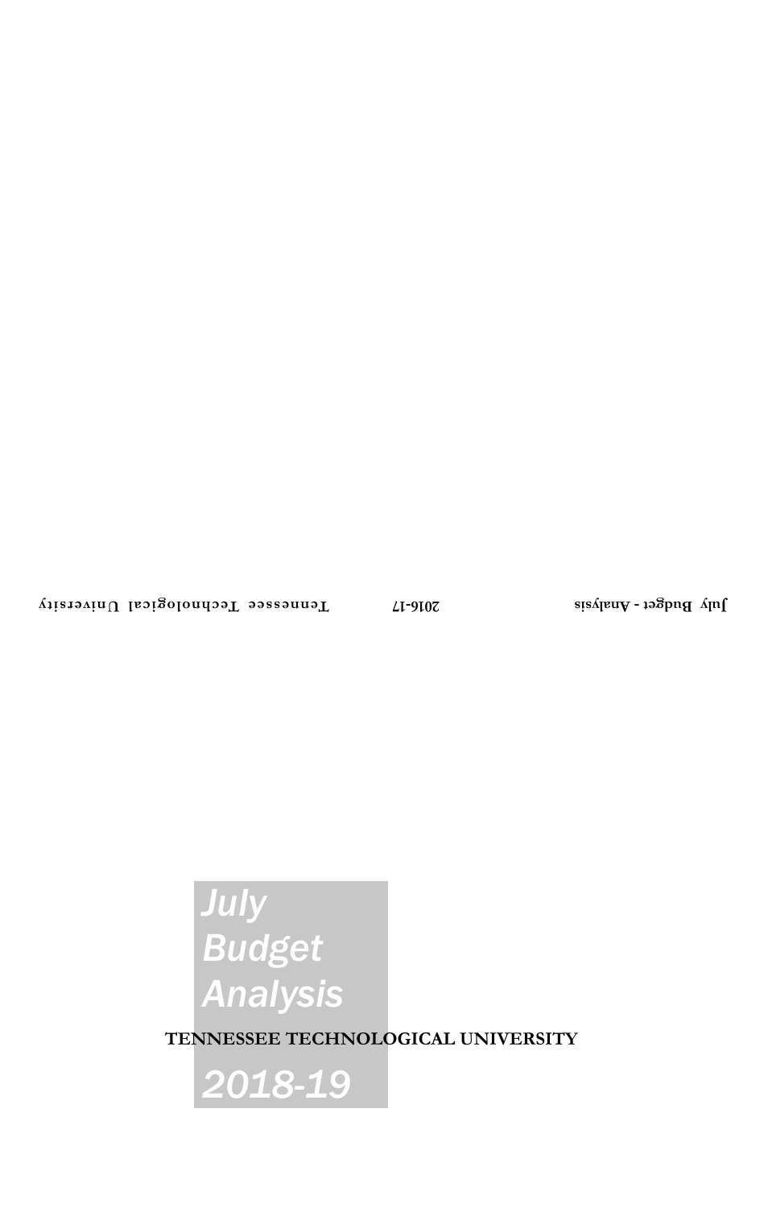# July Budget Analysis

**TENNESSEE TECHNOLOGICAL UNIVERSITY**

# 2018-19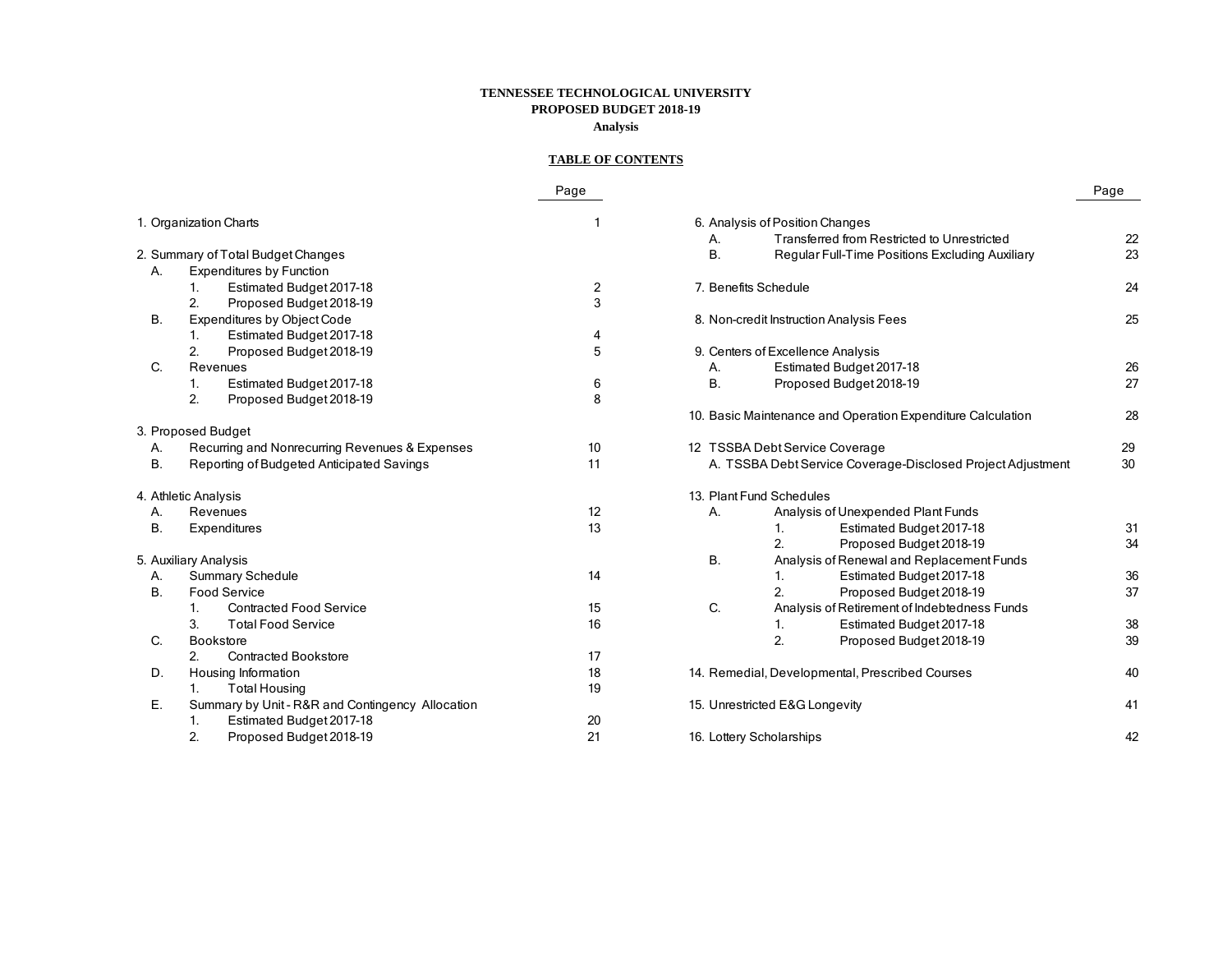**TENNESSEE TECHNOLOGICAL UNIVERSITY**
**PROPOSED BUDGET 2018-19**
**Analysis**

**TABLE OF CONTENTS**

| | Page |
|---|---|
| 1. Organization Charts | 1 |
| 2. Summary of Total Budget Changes | |
| A. Expenditures by Function | |
| 1. Estimated Budget 2017-18 | 2 |
| 2. Proposed Budget 2018-19 | 3 |
| B. Expenditures by Object Code | |
| 1. Estimated Budget 2017-18 | 4 |
| 2. Proposed Budget 2018-19 | 5 |
| C. Revenues | |
| 1. Estimated Budget 2017-18 | 6 |
| 2. Proposed Budget 2018-19 | 8 |
| 3. Proposed Budget | |
| A. Recurring and Nonrecurring Revenues & Expenses | 10 |
| B. Reporting of Budgeted Anticipated Savings | 11 |
| 4. Athletic Analysis | |
| A. Revenues | 12 |
| B. Expenditures | 13 |
| 5. Auxiliary Analysis | |
| A. Summary Schedule | 14 |
| B. Food Service | |
| 1. Contracted Food Service | 15 |
| 3. Total Food Service | 16 |
| C. Bookstore | |
| 2. Contracted Bookstore | 17 |
| D. Housing Information | 18 |
| 1. Total Housing | 19 |
| E. Summary by Unit - R&R and Contingency Allocation | |
| 1. Estimated Budget 2017-18 | 20 |
| 2. Proposed Budget 2018-19 | 21 |
| 6. Analysis of Position Changes | |
| A. Transferred from Restricted to Unrestricted | 22 |
| B. Regular Full-Time Positions Excluding Auxiliary | 23 |
| 7. Benefits Schedule | 24 |
| 8. Non-credit Instruction Analysis Fees | 25 |
| 9. Centers of Excellence Analysis | |
| A. Estimated Budget 2017-18 | 26 |
| B. Proposed Budget 2018-19 | 27 |
| 10. Basic Maintenance and Operation Expenditure Calculation | 28 |
| 12 TSSBA Debt Service Coverage | 29 |
| A. TSSBA Debt Service Coverage-Disclosed Project Adjustment | 30 |
| 13. Plant Fund Schedules | |
| A. Analysis of Unexpended Plant Funds | |
| 1. Estimated Budget 2017-18 | 31 |
| 2. Proposed Budget 2018-19 | 34 |
| B. Analysis of Renewal and Replacement Funds | |
| 1. Estimated Budget 2017-18 | 36 |
| 2. Proposed Budget 2018-19 | 37 |
| C. Analysis of Retirement of Indebtedness Funds | |
| 1. Estimated Budget 2017-18 | 38 |
| 2. Proposed Budget 2018-19 | 39 |
| 14. Remedial, Developmental, Prescribed Courses | 40 |
| 15. Unrestricted E&G Longevity | 41 |
| 16. Lottery Scholarships | 42 |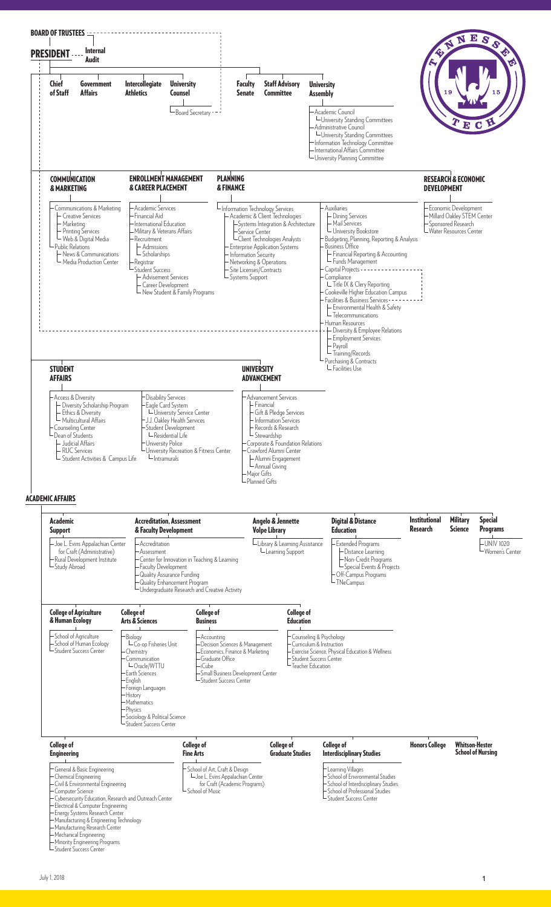## BOARD OF TRUSTEES

## PRESIDENT

- Internal Audit
- Chief of Staff
- Government Affairs
- Intercollegiate Athletics
- University Counsel
  - Board Secretary
- Faculty Senate
- Staff Advisory Committee
- University Assembly
  - Academic Council
    - University Standing Committees
  - Administrative Council
    - University Standing Committees
  - Information Technology Committee
  - International Affairs Committee
  - University Planning Committee

### COMMUNICATION & MARKETING

- Communications & Marketing
  - Creative Services
  - Marketing
  - Printing Services
  - Web & Digital Media
- Public Relations
  - News & Communications
  - Media Production Center

### ENROLLMENT MANAGEMENT & CAREER PLACEMENT

- Academic Services
- Financial Aid
- International Education
- Military & Veterans Affairs
- Recruitment
  - Admissions
  - Scholarships
- Registrar
- Student Success
  - Advisement Services
  - Career Development
  - New Student & Family Programs

### PLANNING & FINANCE

- Information Technology Services
  - Academic & Client Technologies
    - Systems Integration & Architecture
    - Service Center
    - Client Technologies Analysts
  - Enterprise Application Systems
  - Information Security
  - Networking & Operations
  - Site Licenses/Contracts
  - Systems Support
- Auxiliaries
  - Dining Services
  - Mail Services
  - University Bookstore
- Budgeting, Planning, Reporting & Analysis
- Business Office
  - Financial Reporting & Accounting
  - Funds Management
- Capital Projects
- Compliance
  - Title IX & Clery Reporting
- Cookeville Higher Education Campus
- Facilities & Business Services
  - Environmental Health & Safety
  - Telecommunications
- Human Resources
  - Diversity & Employee Relations
  - Employment Services
  - Payroll
  - Training/Records
- Purchasing & Contracts
  - Facilities Use

### RESEARCH & ECONOMIC DEVELOPMENT

- Economic Development
- Millard Oakley STEM Center
- Sponsored Research
- Water Resources Center

### STUDENT AFFAIRS

- Access & Diversity
  - Diversity Scholarship Program
  - Ethics & Diversity
  - Multicultural Affairs
- Counseling Center
- Dean of Students
  - Judicial Affairs
  - RUC Services
  - Student Activities & Campus Life
- Disability Services
- Eagle Card System
  - University Service Center
- J.J. Oakley Health Services
- Student Development
  - Residential Life
- University Police
- University Recreation & Fitness Center
  - Intramurals

### UNIVERSITY ADVANCEMENT

- Advancement Services
  - Financial
  - Gift & Pledge Services
  - Information Services
  - Records & Research
  - Stewardship
- Corporate & Foundation Relations
- Crawford Alumni Center
  - Alumni Engagement
  - Annual Giving
- Major Gifts
- Planned Gifts

### ACADEMIC AFFAIRS

**Academic Support**
- Joe L. Evins Appalachian Center for Craft (Administrative)
- Rural Development Institute
- Study Abroad

**Accreditation, Assessment & Faculty Development**
- Accreditation
- Assessment
- Center for Innovation in Teaching & Learning
- Faculty Development
- Quality Assurance Funding
- Quality Enhancement Program
- Undergraduate Research and Creative Activity

**Angelo & Jennette Volpe Library**
- Library & Learning Assistance
  - Learning Support

**Digital & Distance Education**
- Extended Programs
  - Distance Learning
  - Non-Credit Programs
  - Special Events & Projects
- Off-Campus Programs
- TNeCampus

**Institutional Research**

**Military Science**

**Special Programs**
- UNIV 1020
- Women's Center

**College of Agriculture & Human Ecology**
- School of Agriculture
- School of Human Ecology
- Student Success Center

**College of Arts & Sciences**
- Biology
  - Co-op Fisheries Unit
- Chemistry
- Communication
  - Oracle/WTTU
- Earth Sciences
- English
- Foreign Languages
- History
- Mathematics
- Physics
- Sociology & Political Science
- Student Success Center

**College of Business**
- Accounting
- Decision Sciences & Management
- Economics, Finance & Marketing
- Graduate Office
- iCube
- Small Business Development Center
- Student Success Center

**College of Education**
- Counseling & Psychology
- Curriculum & Instruction
- Exercise Science, Physical Education & Wellness
- Student Success Center
- Teacher Education

**College of Engineering**
- General & Basic Engineering
- Chemical Engineering
- Civil & Environmental Engineering
- Computer Science
- Cybersecurity Education, Research and Outreach Center
- Electrical & Computer Engineering
- Energy Systems Research Center
- Manufacturing & Engineering Technology
- Manufacturing Research Center
- Mechanical Engineering
- Minority Engineering Programs
- Student Success Center

**College of Fine Arts**
- School of Art, Craft & Design
  - Joe L. Evins Appalachian Center for Craft (Academic Programs)
- School of Music

**College of Graduate Studies**

**College of Interdisciplinary Studies**
- Learning Villages
- School of Environmental Studies
- School of Interdisciplinary Studies
- School of Professional Studies
- Student Success Center

**Honors College**

**Whitson-Hester School of Nursing**

July 1, 2018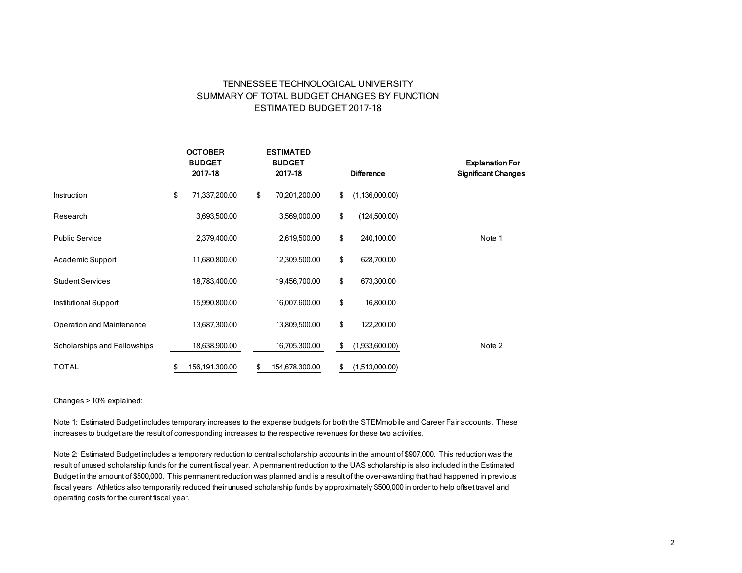# TENNESSEE TECHNOLOGICAL UNIVERSITY
## SUMMARY OF TOTAL BUDGET CHANGES BY FUNCTION
## ESTIMATED BUDGET 2017-18

| | OCTOBER BUDGET 2017-18 | ESTIMATED BUDGET 2017-18 | Difference | Explanation For Significant Changes |
|---|---|---|---|---|
| Instruction | $ 71,337,200.00 | $ 70,201,200.00 | $ (1,136,000.00) | |
| Research | 3,693,500.00 | 3,569,000.00 | $ (124,500.00) | |
| Public Service | 2,379,400.00 | 2,619,500.00 | $ 240,100.00 | Note 1 |
| Academic Support | 11,680,800.00 | 12,309,500.00 | $ 628,700.00 | |
| Student Services | 18,783,400.00 | 19,456,700.00 | $ 673,300.00 | |
| Institutional Support | 15,990,800.00 | 16,007,600.00 | $ 16,800.00 | |
| Operation and Maintenance | 13,687,300.00 | 13,809,500.00 | $ 122,200.00 | |
| Scholarships and Fellowships | 18,638,900.00 | 16,705,300.00 | $ (1,933,600.00) | Note 2 |
| TOTAL | $ 156,191,300.00 | $ 154,678,300.00 | $ (1,513,000.00) | |

Changes > 10% explained:

Note 1: Estimated Budget includes temporary increases to the expense budgets for both the STEMmobile and Career Fair accounts. These increases to budget are the result of corresponding increases to the respective revenues for these two activities.

Note 2: Estimated Budget includes a temporary reduction to central scholarship accounts in the amount of $907,000. This reduction was the result of unused scholarship funds for the current fiscal year. A permanent reduction to the UAS scholarship is also included in the Estimated Budget in the amount of $500,000. This permanent reduction was planned and is a result of the over-awarding that had happened in previous fiscal years. Athletics also temporarily reduced their unused scholarship funds by approximately $500,000 in order to help offset travel and operating costs for the current fiscal year.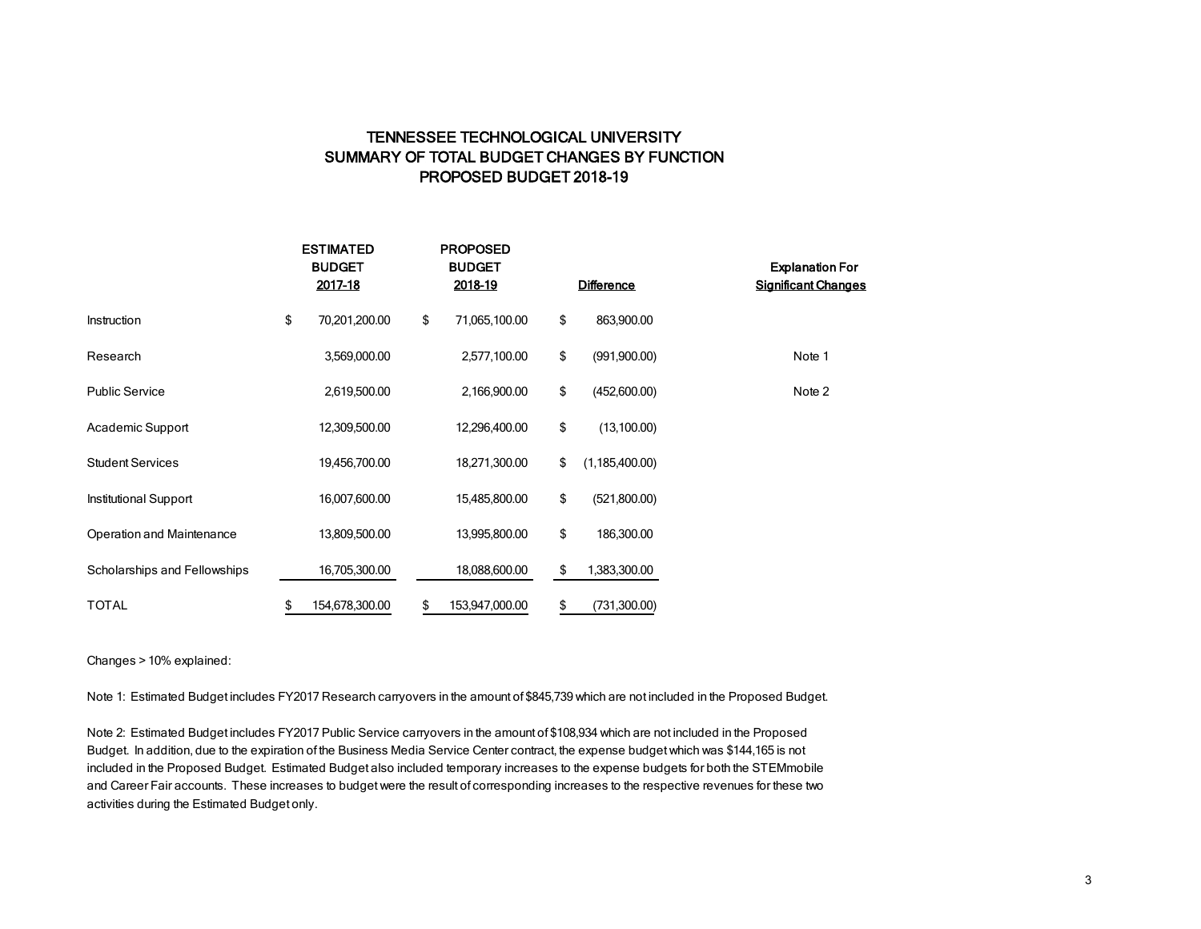# TENNESSEE TECHNOLOGICAL UNIVERSITY
## SUMMARY OF TOTAL BUDGET CHANGES BY FUNCTION
## PROPOSED BUDGET 2018-19

| | ESTIMATED BUDGET 2017-18 | PROPOSED BUDGET 2018-19 | Difference | Explanation For Significant Changes |
|---|---|---|---|---|
| Instruction | $ 70,201,200.00 | $ 71,065,100.00 | $ 863,900.00 | |
| Research | 3,569,000.00 | 2,577,100.00 | $ (991,900.00) | Note 1 |
| Public Service | 2,619,500.00 | 2,166,900.00 | $ (452,600.00) | Note 2 |
| Academic Support | 12,309,500.00 | 12,296,400.00 | $ (13,100.00) | |
| Student Services | 19,456,700.00 | 18,271,300.00 | $ (1,185,400.00) | |
| Institutional Support | 16,007,600.00 | 15,485,800.00 | $ (521,800.00) | |
| Operation and Maintenance | 13,809,500.00 | 13,995,800.00 | $ 186,300.00 | |
| Scholarships and Fellowships | 16,705,300.00 | 18,088,600.00 | $ 1,383,300.00 | |
| TOTAL | $ 154,678,300.00 | $ 153,947,000.00 | $ (731,300.00) | |

Changes > 10% explained:

Note 1: Estimated Budget includes FY2017 Research carryovers in the amount of $845,739 which are not included in the Proposed Budget.

Note 2: Estimated Budget includes FY2017 Public Service carryovers in the amount of $108,934 which are not included in the Proposed Budget. In addition, due to the expiration of the Business Media Service Center contract, the expense budget which was $144,165 is not included in the Proposed Budget. Estimated Budget also included temporary increases to the expense budgets for both the STEMmobile and Career Fair accounts. These increases to budget were the result of corresponding increases to the respective revenues for these two activities during the Estimated Budget only.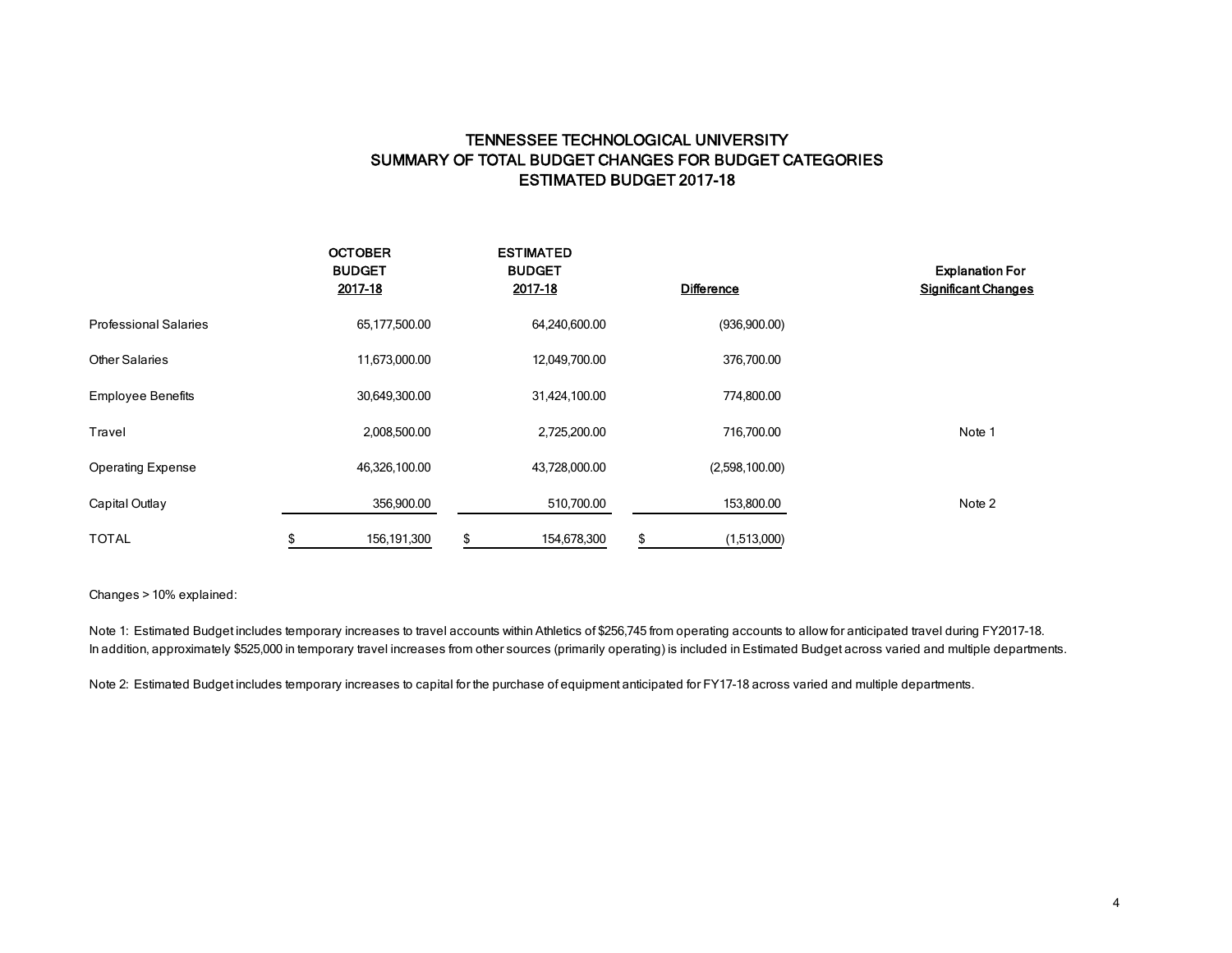# TENNESSEE TECHNOLOGICAL UNIVERSITY
## SUMMARY OF TOTAL BUDGET CHANGES FOR BUDGET CATEGORIES
## ESTIMATED BUDGET 2017-18

| | OCTOBER BUDGET 2017-18 | ESTIMATED BUDGET 2017-18 | Difference | Explanation For Significant Changes |
|---|---|---|---|---|
| Professional Salaries | 65,177,500.00 | 64,240,600.00 | (936,900.00) | |
| Other Salaries | 11,673,000.00 | 12,049,700.00 | 376,700.00 | |
| Employee Benefits | 30,649,300.00 | 31,424,100.00 | 774,800.00 | |
| Travel | 2,008,500.00 | 2,725,200.00 | 716,700.00 | Note 1 |
| Operating Expense | 46,326,100.00 | 43,728,000.00 | (2,598,100.00) | |
| Capital Outlay | 356,900.00 | 510,700.00 | 153,800.00 | Note 2 |
| TOTAL | $ 156,191,300 | $ 154,678,300 | $ (1,513,000) | |

Changes > 10% explained:

Note 1: Estimated Budget includes temporary increases to travel accounts within Athletics of $256,745 from operating accounts to allow for anticipated travel during FY2017-18. In addition, approximately $525,000 in temporary travel increases from other sources (primarily operating) is included in Estimated Budget across varied and multiple departments.

Note 2: Estimated Budget includes temporary increases to capital for the purchase of equipment anticipated for FY17-18 across varied and multiple departments.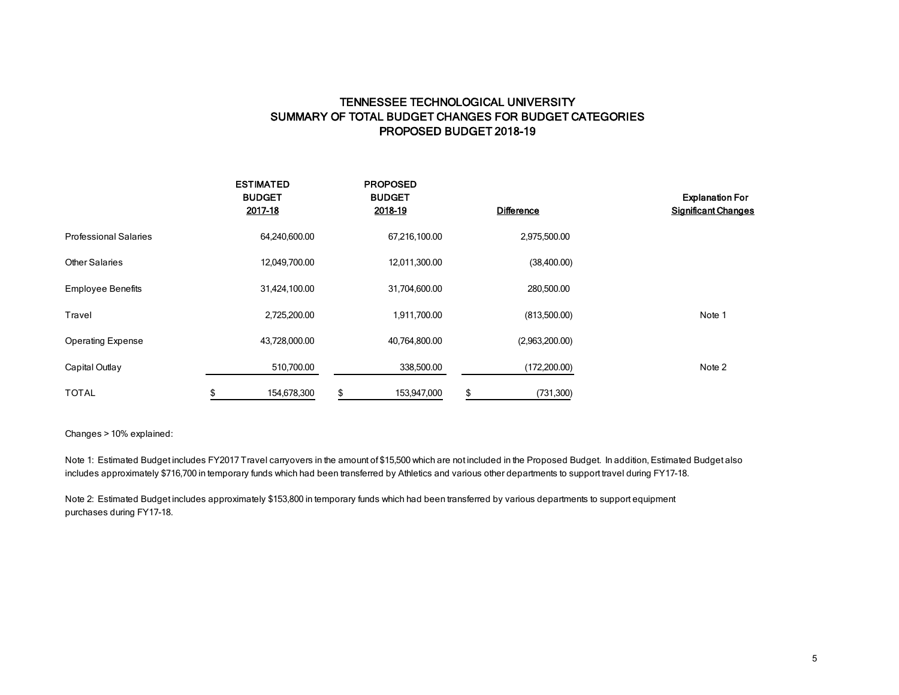# TENNESSEE TECHNOLOGICAL UNIVERSITY
## SUMMARY OF TOTAL BUDGET CHANGES FOR BUDGET CATEGORIES
## PROPOSED BUDGET 2018-19

| | ESTIMATED BUDGET 2017-18 | PROPOSED BUDGET 2018-19 | Difference | Explanation For Significant Changes |
|---|---|---|---|---|
| Professional Salaries | 64,240,600.00 | 67,216,100.00 | 2,975,500.00 | |
| Other Salaries | 12,049,700.00 | 12,011,300.00 | (38,400.00) | |
| Employee Benefits | 31,424,100.00 | 31,704,600.00 | 280,500.00 | |
| Travel | 2,725,200.00 | 1,911,700.00 | (813,500.00) | Note 1 |
| Operating Expense | 43,728,000.00 | 40,764,800.00 | (2,963,200.00) | |
| Capital Outlay | 510,700.00 | 338,500.00 | (172,200.00) | Note 2 |
| TOTAL | $ 154,678,300 | $ 153,947,000 | $ (731,300) | |

Changes > 10% explained:

Note 1: Estimated Budget includes FY2017 Travel carryovers in the amount of $15,500 which are not included in the Proposed Budget. In addition, Estimated Budget also includes approximately $716,700 in temporary funds which had been transferred by Athletics and various other departments to support travel during FY17-18.

Note 2: Estimated Budget includes approximately $153,800 in temporary funds which had been transferred by various departments to support equipment purchases during FY17-18.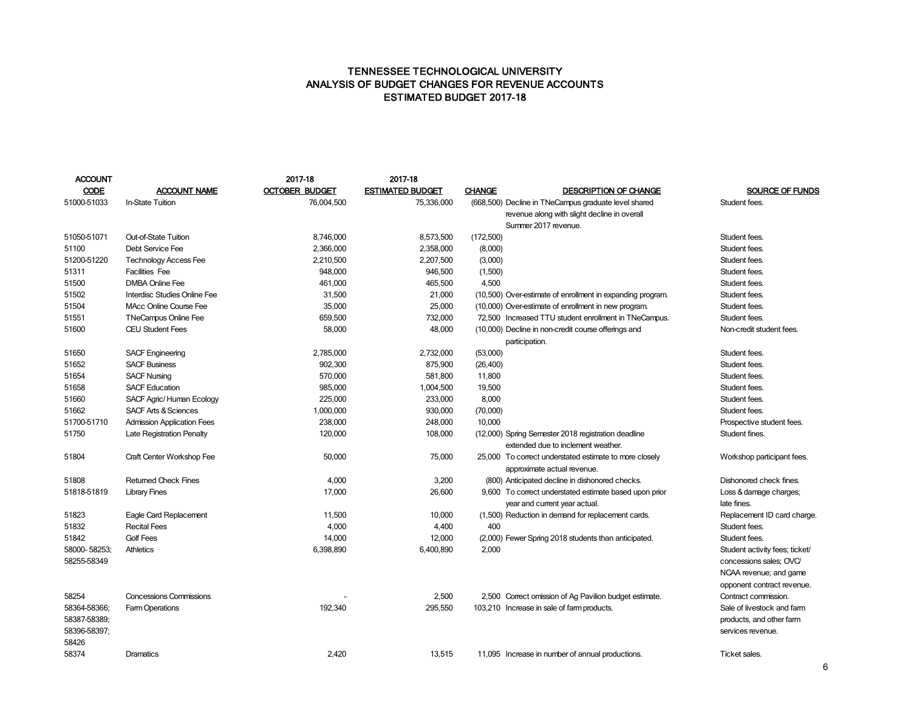# TENNESSEE TECHNOLOGICAL UNIVERSITY
## ANALYSIS OF BUDGET CHANGES FOR REVENUE ACCOUNTS
## ESTIMATED BUDGET 2017-18

| ACCOUNT CODE | ACCOUNT NAME | 2017-18 OCTOBER BUDGET | 2017-18 ESTIMATED BUDGET | CHANGE | DESCRIPTION OF CHANGE | SOURCE OF FUNDS |
|---|---|---|---|---|---|---|
| 51000-51033 | In-State Tuition | 76,004,500 | 75,336,000 | (668,500) | Decline in TNeCampus graduate level shared revenue along with slight decline in overall Summer 2017 revenue. | Student fees. |
| 51050-51071 | Out-of-State Tuition | 8,746,000 | 8,573,500 | (172,500) | | Student fees. |
| 51100 | Debt Service Fee | 2,366,000 | 2,358,000 | (8,000) | | Student fees. |
| 51200-51220 | Technology Access Fee | 2,210,500 | 2,207,500 | (3,000) | | Student fees. |
| 51311 | Facilities Fee | 948,000 | 946,500 | (1,500) | | Student fees. |
| 51500 | DMBA Online Fee | 461,000 | 465,500 | 4,500 | | Student fees. |
| 51502 | Interdisc Studies Online Fee | 31,500 | 21,000 | (10,500) | Over-estimate of enrollment in expanding program. | Student fees. |
| 51504 | MAcc Online Course Fee | 35,000 | 25,000 | (10,000) | Over-estimate of enrollment in new program. | Student fees. |
| 51551 | TNeCampus Online Fee | 659,500 | 732,000 | 72,500 | Increased TTU student enrollment in TNeCampus. | Student fees. |
| 51600 | CEU Student Fees | 58,000 | 48,000 | (10,000) | Decline in non-credit course offerings and participation. | Non-credit student fees. |
| 51650 | SACF Engineering | 2,785,000 | 2,732,000 | (53,000) | | Student fees. |
| 51652 | SACF Business | 902,300 | 875,900 | (26,400) | | Student fees. |
| 51654 | SACF Nursing | 570,000 | 581,800 | 11,800 | | Student fees. |
| 51658 | SACF Education | 985,000 | 1,004,500 | 19,500 | | Student fees. |
| 51660 | SACF Agric/ Human Ecology | 225,000 | 233,000 | 8,000 | | Student fees. |
| 51662 | SACF Arts & Sciences | 1,000,000 | 930,000 | (70,000) | | Student fees. |
| 51700-51710 | Admission Application Fees | 238,000 | 248,000 | 10,000 | | Prospective student fees. |
| 51750 | Late Registration Penalty | 120,000 | 108,000 | (12,000) | Spring Semester 2018 registration deadline extended due to inclement weather. | Student fines. |
| 51804 | Craft Center Workshop Fee | 50,000 | 75,000 | 25,000 | To correct understated estimate to more closely approximate actual revenue. | Workshop participant fees. |
| 51808 | Returned Check Fines | 4,000 | 3,200 | (800) | Anticipated decline in dishonored checks. | Dishonored check fines. |
| 51818-51819 | Library Fines | 17,000 | 26,600 | 9,600 | To correct understated estimate based upon prior year and current year actual. | Loss & damage charges; late fines. |
| 51823 | Eagle Card Replacement | 11,500 | 10,000 | (1,500) | Reduction in demand for replacement cards. | Replacement ID card charge. |
| 51832 | Recital Fees | 4,000 | 4,400 | 400 | | Student fees. |
| 51842 | Golf Fees | 14,000 | 12,000 | (2,000) | Fewer Spring 2018 students than anticipated. | Student fees. |
| 58000- 58253; 58255-58349 | Athletics | 6,398,890 | 6,400,890 | 2,000 | | Student activity fees; ticket/ concessions sales; OVC/ NCAA revenue; and game opponent contract revenue. |
| 58254 | Concessions Commissions | - | 2,500 | 2,500 | Correct omission of Ag Pavilion budget estimate. | Contract commission. |
| 58364-58366; 58387-58389; 58396-58397; 58426 | Farm Operations | 192,340 | 295,550 | 103,210 | Increase in sale of farm products. | Sale of livestock and farm products, and other farm services revenue. |
| 58374 | Dramatics | 2,420 | 13,515 | 11,095 | Increase in number of annual productions. | Ticket sales. |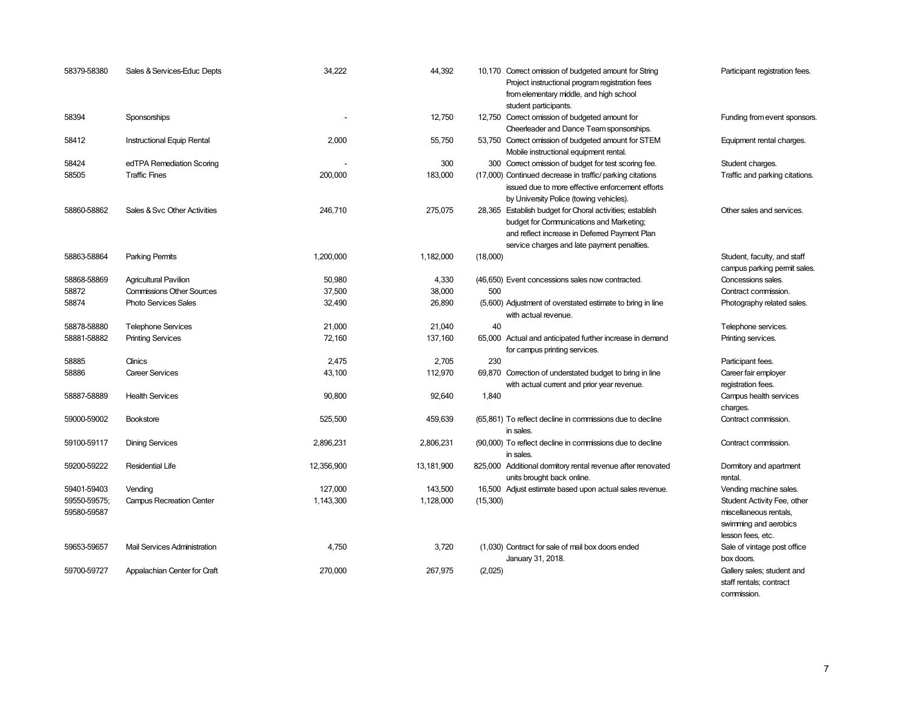| | | | | | | |
|---|---|---|---|---|---|---|
| 58379-58380 | Sales & Services-Educ Depts | 34,222 | 44,392 | 10,170 | Correct omission of budgeted amount for String Project instructional program registration fees from elementary middle, and high school student participants. | Participant registration fees. |
| 58394 | Sponsorships | - | 12,750 | 12,750 | Correct omission of budgeted amount for Cheerleader and Dance Team sponsorships. | Funding from event sponsors. |
| 58412 | Instructional Equip Rental | 2,000 | 55,750 | 53,750 | Correct omission of budgeted amount for STEM Mobile instructional equipment rental. | Equipment rental charges. |
| 58424 | edTPA Remediation Scoring | - | 300 | 300 | Correct omission of budget for test scoring fee. | Student charges. |
| 58505 | Traffic Fines | 200,000 | 183,000 | (17,000) | Continued decrease in traffic/ parking citations issued due to more effective enforcement efforts by University Police (towing vehicles). | Traffic and parking citations. |
| 58860-58862 | Sales & Svc Other Activities | 246,710 | 275,075 | 28,365 | Establish budget for Choral activities; establish budget for Communications and Marketing; and reflect increase in Deferred Payment Plan service charges and late payment penalties. | Other sales and services. |
| 58863-58864 | Parking Permits | 1,200,000 | 1,182,000 | (18,000) | | Student, faculty, and staff campus parking permit sales. |
| 58868-58869 | Agricultural Pavilion | 50,980 | 4,330 | (46,650) | Event concessions sales now contracted. | Concessions sales. |
| 58872 | Commissions Other Sources | 37,500 | 38,000 | 500 | | Contract commission. |
| 58874 | Photo Services Sales | 32,490 | 26,890 | (5,600) | Adjustment of overstated estimate to bring in line with actual revenue. | Photography related sales. |
| 58878-58880 | Telephone Services | 21,000 | 21,040 | 40 | | Telephone services. |
| 58881-58882 | Printing Services | 72,160 | 137,160 | 65,000 | Actual and anticipated further increase in demand for campus printing services. | Printing services. |
| 58885 | Clinics | 2,475 | 2,705 | 230 | | Participant fees. |
| 58886 | Career Services | 43,100 | 112,970 | 69,870 | Correction of understated budget to bring in line with actual current and prior year revenue. | Career fair employer registration fees. |
| 58887-58889 | Health Services | 90,800 | 92,640 | 1,840 | | Campus health services charges. |
| 59000-59002 | Bookstore | 525,500 | 459,639 | (65,861) | To reflect decline in commissions due to decline in sales. | Contract commission. |
| 59100-59117 | Dining Services | 2,896,231 | 2,806,231 | (90,000) | To reflect decline in commissions due to decline in sales. | Contract commission. |
| 59200-59222 | Residential Life | 12,356,900 | 13,181,900 | 825,000 | Additional dormitory rental revenue after renovated units brought back online. | Dormitory and apartment rental. |
| 59401-59403 | Vending | 127,000 | 143,500 | 16,500 | Adjust estimate based upon actual sales revenue. | Vending machine sales. |
| 59550-59575; 59580-59587 | Campus Recreation Center | 1,143,300 | 1,128,000 | (15,300) | | Student Activity Fee, other miscellaneous rentals, swimming and aerobics lesson fees, etc. |
| 59653-59657 | Mail Services Administration | 4,750 | 3,720 | (1,030) | Contract for sale of mail box doors ended January 31, 2018. | Sale of vintage post office box doors. |
| 59700-59727 | Appalachian Center for Craft | 270,000 | 267,975 | (2,025) | | Gallery sales; student and staff rentals; contract commission. |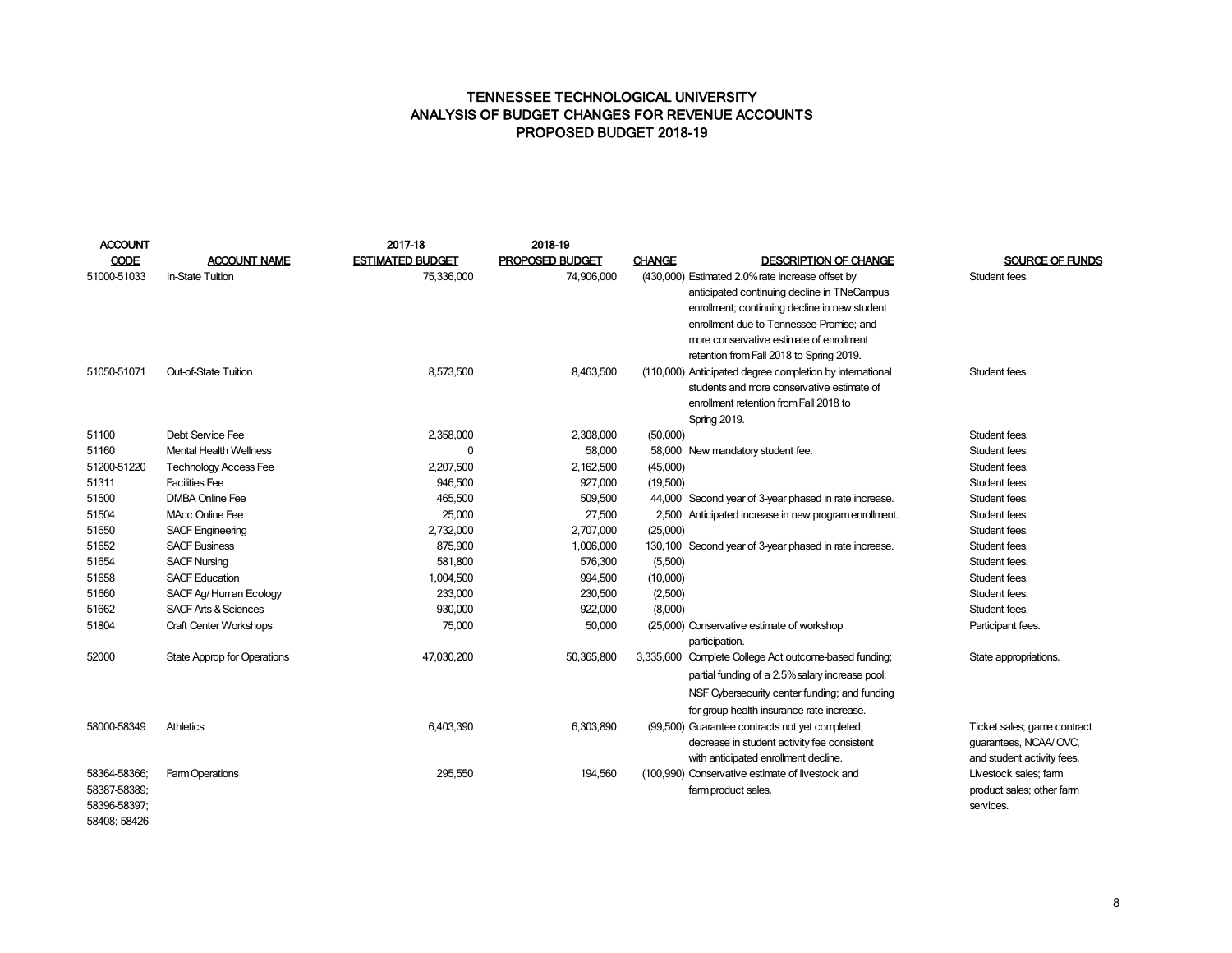# TENNESSEE TECHNOLOGICAL UNIVERSITY
## ANALYSIS OF BUDGET CHANGES FOR REVENUE ACCOUNTS
## PROPOSED BUDGET 2018-19

| ACCOUNT CODE | ACCOUNT NAME | 2017-18 ESTIMATED BUDGET | 2018-19 PROPOSED BUDGET | CHANGE | DESCRIPTION OF CHANGE | SOURCE OF FUNDS |
|---|---|---|---|---|---|---|
| 51000-51033 | In-State Tuition | 75,336,000 | 74,906,000 | (430,000) | Estimated 2.0% rate increase offset by anticipated continuing decline in TNeCampus enrollment; continuing decline in new student enrollment due to Tennessee Promise; and more conservative estimate of enrollment retention from Fall 2018 to Spring 2019. | Student fees. |
| 51050-51071 | Out-of-State Tuition | 8,573,500 | 8,463,500 | (110,000) | Anticipated degree completion by international students and more conservative estimate of enrollment retention from Fall 2018 to Spring 2019. | Student fees. |
| 51100 | Debt Service Fee | 2,358,000 | 2,308,000 | (50,000) | | Student fees. |
| 51160 | Mental Health Wellness | 0 | 58,000 | 58,000 | New mandatory student fee. | Student fees. |
| 51200-51220 | Technology Access Fee | 2,207,500 | 2,162,500 | (45,000) | | Student fees. |
| 51311 | Facilities Fee | 946,500 | 927,000 | (19,500) | | Student fees. |
| 51500 | DMBA Online Fee | 465,500 | 509,500 | 44,000 | Second year of 3-year phased in rate increase. | Student fees. |
| 51504 | MAcc Online Fee | 25,000 | 27,500 | 2,500 | Anticipated increase in new program enrollment. | Student fees. |
| 51650 | SACF Engineering | 2,732,000 | 2,707,000 | (25,000) | | Student fees. |
| 51652 | SACF Business | 875,900 | 1,006,000 | 130,100 | Second year of 3-year phased in rate increase. | Student fees. |
| 51654 | SACF Nursing | 581,800 | 576,300 | (5,500) | | Student fees. |
| 51658 | SACF Education | 1,004,500 | 994,500 | (10,000) | | Student fees. |
| 51660 | SACF Ag/ Human Ecology | 233,000 | 230,500 | (2,500) | | Student fees. |
| 51662 | SACF Arts & Sciences | 930,000 | 922,000 | (8,000) | | Student fees. |
| 51804 | Craft Center Workshops | 75,000 | 50,000 | (25,000) | Conservative estimate of workshop participation. | Participant fees. |
| 52000 | State Approp for Operations | 47,030,200 | 50,365,800 | 3,335,600 | Complete College Act outcome-based funding; partial funding of a 2.5% salary increase pool; NSF Cybersecurity center funding; and funding for group health insurance rate increase. | State appropriations. |
| 58000-58349 | Athletics | 6,403,390 | 6,303,890 | (99,500) | Guarantee contracts not yet completed; decrease in student activity fee consistent with anticipated enrollment decline. | Ticket sales; game contract guarantees, NCAA/ OVC, and student activity fees. |
| 58364-58366; 58387-58389; 58396-58397; 58408; 58426 | Farm Operations | 295,550 | 194,560 | (100,990) | Conservative estimate of livestock and farm product sales. | Livestock sales; farm product sales; other farm services. |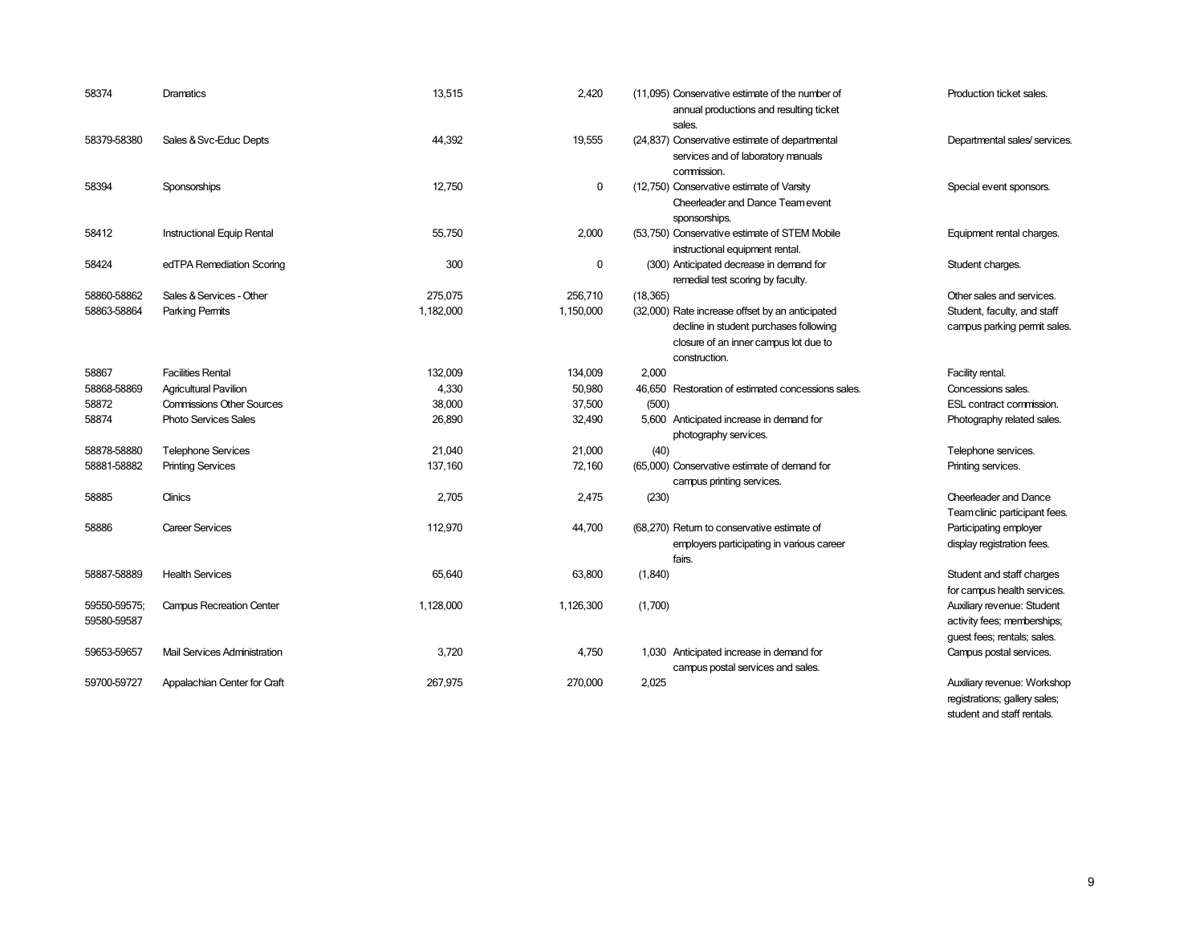| | | | | | | |
|---|---|---|---|---|---|---|
| 58374 | Dramatics | 13,515 | 2,420 | (11,095) | Conservative estimate of the number of annual productions and resulting ticket sales. | Production ticket sales. |
| 58379-58380 | Sales & Svc-Educ Depts | 44,392 | 19,555 | (24,837) | Conservative estimate of departmental services and of laboratory manuals commission. | Departmental sales/ services. |
| 58394 | Sponsorships | 12,750 | 0 | (12,750) | Conservative estimate of Varsity Cheerleader and Dance Team event sponsorships. | Special event sponsors. |
| 58412 | Instructional Equip Rental | 55,750 | 2,000 | (53,750) | Conservative estimate of STEM Mobile instructional equipment rental. | Equipment rental charges. |
| 58424 | edTPA Remediation Scoring | 300 | 0 | (300) | Anticipated decrease in demand for remedial test scoring by faculty. | Student charges. |
| 58860-58862 | Sales & Services - Other | 275,075 | 256,710 | (18,365) | | Other sales and services. |
| 58863-58864 | Parking Permits | 1,182,000 | 1,150,000 | (32,000) | Rate increase offset by an anticipated decline in student purchases following closure of an inner campus lot due to construction. | Student, faculty, and staff campus parking permit sales. |
| 58867 | Facilities Rental | 132,009 | 134,009 | 2,000 | | Facility rental. |
| 58868-58869 | Agricultural Pavilion | 4,330 | 50,980 | 46,650 | Restoration of estimated concessions sales. | Concessions sales. |
| 58872 | Commissions Other Sources | 38,000 | 37,500 | (500) | | ESL contract commission. |
| 58874 | Photo Services Sales | 26,890 | 32,490 | 5,600 | Anticipated increase in demand for photography services. | Photography related sales. |
| 58878-58880 | Telephone Services | 21,040 | 21,000 | (40) | | Telephone services. |
| 58881-58882 | Printing Services | 137,160 | 72,160 | (65,000) | Conservative estimate of demand for campus printing services. | Printing services. |
| 58885 | Clinics | 2,705 | 2,475 | (230) | | Cheerleader and Dance Team clinic participant fees. |
| 58886 | Career Services | 112,970 | 44,700 | (68,270) | Return to conservative estimate of employers participating in various career fairs. | Participating employer display registration fees. |
| 58887-58889 | Health Services | 65,640 | 63,800 | (1,840) | | Student and staff charges for campus health services. |
| 59550-59575; 59580-59587 | Campus Recreation Center | 1,128,000 | 1,126,300 | (1,700) | | Auxiliary revenue: Student activity fees; memberships; guest fees; rentals; sales. |
| 59653-59657 | Mail Services Administration | 3,720 | 4,750 | 1,030 | Anticipated increase in demand for campus postal services and sales. | Campus postal services. |
| 59700-59727 | Appalachian Center for Craft | 267,975 | 270,000 | 2,025 | | Auxiliary revenue: Workshop registrations; gallery sales; student and staff rentals. |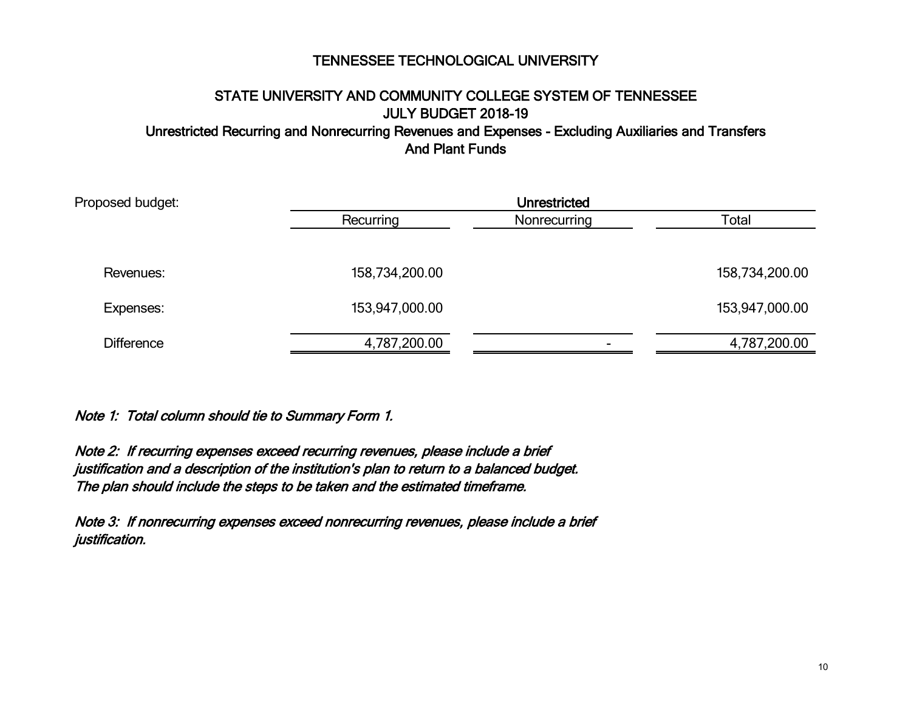# TENNESSEE TECHNOLOGICAL UNIVERSITY

## STATE UNIVERSITY AND COMMUNITY COLLEGE SYSTEM OF TENNESSEE
## JULY BUDGET 2018-19
## Unrestricted Recurring and Nonrecurring Revenues and Expenses - Excluding Auxiliaries and Transfers And Plant Funds

| Proposed budget: | Unrestricted | | |
|---|---|---|---|
| | Recurring | Nonrecurring | Total |
| Revenues: | 158,734,200.00 | | 158,734,200.00 |
| Expenses: | 153,947,000.00 | | 153,947,000.00 |
| Difference | 4,787,200.00 | - | 4,787,200.00 |

*Note 1: Total column should tie to Summary Form 1.*

*Note 2: If recurring expenses exceed recurring revenues, please include a brief justification and a description of the institution's plan to return to a balanced budget. The plan should include the steps to be taken and the estimated timeframe.*

*Note 3: If nonrecurring expenses exceed nonrecurring revenues, please include a brief justification.*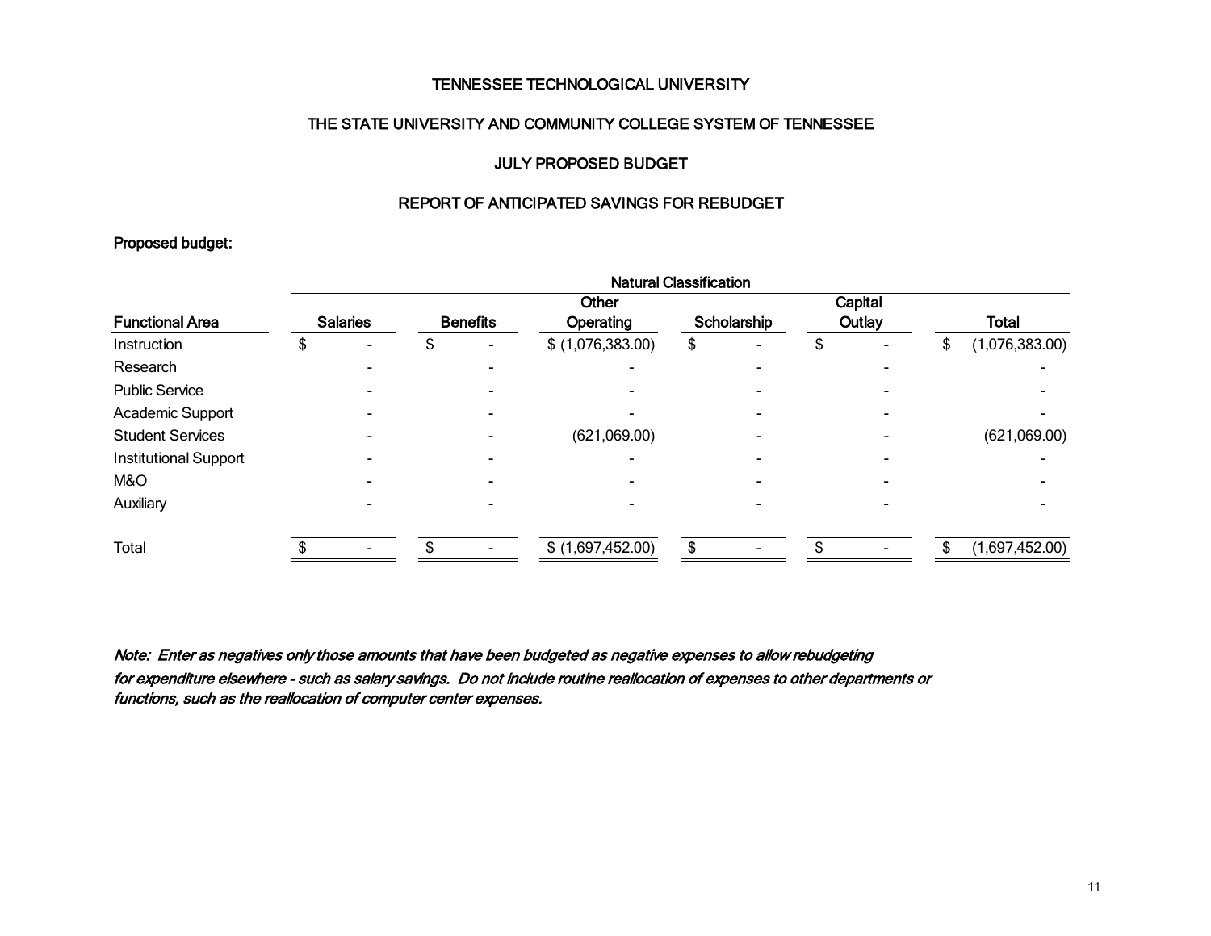# TENNESSEE TECHNOLOGICAL UNIVERSITY

## THE STATE UNIVERSITY AND COMMUNITY COLLEGE SYSTEM OF TENNESSEE

## JULY PROPOSED BUDGET

## REPORT OF ANTICIPATED SAVINGS FOR REBUDGET

**Proposed budget:**

| | Natural Classification | | | | | |
|---|---|---|---|---|---|---|
| **Functional Area** | **Salaries** | **Benefits** | **Other Operating** | **Scholarship** | **Capital Outlay** | **Total** |
| Instruction | $ - | $ - | $ (1,076,383.00) | $ - | $ - | $ (1,076,383.00) |
| Research | - | - | - | - | - | - |
| Public Service | - | - | - | - | - | - |
| Academic Support | - | - | - | - | - | - |
| Student Services | - | - | (621,069.00) | - | - | (621,069.00) |
| Institutional Support | - | - | - | - | - | - |
| M&O | - | - | - | - | - | - |
| Auxiliary | - | - | - | - | - | - |
| Total | $ - | $ - | $ (1,697,452.00) | $ - | $ - | $ (1,697,452.00) |

*Note: Enter as negatives only those amounts that have been budgeted as negative expenses to allow rebudgeting for expenditure elsewhere - such as salary savings. Do not include routine reallocation of expenses to other departments or functions, such as the reallocation of computer center expenses.*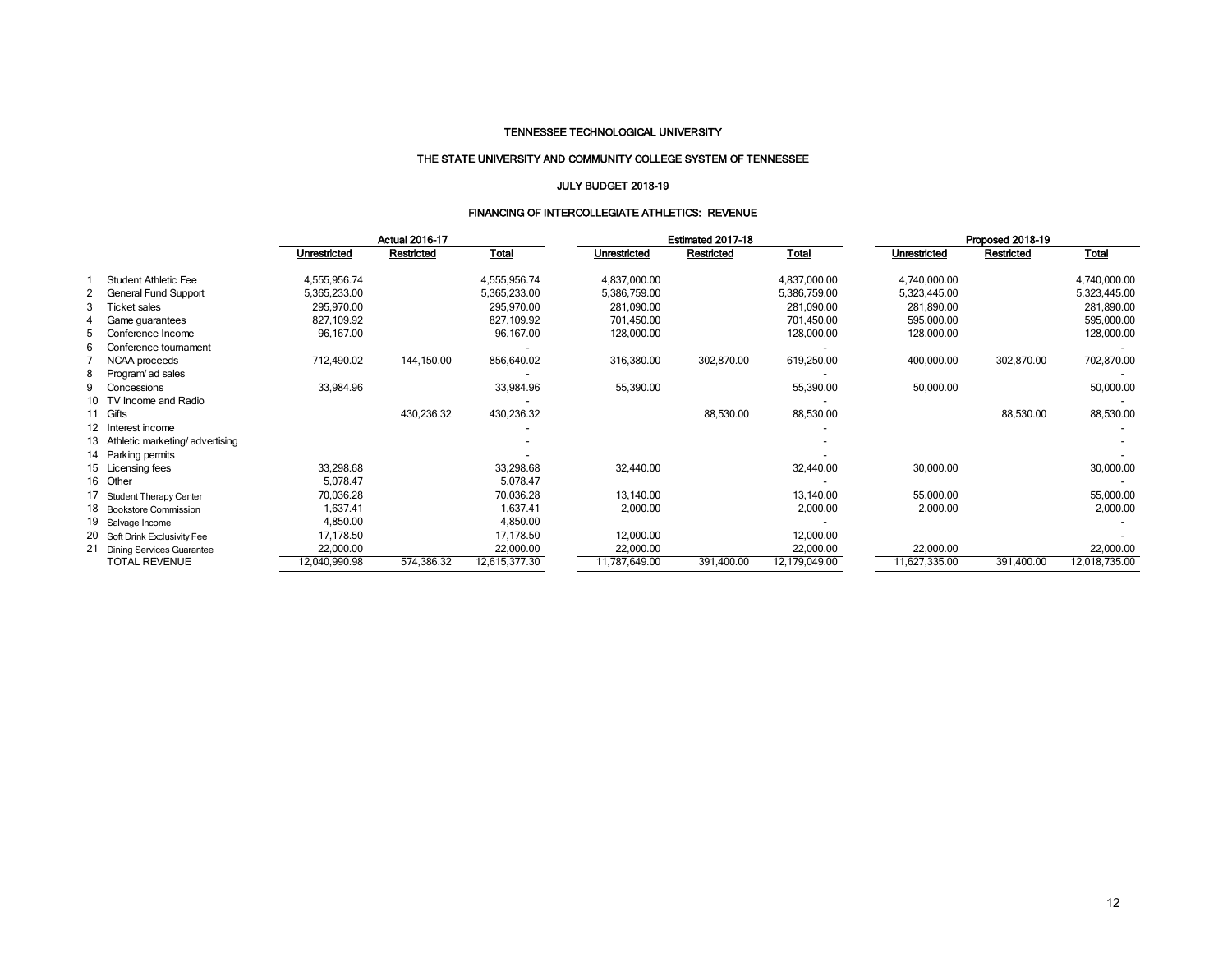# TENNESSEE TECHNOLOGICAL UNIVERSITY

## THE STATE UNIVERSITY AND COMMUNITY COLLEGE SYSTEM OF TENNESSEE

### JULY BUDGET 2018-19

### FINANCING OF INTERCOLLEGIATE ATHLETICS: REVENUE

| | | Actual 2016-17 | | | Estimated 2017-18 | | | Proposed 2018-19 | | |
|---|---|---|---|---|---|---|---|---|---|---|
| | | Unrestricted | Restricted | Total | Unrestricted | Restricted | Total | Unrestricted | Restricted | Total |
| 1 | Student Athletic Fee | 4,555,956.74 | | 4,555,956.74 | 4,837,000.00 | | 4,837,000.00 | 4,740,000.00 | | 4,740,000.00 |
| 2 | General Fund Support | 5,365,233.00 | | 5,365,233.00 | 5,386,759.00 | | 5,386,759.00 | 5,323,445.00 | | 5,323,445.00 |
| 3 | Ticket sales | 295,970.00 | | 295,970.00 | 281,090.00 | | 281,090.00 | 281,890.00 | | 281,890.00 |
| 4 | Game guarantees | 827,109.92 | | 827,109.92 | 701,450.00 | | 701,450.00 | 595,000.00 | | 595,000.00 |
| 5 | Conference Income | 96,167.00 | | 96,167.00 | 128,000.00 | | 128,000.00 | 128,000.00 | | 128,000.00 |
| 6 | Conference tournament | | | - | | | - | | | - |
| 7 | NCAA proceeds | 712,490.02 | 144,150.00 | 856,640.02 | 316,380.00 | 302,870.00 | 619,250.00 | 400,000.00 | 302,870.00 | 702,870.00 |
| 8 | Program/ ad sales | | | - | | | - | | | - |
| 9 | Concessions | 33,984.96 | | 33,984.96 | 55,390.00 | | 55,390.00 | 50,000.00 | | 50,000.00 |
| 10 | TV Income and Radio | | | - | | | - | | | - |
| 11 | Gifts | | 430,236.32 | 430,236.32 | | 88,530.00 | 88,530.00 | | 88,530.00 | 88,530.00 |
| 12 | Interest income | | | - | | | - | | | - |
| 13 | Athletic marketing/ advertising | | | - | | | - | | | - |
| 14 | Parking permits | | | - | | | - | | | - |
| 15 | Licensing fees | 33,298.68 | | 33,298.68 | 32,440.00 | | 32,440.00 | 30,000.00 | | 30,000.00 |
| 16 | Other | 5,078.47 | | 5,078.47 | | | - | | | - |
| 17 | Student Therapy Center | 70,036.28 | | 70,036.28 | 13,140.00 | | 13,140.00 | 55,000.00 | | 55,000.00 |
| 18 | Bookstore Commission | 1,637.41 | | 1,637.41 | 2,000.00 | | 2,000.00 | 2,000.00 | | 2,000.00 |
| 19 | Salvage Income | 4,850.00 | | 4,850.00 | | | - | | | - |
| 20 | Soft Drink Exclusivity Fee | 17,178.50 | | 17,178.50 | 12,000.00 | | 12,000.00 | | | - |
| 21 | Dining Services Guarantee | 22,000.00 | | 22,000.00 | 22,000.00 | | 22,000.00 | 22,000.00 | | 22,000.00 |
| | TOTAL REVENUE | 12,040,990.98 | 574,386.32 | 12,615,377.30 | 11,787,649.00 | 391,400.00 | 12,179,049.00 | 11,627,335.00 | 391,400.00 | 12,018,735.00 |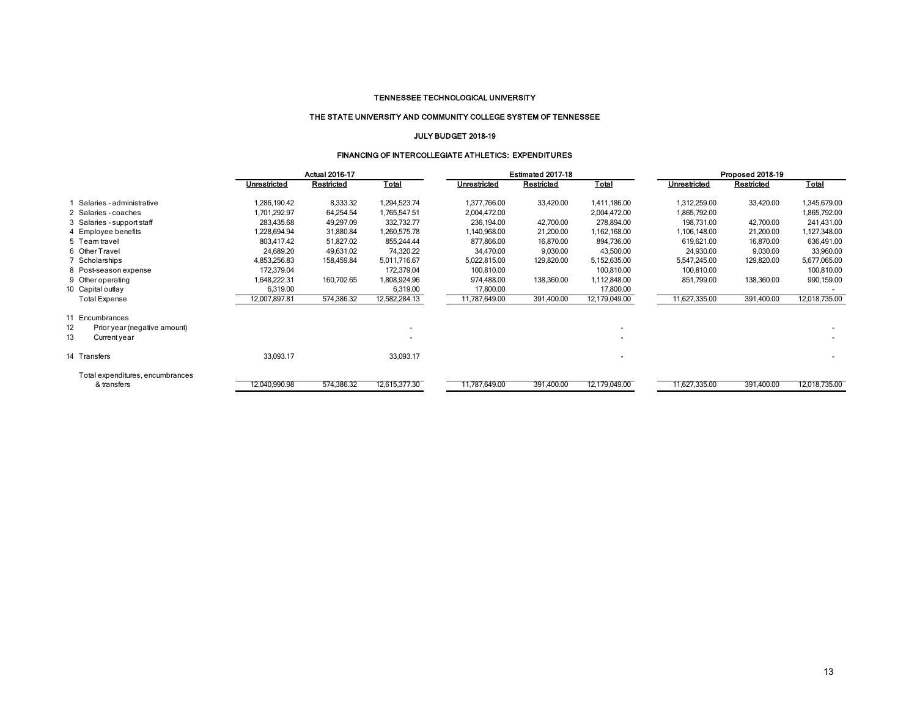TENNESSEE TECHNOLOGICAL UNIVERSITY

THE STATE UNIVERSITY AND COMMUNITY COLLEGE SYSTEM OF TENNESSEE

JULY BUDGET 2018-19

FINANCING OF INTERCOLLEGIATE ATHLETICS: EXPENDITURES

| | | Actual 2016-17 | | | Estimated 2017-18 | | | Proposed 2018-19 | | |
|---|---|---|---|---|---|---|---|---|---|---|
| | | Unrestricted | Restricted | Total | Unrestricted | Restricted | Total | Unrestricted | Restricted | Total |
| 1 | Salaries - administrative | 1,286,190.42 | 8,333.32 | 1,294,523.74 | 1,377,766.00 | 33,420.00 | 1,411,186.00 | 1,312,259.00 | 33,420.00 | 1,345,679.00 |
| 2 | Salaries - coaches | 1,701,292.97 | 64,254.54 | 1,765,547.51 | 2,004,472.00 | | 2,004,472.00 | 1,865,792.00 | | 1,865,792.00 |
| 3 | Salaries - support staff | 283,435.68 | 49,297.09 | 332,732.77 | 236,194.00 | 42,700.00 | 278,894.00 | 198,731.00 | 42,700.00 | 241,431.00 |
| 4 | Employee benefits | 1,228,694.94 | 31,880.84 | 1,260,575.78 | 1,140,968.00 | 21,200.00 | 1,162,168.00 | 1,106,148.00 | 21,200.00 | 1,127,348.00 |
| 5 | Team travel | 803,417.42 | 51,827.02 | 855,244.44 | 877,866.00 | 16,870.00 | 894,736.00 | 619,621.00 | 16,870.00 | 636,491.00 |
| 6 | Other Travel | 24,689.20 | 49,631.02 | 74,320.22 | 34,470.00 | 9,030.00 | 43,500.00 | 24,930.00 | 9,030.00 | 33,960.00 |
| 7 | Scholarships | 4,853,256.83 | 158,459.84 | 5,011,716.67 | 5,022,815.00 | 129,820.00 | 5,152,635.00 | 5,547,245.00 | 129,820.00 | 5,677,065.00 |
| 8 | Post-season expense | 172,379.04 | | 172,379.04 | 100,810.00 | | 100,810.00 | 100,810.00 | | 100,810.00 |
| 9 | Other operating | 1,648,222.31 | 160,702.65 | 1,808,924.96 | 974,488.00 | 138,360.00 | 1,112,848.00 | 851,799.00 | 138,360.00 | 990,159.00 |
| 10 | Capital outlay | 6,319.00 | | 6,319.00 | 17,800.00 | | 17,800.00 | | | - |
| | Total Expense | 12,007,897.81 | 574,386.32 | 12,582,284.13 | 11,787,649.00 | 391,400.00 | 12,179,049.00 | 11,627,335.00 | 391,400.00 | 12,018,735.00 |
| 11 | Encumbrances | | | | | | | | | |
| 12 | Prior year (negative amount) | | | - | | | - | | | - |
| 13 | Current year | | | - | | | - | | | - |
| 14 | Transfers | 33,093.17 | | 33,093.17 | | | - | | | - |
| | Total expenditures, encumbrances & transfers | 12,040,990.98 | 574,386.32 | 12,615,377.30 | 11,787,649.00 | 391,400.00 | 12,179,049.00 | 11,627,335.00 | 391,400.00 | 12,018,735.00 |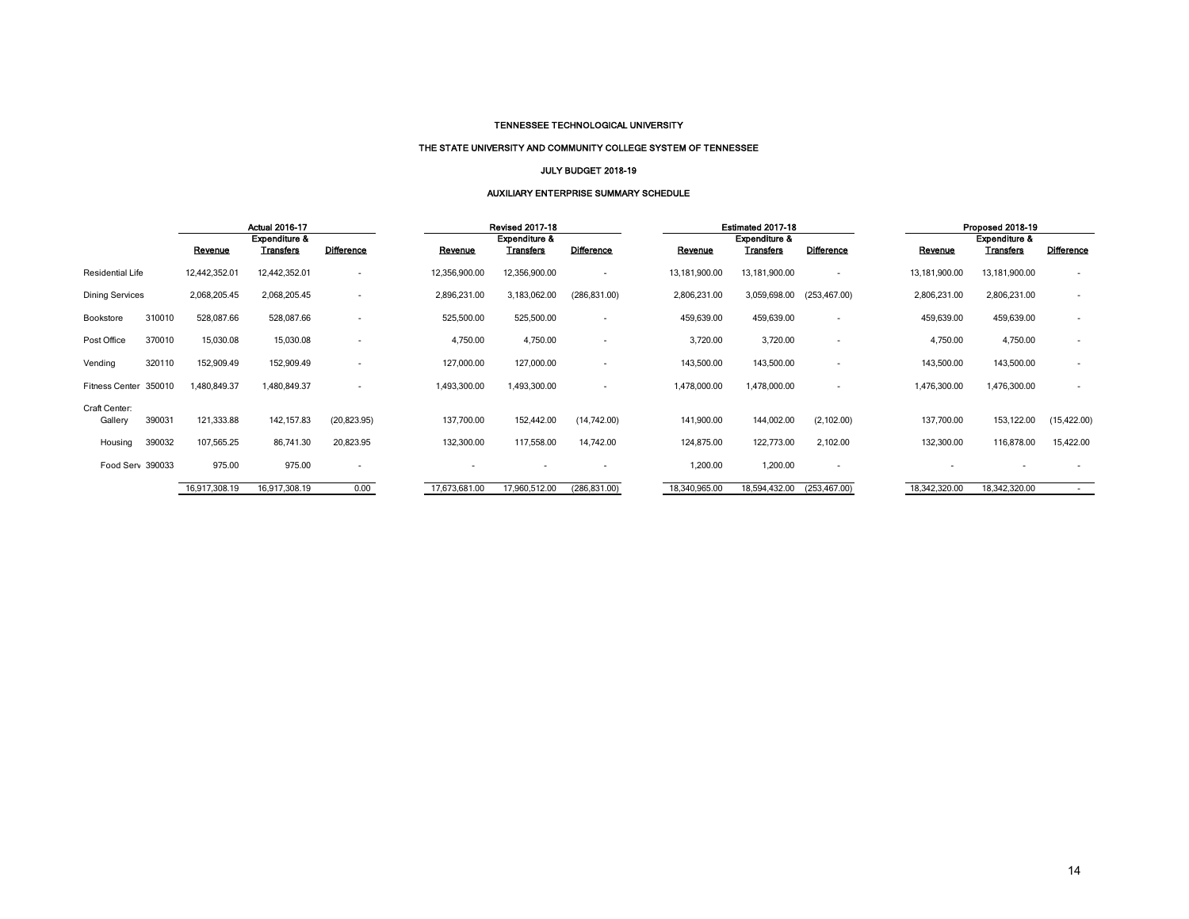TENNESSEE TECHNOLOGICAL UNIVERSITY

THE STATE UNIVERSITY AND COMMUNITY COLLEGE SYSTEM OF TENNESSEE

JULY BUDGET 2018-19

AUXILIARY ENTERPRISE SUMMARY SCHEDULE

| | | Actual 2016-17 | | | Revised 2017-18 | | | Estimated 2017-18 | | | Proposed 2018-19 | | |
|---|---|---|---|---|---|---|---|---|---|---|---|---|---|
| | | Revenue | Expenditure & Transfers | Difference | Revenue | Expenditure & Transfers | Difference | Revenue | Expenditure & Transfers | Difference | Revenue | Expenditure & Transfers | Difference |
| Residential Life | | 12,442,352.01 | 12,442,352.01 | - | 12,356,900.00 | 12,356,900.00 | - | 13,181,900.00 | 13,181,900.00 | - | 13,181,900.00 | 13,181,900.00 | - |
| Dining Services | | 2,068,205.45 | 2,068,205.45 | - | 2,896,231.00 | 3,183,062.00 | (286,831.00) | 2,806,231.00 | 3,059,698.00 | (253,467.00) | 2,806,231.00 | 2,806,231.00 | - |
| Bookstore | 310010 | 528,087.66 | 528,087.66 | - | 525,500.00 | 525,500.00 | - | 459,639.00 | 459,639.00 | - | 459,639.00 | 459,639.00 | - |
| Post Office | 370010 | 15,030.08 | 15,030.08 | - | 4,750.00 | 4,750.00 | - | 3,720.00 | 3,720.00 | - | 4,750.00 | 4,750.00 | - |
| Vending | 320110 | 152,909.49 | 152,909.49 | - | 127,000.00 | 127,000.00 | - | 143,500.00 | 143,500.00 | - | 143,500.00 | 143,500.00 | - |
| Fitness Center | 350010 | 1,480,849.37 | 1,480,849.37 | - | 1,493,300.00 | 1,493,300.00 | - | 1,478,000.00 | 1,478,000.00 | - | 1,476,300.00 | 1,476,300.00 | - |
| Craft Center: | | | | | | | | | | | | | |
| Gallery | 390031 | 121,333.88 | 142,157.83 | (20,823.95) | 137,700.00 | 152,442.00 | (14,742.00) | 141,900.00 | 144,002.00 | (2,102.00) | 137,700.00 | 153,122.00 | (15,422.00) |
| Housing | 390032 | 107,565.25 | 86,741.30 | 20,823.95 | 132,300.00 | 117,558.00 | 14,742.00 | 124,875.00 | 122,773.00 | 2,102.00 | 132,300.00 | 116,878.00 | 15,422.00 |
| Food Serv | 390033 | 975.00 | 975.00 | - | - | - | - | 1,200.00 | 1,200.00 | - | - | - | - |
| | | 16,917,308.19 | 16,917,308.19 | 0.00 | 17,673,681.00 | 17,960,512.00 | (286,831.00) | 18,340,965.00 | 18,594,432.00 | (253,467.00) | 18,342,320.00 | 18,342,320.00 | - |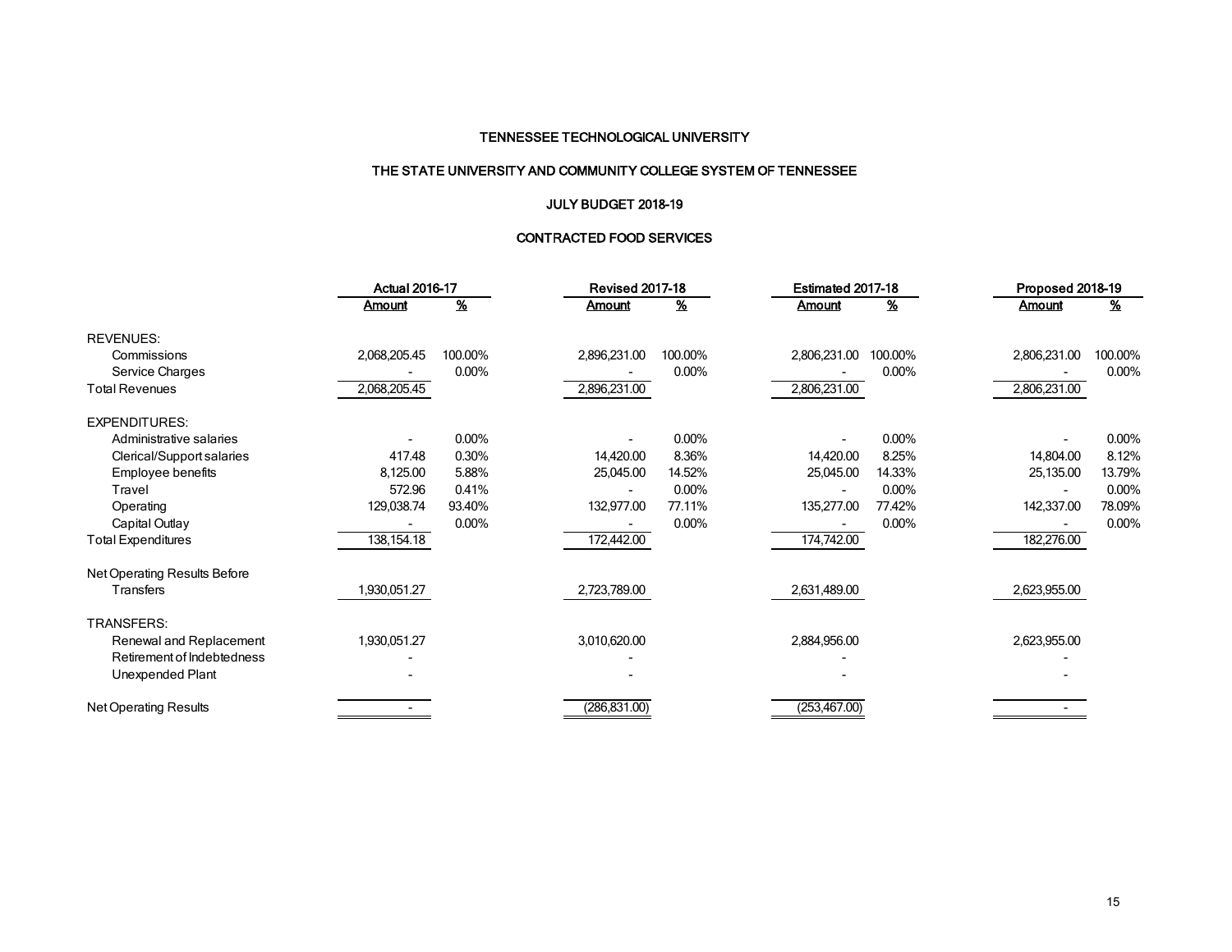# TENNESSEE TECHNOLOGICAL UNIVERSITY

## THE STATE UNIVERSITY AND COMMUNITY COLLEGE SYSTEM OF TENNESSEE

### JULY BUDGET 2018-19

### CONTRACTED FOOD SERVICES

| | Actual 2016-17 | | Revised 2017-18 | | Estimated 2017-18 | | Proposed 2018-19 | |
|---|---|---|---|---|---|---|---|---|
| | Amount | % | Amount | % | Amount | % | Amount | % |
| REVENUES: | | | | | | | | |
| Commissions | 2,068,205.45 | 100.00% | 2,896,231.00 | 100.00% | 2,806,231.00 | 100.00% | 2,806,231.00 | 100.00% |
| Service Charges | - | 0.00% | - | 0.00% | - | 0.00% | - | 0.00% |
| Total Revenues | 2,068,205.45 | | 2,896,231.00 | | 2,806,231.00 | | 2,806,231.00 | |
| EXPENDITURES: | | | | | | | | |
| Administrative salaries | - | 0.00% | - | 0.00% | - | 0.00% | - | 0.00% |
| Clerical/Support salaries | 417.48 | 0.30% | 14,420.00 | 8.36% | 14,420.00 | 8.25% | 14,804.00 | 8.12% |
| Employee benefits | 8,125.00 | 5.88% | 25,045.00 | 14.52% | 25,045.00 | 14.33% | 25,135.00 | 13.79% |
| Travel | 572.96 | 0.41% | - | 0.00% | - | 0.00% | - | 0.00% |
| Operating | 129,038.74 | 93.40% | 132,977.00 | 77.11% | 135,277.00 | 77.42% | 142,337.00 | 78.09% |
| Capital Outlay | - | 0.00% | - | 0.00% | - | 0.00% | - | 0.00% |
| Total Expenditures | 138,154.18 | | 172,442.00 | | 174,742.00 | | 182,276.00 | |
| Net Operating Results Before Transfers | 1,930,051.27 | | 2,723,789.00 | | 2,631,489.00 | | 2,623,955.00 | |
| TRANSFERS: | | | | | | | | |
| Renewal and Replacement | 1,930,051.27 | | 3,010,620.00 | | 2,884,956.00 | | 2,623,955.00 | |
| Retirement of Indebtedness | - | | - | | - | | - | |
| Unexpended Plant | - | | - | | - | | - | |
| Net Operating Results | - | | (286,831.00) | | (253,467.00) | | - | |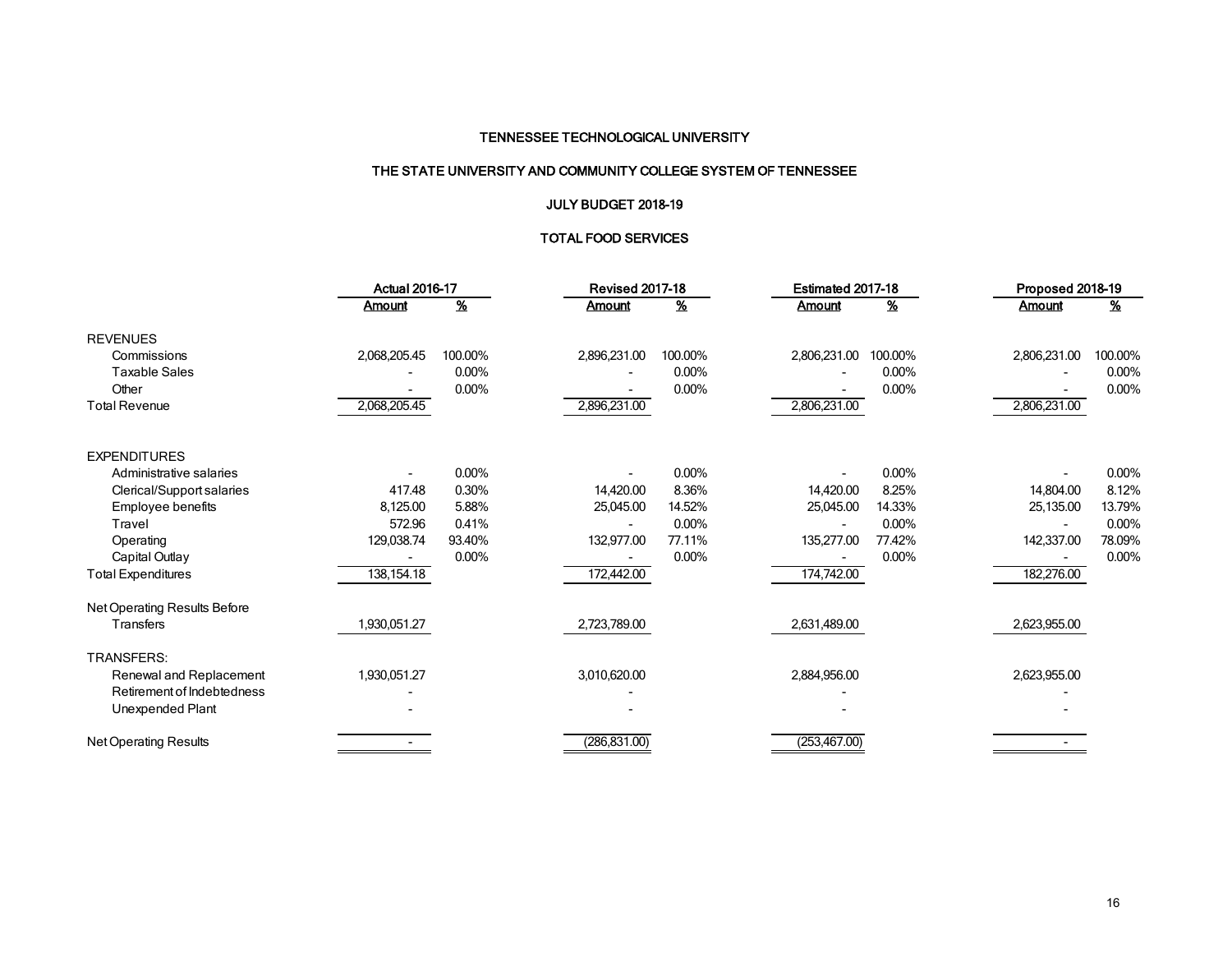# TENNESSEE TECHNOLOGICAL UNIVERSITY

## THE STATE UNIVERSITY AND COMMUNITY COLLEGE SYSTEM OF TENNESSEE

### JULY BUDGET 2018-19

### TOTAL FOOD SERVICES

| | Actual 2016-17 | | Revised 2017-18 | | Estimated 2017-18 | | Proposed 2018-19 | |
|---|---|---|---|---|---|---|---|---|
| | Amount | % | Amount | % | Amount | % | Amount | % |
| **REVENUES** | | | | | | | | |
| Commissions | 2,068,205.45 | 100.00% | 2,896,231.00 | 100.00% | 2,806,231.00 | 100.00% | 2,806,231.00 | 100.00% |
| Taxable Sales | - | 0.00% | - | 0.00% | - | 0.00% | - | 0.00% |
| Other | - | 0.00% | - | 0.00% | - | 0.00% | - | 0.00% |
| Total Revenue | 2,068,205.45 | | 2,896,231.00 | | 2,806,231.00 | | 2,806,231.00 | |
| **EXPENDITURES** | | | | | | | | |
| Administrative salaries | - | 0.00% | - | 0.00% | - | 0.00% | - | 0.00% |
| Clerical/Support salaries | 417.48 | 0.30% | 14,420.00 | 8.36% | 14,420.00 | 8.25% | 14,804.00 | 8.12% |
| Employee benefits | 8,125.00 | 5.88% | 25,045.00 | 14.52% | 25,045.00 | 14.33% | 25,135.00 | 13.79% |
| Travel | 572.96 | 0.41% | - | 0.00% | - | 0.00% | - | 0.00% |
| Operating | 129,038.74 | 93.40% | 132,977.00 | 77.11% | 135,277.00 | 77.42% | 142,337.00 | 78.09% |
| Capital Outlay | - | 0.00% | - | 0.00% | - | 0.00% | - | 0.00% |
| Total Expenditures | 138,154.18 | | 172,442.00 | | 174,742.00 | | 182,276.00 | |
| Net Operating Results Before Transfers | 1,930,051.27 | | 2,723,789.00 | | 2,631,489.00 | | 2,623,955.00 | |
| **TRANSFERS:** | | | | | | | | |
| Renewal and Replacement | 1,930,051.27 | | 3,010,620.00 | | 2,884,956.00 | | 2,623,955.00 | |
| Retirement of Indebtedness | - | | - | | - | | - | |
| Unexpended Plant | - | | - | | - | | - | |
| Net Operating Results | - | | (286,831.00) | | (253,467.00) | | - | |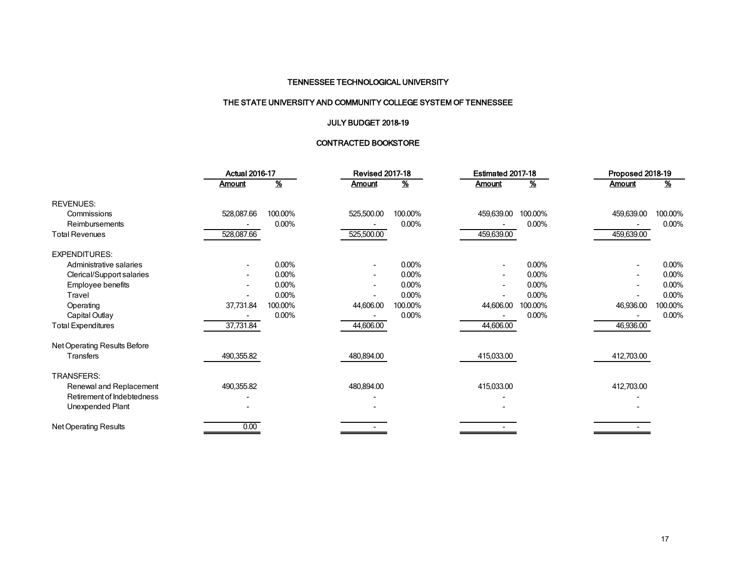# TENNESSEE TECHNOLOGICAL UNIVERSITY

## THE STATE UNIVERSITY AND COMMUNITY COLLEGE SYSTEM OF TENNESSEE

### JULY BUDGET 2018-19

### CONTRACTED BOOKSTORE

| | Actual 2016-17 | | Revised 2017-18 | | Estimated 2017-18 | | Proposed 2018-19 | |
|---|---|---|---|---|---|---|---|---|
| | Amount | % | Amount | % | Amount | % | Amount | % |
| REVENUES: | | | | | | | | |
| Commissions | 528,087.66 | 100.00% | 525,500.00 | 100.00% | 459,639.00 | 100.00% | 459,639.00 | 100.00% |
| Reimbursements | - | 0.00% | - | 0.00% | - | 0.00% | - | 0.00% |
| Total Revenues | 528,087.66 | | 525,500.00 | | 459,639.00 | | 459,639.00 | |
| EXPENDITURES: | | | | | | | | |
| Administrative salaries | - | 0.00% | - | 0.00% | - | 0.00% | - | 0.00% |
| Clerical/Support salaries | - | 0.00% | - | 0.00% | - | 0.00% | - | 0.00% |
| Employee benefits | - | 0.00% | - | 0.00% | - | 0.00% | - | 0.00% |
| Travel | - | 0.00% | - | 0.00% | - | 0.00% | - | 0.00% |
| Operating | 37,731.84 | 100.00% | 44,606.00 | 100.00% | 44,606.00 | 100.00% | 46,936.00 | 100.00% |
| Capital Outlay | - | 0.00% | - | 0.00% | - | 0.00% | - | 0.00% |
| Total Expenditures | 37,731.84 | | 44,606.00 | | 44,606.00 | | 46,936.00 | |
| Net Operating Results Before Transfers | 490,355.82 | | 480,894.00 | | 415,033.00 | | 412,703.00 | |
| TRANSFERS: | | | | | | | | |
| Renewal and Replacement | 490,355.82 | | 480,894.00 | | 415,033.00 | | 412,703.00 | |
| Retirement of Indebtedness | - | | - | | - | | - | |
| Unexpended Plant | - | | - | | - | | - | |
| Net Operating Results | 0.00 | | - | | - | | - | |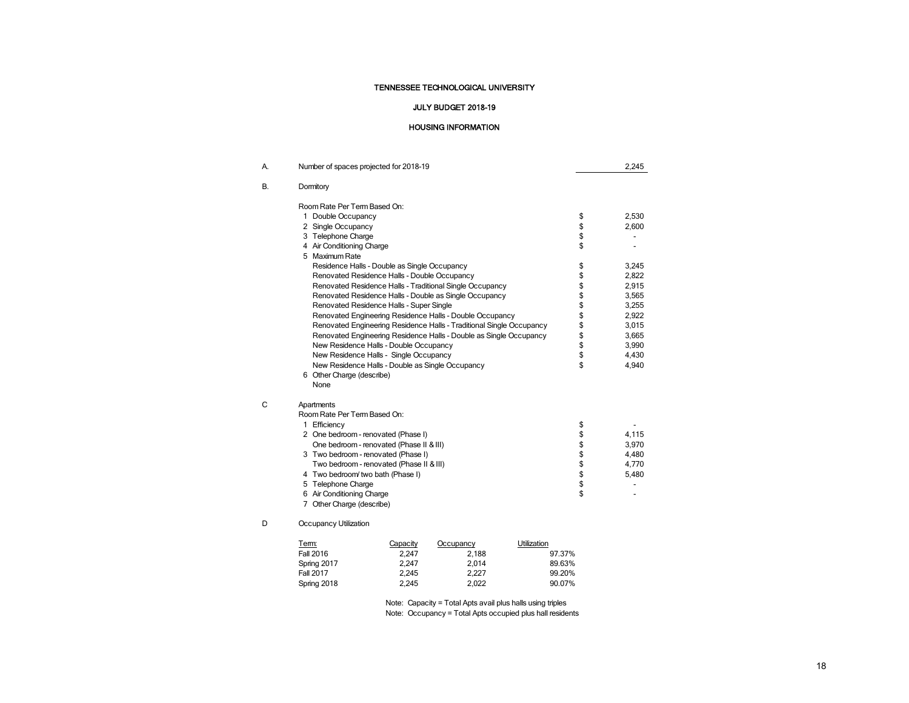# TENNESSEE TECHNOLOGICAL UNIVERSITY

## JULY BUDGET 2018-19

## HOUSING INFORMATION

A. Number of spaces projected for 2018-19 — 2,245

B. Dormitory

Room Rate Per Term Based On:

| | | |
|---|---|---|
| 1 Double Occupancy | $ | 2,530 |
| 2 Single Occupancy | $ | 2,600 |
| 3 Telephone Charge | $ | - |
| 4 Air Conditioning Charge | $ | - |
| 5 Maximum Rate | | |
| Residence Halls - Double as Single Occupancy | $ | 3,245 |
| Renovated Residence Halls - Double Occupancy | $ | 2,822 |
| Renovated Residence Halls - Traditional Single Occupancy | $ | 2,915 |
| Renovated Residence Halls - Double as Single Occupancy | $ | 3,565 |
| Renovated Residence Halls - Super Single | $ | 3,255 |
| Renovated Engineering Residence Halls - Double Occupancy | $ | 2,922 |
| Renovated Engineering Residence Halls - Traditional Single Occupancy | $ | 3,015 |
| Renovated Engineering Residence Halls - Double as Single Occupancy | $ | 3,665 |
| New Residence Halls - Double Occupancy | $ | 3,990 |
| New Residence Halls - Single Occupancy | $ | 4,430 |
| New Residence Halls - Double as Single Occupancy | $ | 4,940 |
| 6 Other Charge (describe) | | |
| None | | |

C Apartments

Room Rate Per Term Based On:

| | | |
|---|---|---|
| 1 Efficiency | $ | - |
| 2 One bedroom - renovated (Phase I) | $ | 4,115 |
| One bedroom - renovated (Phase II & III) | $ | 3,970 |
| 3 Two bedroom - renovated (Phase I) | $ | 4,480 |
| Two bedroom - renovated (Phase II & III) | $ | 4,770 |
| 4 Two bedroom/ two bath (Phase I) | $ | 5,480 |
| 5 Telephone Charge | $ | - |
| 6 Air Conditioning Charge | $ | - |
| 7 Other Charge (describe) | | |

D Occupancy Utilization

| Term: | Capacity | Occupancy | Utilization |
|---|---|---|---|
| Fall 2016 | 2,247 | 2,188 | 97.37% |
| Spring 2017 | 2,247 | 2,014 | 89.63% |
| Fall 2017 | 2,245 | 2,227 | 99.20% |
| Spring 2018 | 2,245 | 2,022 | 90.07% |

Note: Capacity = Total Apts avail plus halls using triples

Note: Occupancy = Total Apts occupied plus hall residents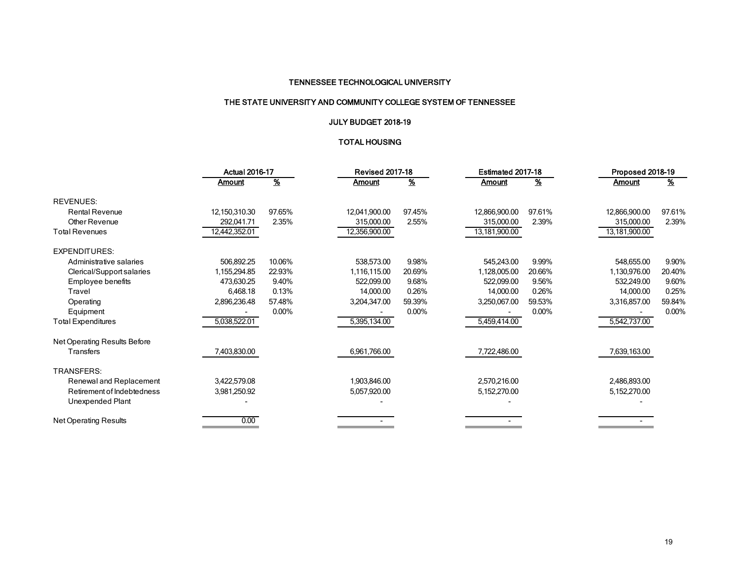# TENNESSEE TECHNOLOGICAL UNIVERSITY

## THE STATE UNIVERSITY AND COMMUNITY COLLEGE SYSTEM OF TENNESSEE

## JULY BUDGET 2018-19

## TOTAL HOUSING

| | Actual 2016-17 | | Revised 2017-18 | | Estimated 2017-18 | | Proposed 2018-19 | |
|---|---|---|---|---|---|---|---|---|
| | Amount | % | Amount | % | Amount | % | Amount | % |
| REVENUES: | | | | | | | | |
| Rental Revenue | 12,150,310.30 | 97.65% | 12,041,900.00 | 97.45% | 12,866,900.00 | 97.61% | 12,866,900.00 | 97.61% |
| Other Revenue | 292,041.71 | 2.35% | 315,000.00 | 2.55% | 315,000.00 | 2.39% | 315,000.00 | 2.39% |
| Total Revenues | 12,442,352.01 | | 12,356,900.00 | | 13,181,900.00 | | 13,181,900.00 | |
| EXPENDITURES: | | | | | | | | |
| Administrative salaries | 506,892.25 | 10.06% | 538,573.00 | 9.98% | 545,243.00 | 9.99% | 548,655.00 | 9.90% |
| Clerical/Support salaries | 1,155,294.85 | 22.93% | 1,116,115.00 | 20.69% | 1,128,005.00 | 20.66% | 1,130,976.00 | 20.40% |
| Employee benefits | 473,630.25 | 9.40% | 522,099.00 | 9.68% | 522,099.00 | 9.56% | 532,249.00 | 9.60% |
| Travel | 6,468.18 | 0.13% | 14,000.00 | 0.26% | 14,000.00 | 0.26% | 14,000.00 | 0.25% |
| Operating | 2,896,236.48 | 57.48% | 3,204,347.00 | 59.39% | 3,250,067.00 | 59.53% | 3,316,857.00 | 59.84% |
| Equipment | - | 0.00% | - | 0.00% | - | 0.00% | - | 0.00% |
| Total Expenditures | 5,038,522.01 | | 5,395,134.00 | | 5,459,414.00 | | 5,542,737.00 | |
| Net Operating Results Before Transfers | 7,403,830.00 | | 6,961,766.00 | | 7,722,486.00 | | 7,639,163.00 | |
| TRANSFERS: | | | | | | | | |
| Renewal and Replacement | 3,422,579.08 | | 1,903,846.00 | | 2,570,216.00 | | 2,486,893.00 | |
| Retirement of Indebtedness | 3,981,250.92 | | 5,057,920.00 | | 5,152,270.00 | | 5,152,270.00 | |
| Unexpended Plant | - | | - | | - | | - | |
| Net Operating Results | 0.00 | | - | | - | | - | |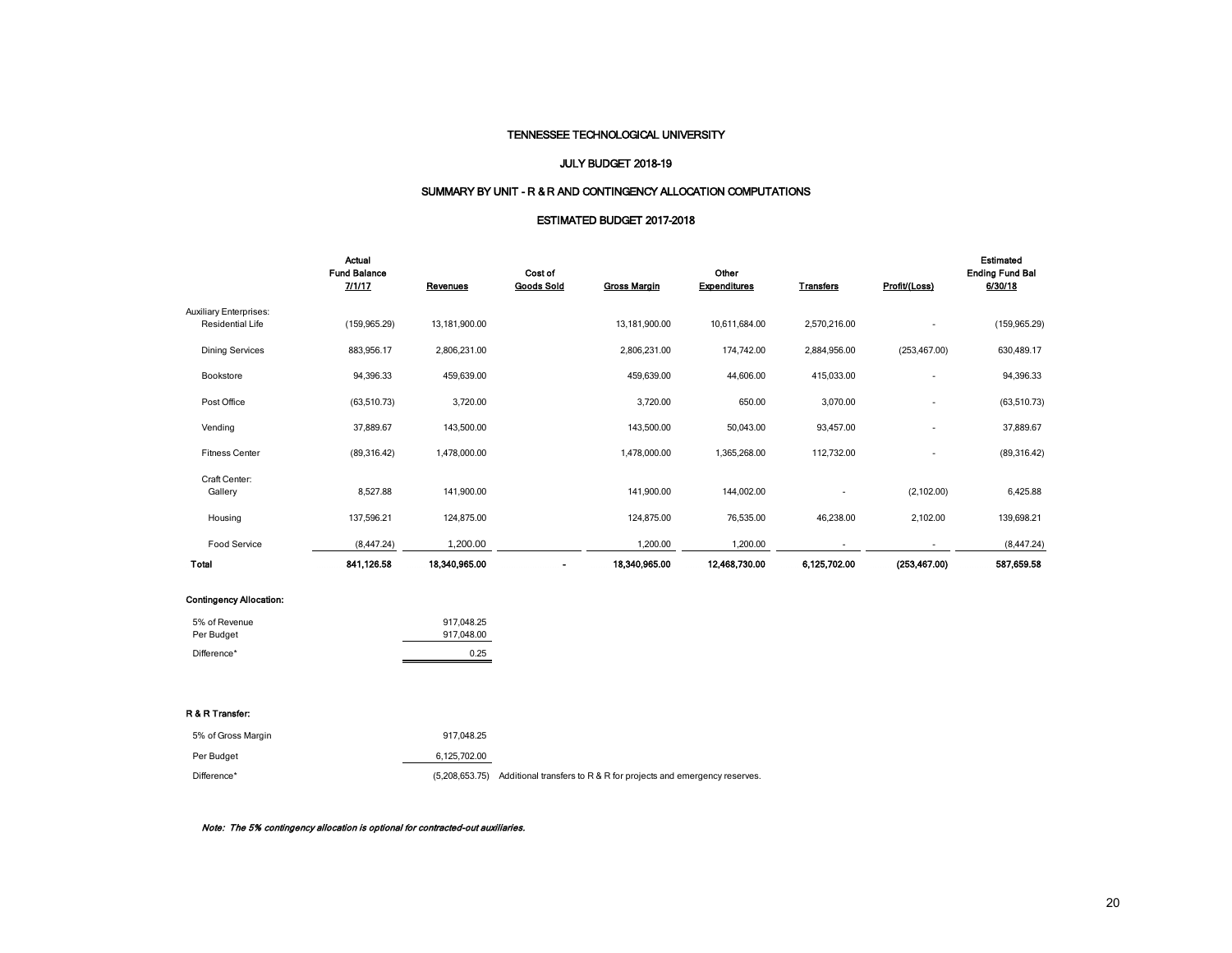# TENNESSEE TECHNOLOGICAL UNIVERSITY

## JULY BUDGET 2018-19

## SUMMARY BY UNIT - R & R AND CONTINGENCY ALLOCATION COMPUTATIONS

## ESTIMATED BUDGET 2017-2018

| | Actual Fund Balance 7/1/17 | Revenues | Cost of Goods Sold | Gross Margin | Other Expenditures | Transfers | Profit/(Loss) | Estimated Ending Fund Bal 6/30/18 |
|---|---|---|---|---|---|---|---|---|
| Auxiliary Enterprises: | | | | | | | | |
| Residential Life | (159,965.29) | 13,181,900.00 | | 13,181,900.00 | 10,611,684.00 | 2,570,216.00 | - | (159,965.29) |
| Dining Services | 883,956.17 | 2,806,231.00 | | 2,806,231.00 | 174,742.00 | 2,884,956.00 | (253,467.00) | 630,489.17 |
| Bookstore | 94,396.33 | 459,639.00 | | 459,639.00 | 44,606.00 | 415,033.00 | - | 94,396.33 |
| Post Office | (63,510.73) | 3,720.00 | | 3,720.00 | 650.00 | 3,070.00 | - | (63,510.73) |
| Vending | 37,889.67 | 143,500.00 | | 143,500.00 | 50,043.00 | 93,457.00 | - | 37,889.67 |
| Fitness Center | (89,316.42) | 1,478,000.00 | | 1,478,000.00 | 1,365,268.00 | 112,732.00 | - | (89,316.42) |
| Craft Center: | | | | | | | | |
| Gallery | 8,527.88 | 141,900.00 | | 141,900.00 | 144,002.00 | - | (2,102.00) | 6,425.88 |
| Housing | 137,596.21 | 124,875.00 | | 124,875.00 | 76,535.00 | 46,238.00 | 2,102.00 | 139,698.21 |
| Food Service | (8,447.24) | 1,200.00 | | 1,200.00 | 1,200.00 | - | - | (8,447.24) |
| **Total** | **841,126.58** | **18,340,965.00** | **-** | **18,340,965.00** | **12,468,730.00** | **6,125,702.00** | **(253,467.00)** | **587,659.58** |

**Contingency Allocation:**

| | |
|---|---|
| 5% of Revenue | 917,048.25 |
| Per Budget | 917,048.00 |
| Difference* | 0.25 |

**R & R Transfer:**

| | | |
|---|---|---|
| 5% of Gross Margin | 917,048.25 | |
| Per Budget | 6,125,702.00 | |
| Difference* | (5,208,653.75) | Additional transfers to R & R for projects and emergency reserves. |

***Note: The 5% contingency allocation is optional for contracted-out auxiliaries.***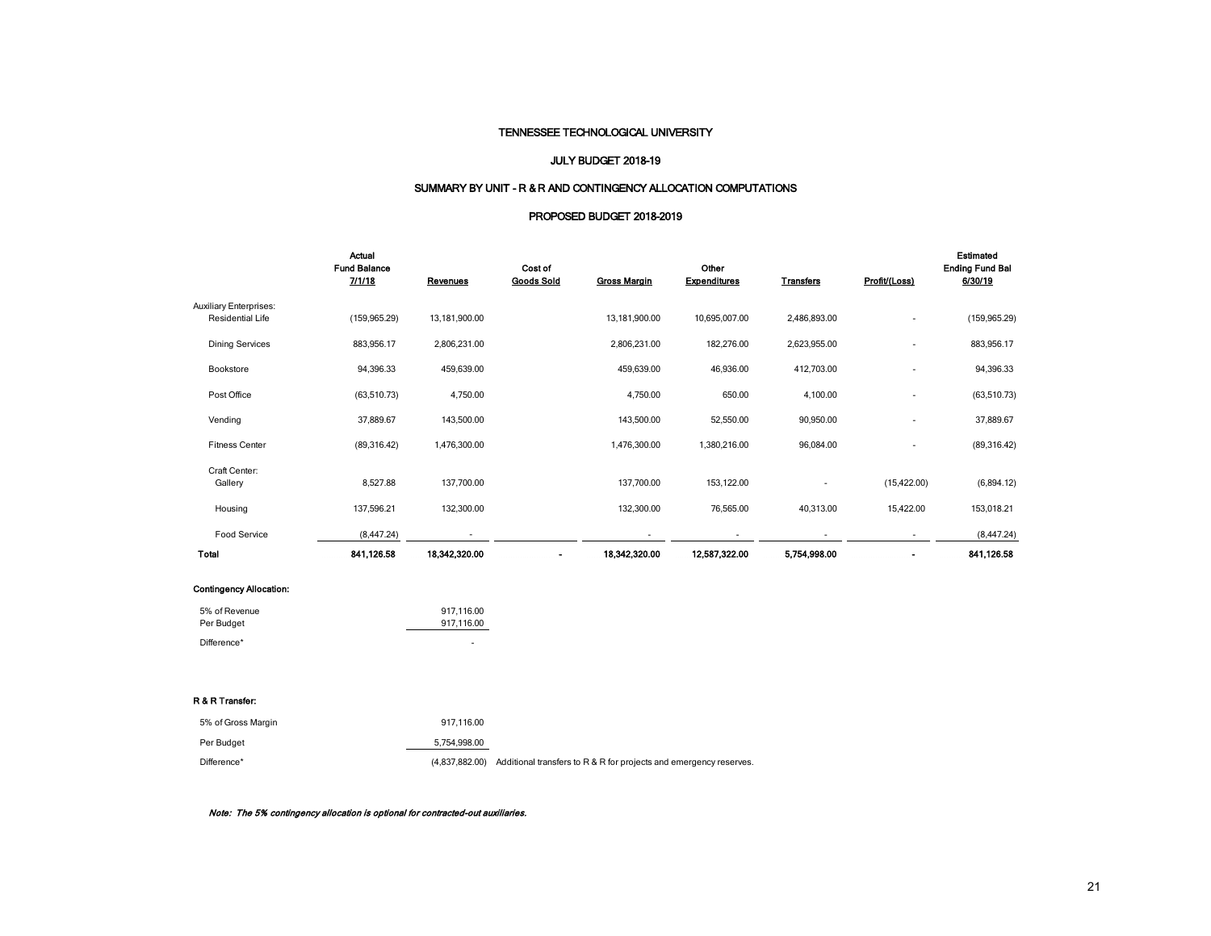# TENNESSEE TECHNOLOGICAL UNIVERSITY

## JULY BUDGET 2018-19

## SUMMARY BY UNIT - R & R AND CONTINGENCY ALLOCATION COMPUTATIONS

## PROPOSED BUDGET 2018-2019

| | Actual Fund Balance 7/1/18 | Revenues | Cost of Goods Sold | Gross Margin | Other Expenditures | Transfers | Profit/(Loss) | Estimated Ending Fund Bal 6/30/19 |
|---|---|---|---|---|---|---|---|---|
| Auxiliary Enterprises: | | | | | | | | |
| Residential Life | (159,965.29) | 13,181,900.00 | | 13,181,900.00 | 10,695,007.00 | 2,486,893.00 | - | (159,965.29) |
| Dining Services | 883,956.17 | 2,806,231.00 | | 2,806,231.00 | 182,276.00 | 2,623,955.00 | - | 883,956.17 |
| Bookstore | 94,396.33 | 459,639.00 | | 459,639.00 | 46,936.00 | 412,703.00 | - | 94,396.33 |
| Post Office | (63,510.73) | 4,750.00 | | 4,750.00 | 650.00 | 4,100.00 | - | (63,510.73) |
| Vending | 37,889.67 | 143,500.00 | | 143,500.00 | 52,550.00 | 90,950.00 | - | 37,889.67 |
| Fitness Center | (89,316.42) | 1,476,300.00 | | 1,476,300.00 | 1,380,216.00 | 96,084.00 | - | (89,316.42) |
| Craft Center: | | | | | | | | |
| Gallery | 8,527.88 | 137,700.00 | | 137,700.00 | 153,122.00 | - | (15,422.00) | (6,894.12) |
| Housing | 137,596.21 | 132,300.00 | | 132,300.00 | 76,565.00 | 40,313.00 | 15,422.00 | 153,018.21 |
| Food Service | (8,447.24) | - | | - | - | - | - | (8,447.24) |
| **Total** | **841,126.58** | **18,342,320.00** | **-** | **18,342,320.00** | **12,587,322.00** | **5,754,998.00** | **-** | **841,126.58** |

**Contingency Allocation:**

| | |
|---|---|
| 5% of Revenue | 917,116.00 |
| Per Budget | 917,116.00 |
| Difference* | - |

**R & R Transfer:**

| | | |
|---|---|---|
| 5% of Gross Margin | 917,116.00 | |
| Per Budget | 5,754,998.00 | |
| Difference* | (4,837,882.00) | Additional transfers to R & R for projects and emergency reserves. |

*Note: The 5% contingency allocation is optional for contracted-out auxiliaries.*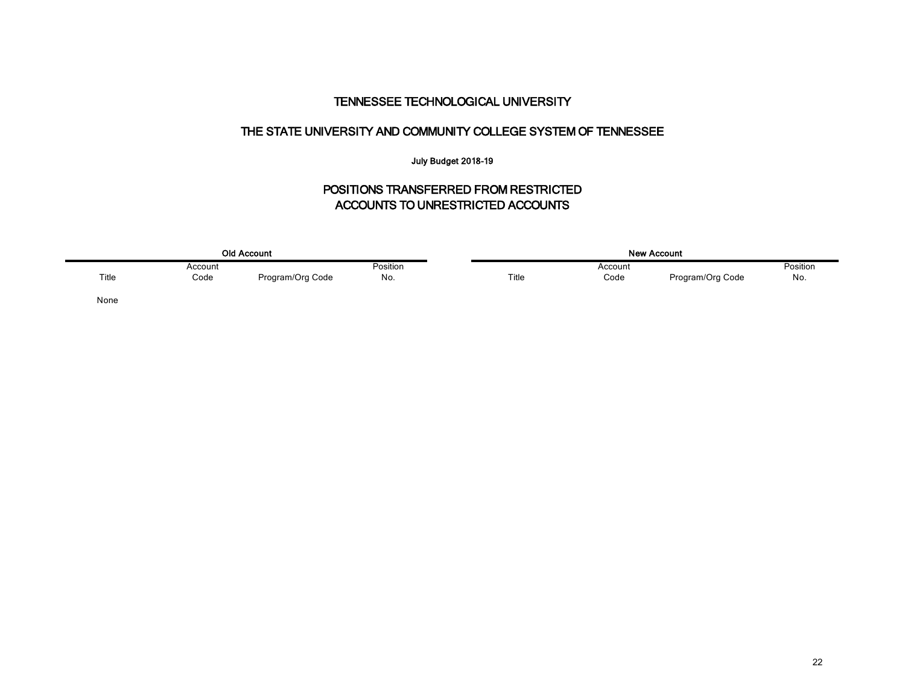# TENNESSEE TECHNOLOGICAL UNIVERSITY

## THE STATE UNIVERSITY AND COMMUNITY COLLEGE SYSTEM OF TENNESSEE

**July Budget 2018-19**

## POSITIONS TRANSFERRED FROM RESTRICTED ACCOUNTS TO UNRESTRICTED ACCOUNTS

| Old Account | | | | New Account | | | |
|---|---|---|---|---|---|---|---|
| Title | Account Code | Program/Org Code | Position No. | Title | Account Code | Program/Org Code | Position No. |
| None | | | | | | | |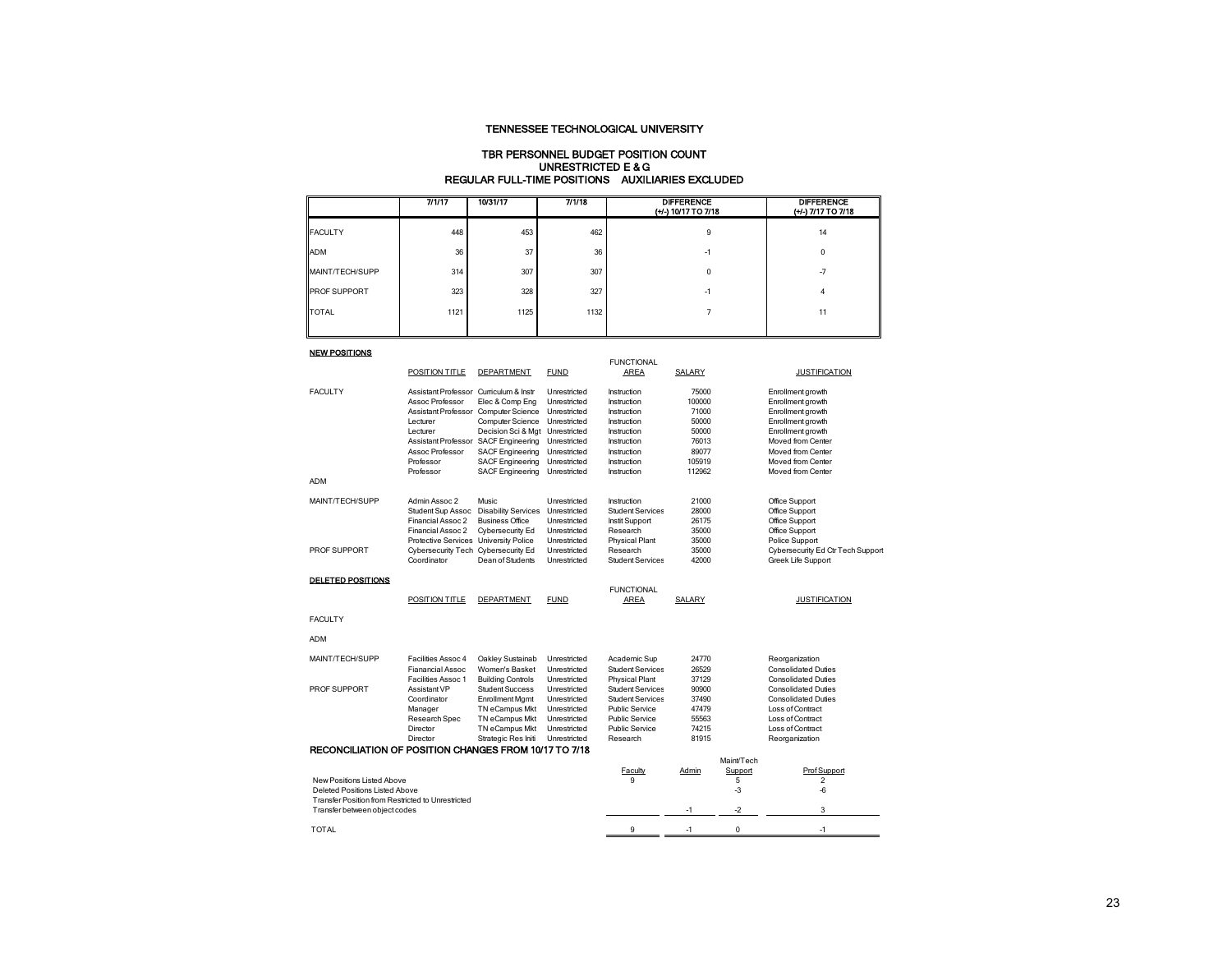# TENNESSEE TECHNOLOGICAL UNIVERSITY

## TBR PERSONNEL BUDGET POSITION COUNT
## UNRESTRICTED E & G
## REGULAR FULL-TIME POSITIONS AUXILIARIES EXCLUDED

| | 7/1/17 | 10/31/17 | 7/1/18 | DIFFERENCE (+/-) 10/17 TO 7/18 | DIFFERENCE (+/-) 7/17 TO 7/18 |
|---|---|---|---|---|---|
| FACULTY | 448 | 453 | 462 | 9 | 14 |
| ADM | 36 | 37 | 36 | -1 | 0 |
| MAINT/TECH/SUPP | 314 | 307 | 307 | 0 | -7 |
| PROF SUPPORT | 323 | 328 | 327 | -1 | 4 |
| TOTAL | 1121 | 1125 | 1132 | 7 | 11 |

**NEW POSITIONS**

| | POSITION TITLE | DEPARTMENT | FUND | FUNCTIONAL AREA | SALARY | JUSTIFICATION |
|---|---|---|---|---|---|---|
| FACULTY | Assistant Professor | Curriculum & Instr | Unrestricted | Instruction | 75000 | Enrollment growth |
| | Assoc Professor | Elec & Comp Eng | Unrestricted | Instruction | 100000 | Enrollment growth |
| | Assistant Professor | Computer Science | Unrestricted | Instruction | 71000 | Enrollment growth |
| | Lecturer | Computer Science | Unrestricted | Instruction | 50000 | Enrollment growth |
| | Lecturer | Decision Sci & Mgt | Unrestricted | Instruction | 50000 | Enrollment growth |
| | Assistant Professor | SACF Engineering | Unrestricted | Instruction | 76013 | Moved from Center |
| | Assoc Professor | SACF Engineering | Unrestricted | Instruction | 89077 | Moved from Center |
| | Professor | SACF Engineering | Unrestricted | Instruction | 105919 | Moved from Center |
| | Professor | SACF Engineering | Unrestricted | Instruction | 112962 | Moved from Center |
| ADM | | | | | | |
| MAINT/TECH/SUPP | Admin Assoc 2 | Music | Unrestricted | Instruction | 21000 | Office Support |
| | Student Sup Assoc | Disability Services | Unrestricted | Student Services | 28000 | Office Support |
| | Financial Assoc 2 | Business Office | Unrestricted | Instit Support | 26175 | Office Support |
| | Financial Assoc 2 | Cybersecurity Ed | Unrestricted | Research | 35000 | Office Support |
| | Protective Services | University Police | Unrestricted | Physical Plant | 35000 | Police Support |
| PROF SUPPORT | Cybersecurity Tech | Cybersecurity Ed | Unrestricted | Research | 35000 | Cybersecurity Ed Ctr Tech Support |
| | Coordinator | Dean of Students | Unrestricted | Student Services | 42000 | Greek Life Support |

**DELETED POSITIONS**

| | POSITION TITLE | DEPARTMENT | FUND | FUNCTIONAL AREA | SALARY | JUSTIFICATION |
|---|---|---|---|---|---|---|
| FACULTY | | | | | | |
| ADM | | | | | | |
| MAINT/TECH/SUPP | Facilities Assoc 4 | Oakley Sustainab | Unrestricted | Academic Sup | 24770 | Reorganization |
| | Fianancial Assoc | Women's Basket | Unrestricted | Student Services | 26529 | Consolidated Duties |
| | Facilities Assoc 1 | Building Controls | Unrestricted | Physical Plant | 37129 | Consolidated Duties |
| PROF SUPPORT | Assistant VP | Student Success | Unrestricted | Student Services | 90900 | Consolidated Duties |
| | Coordinator | Enrollment Mgmt | Unrestricted | Student Services | 37490 | Consolidated Duties |
| | Manager | TN eCampus Mkt | Unrestricted | Public Service | 47479 | Loss of Contract |
| | Research Spec | TN eCampus Mkt | Unrestricted | Public Service | 55563 | Loss of Contract |
| | Director | TN eCampus Mkt | Unrestricted | Public Service | 74215 | Loss of Contract |
| | Director | Strategic Res Initi | Unrestricted | Research | 81915 | Reorganization |

## RECONCILIATION OF POSITION CHANGES FROM 10/17 TO 7/18

| | Faculty | Admin | Maint/Tech Support | Prof Support |
|---|---|---|---|---|
| New Positions Listed Above | 9 | | 5 | 2 |
| Deleted Positions Listed Above | | | -3 | -6 |
| Transfer Position from Restricted to Unrestricted | | | | |
| Transfer between object codes | | -1 | -2 | 3 |
| TOTAL | 9 | -1 | 0 | -1 |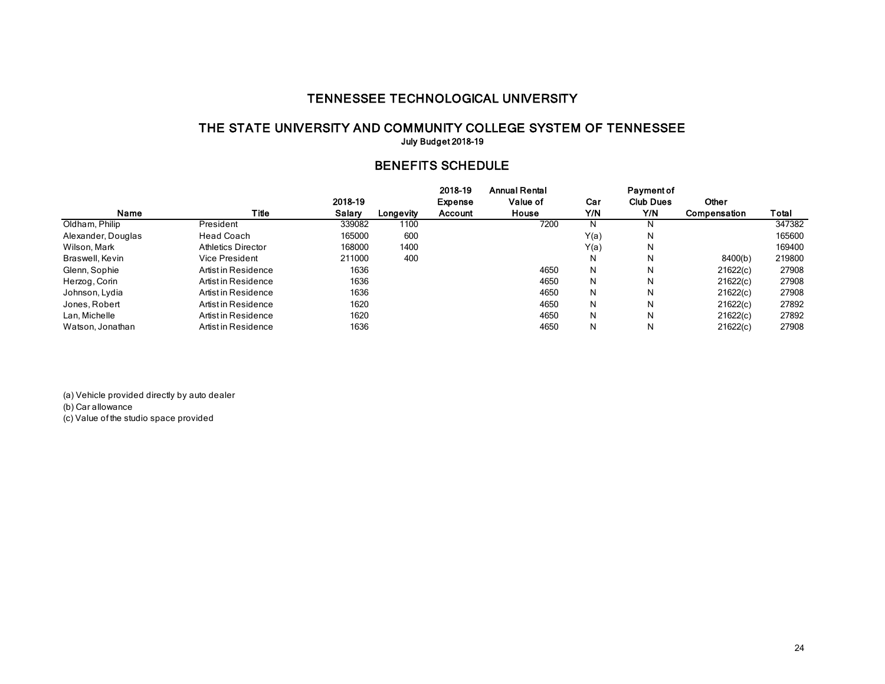# TENNESSEE TECHNOLOGICAL UNIVERSITY

## THE STATE UNIVERSITY AND COMMUNITY COLLEGE SYSTEM OF TENNESSEE

July Budget 2018-19

## BENEFITS SCHEDULE

| Name | Title | 2018-19 Salary | Longevity | 2018-19 Expense Account | Annual Rental Value of House | Car Y/N | Payment of Club Dues Y/N | Other Compensation | Total |
|---|---|---|---|---|---|---|---|---|---|
| Oldham, Philip | President | 339082 | 1100 | | 7200 | N | N | | 347382 |
| Alexander, Douglas | Head Coach | 165000 | 600 | | | Y(a) | N | | 165600 |
| Wilson, Mark | Athletics Director | 168000 | 1400 | | | Y(a) | N | | 169400 |
| Braswell, Kevin | Vice President | 211000 | 400 | | | N | N | 8400(b) | 219800 |
| Glenn, Sophie | Artist in Residence | 1636 | | | 4650 | N | N | 21622(c) | 27908 |
| Herzog, Corin | Artist in Residence | 1636 | | | 4650 | N | N | 21622(c) | 27908 |
| Johnson, Lydia | Artist in Residence | 1636 | | | 4650 | N | N | 21622(c) | 27908 |
| Jones, Robert | Artist in Residence | 1620 | | | 4650 | N | N | 21622(c) | 27892 |
| Lan, Michelle | Artist in Residence | 1620 | | | 4650 | N | N | 21622(c) | 27892 |
| Watson, Jonathan | Artist in Residence | 1636 | | | 4650 | N | N | 21622(c) | 27908 |

(a) Vehicle provided directly by auto dealer
(b) Car allowance
(c) Value of the studio space provided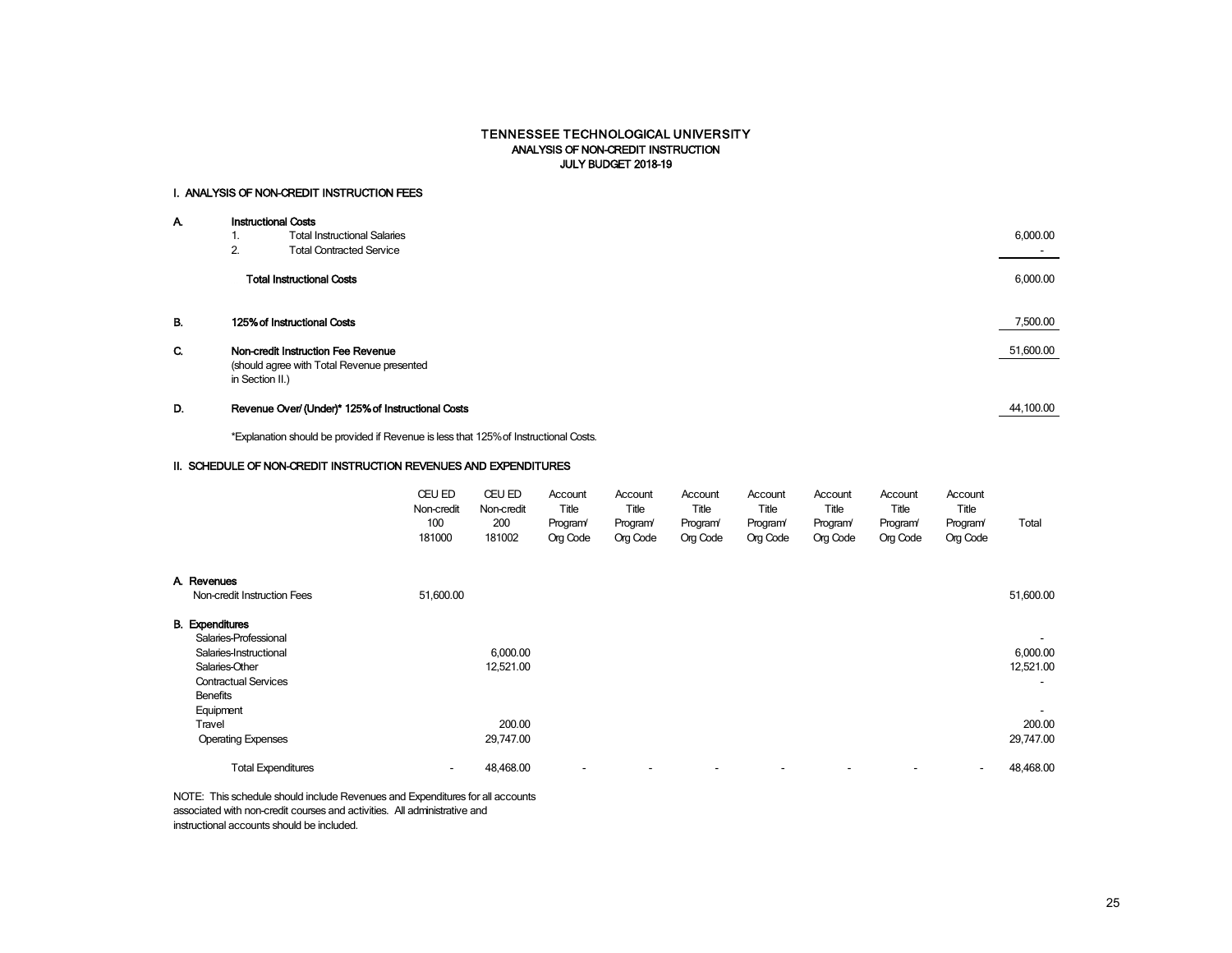# TENNESSEE TECHNOLOGICAL UNIVERSITY
## ANALYSIS OF NON-CREDIT INSTRUCTION
## JULY BUDGET 2018-19

### I. ANALYSIS OF NON-CREDIT INSTRUCTION FEES

| | | |
|---|---|---|
| **A.** | **Instructional Costs** | |
| | 1. Total Instructional Salaries | 6,000.00 |
| | 2. Total Contracted Service | - |
| | **Total Instructional Costs** | 6,000.00 |
| **B.** | **125% of Instructional Costs** | 7,500.00 |
| **C.** | **Non-credit Instruction Fee Revenue** (should agree with Total Revenue presented in Section II.) | 51,600.00 |
| **D.** | **Revenue Over/ (Under)\* 125% of Instructional Costs** | 44,100.00 |

*Explanation should be provided if Revenue is less that 125% of Instructional Costs.

### II. SCHEDULE OF NON-CREDIT INSTRUCTION REVENUES AND EXPENDITURES

| | CEU ED Non-credit 100 181000 | CEU ED Non-credit 200 181002 | Account Title Program/ Org Code | Account Title Program/ Org Code | Account Title Program/ Org Code | Account Title Program/ Org Code | Account Title Program/ Org Code | Account Title Program/ Org Code | Account Title Program/ Org Code | Total |
|---|---|---|---|---|---|---|---|---|---|---|
| **A. Revenues** | | | | | | | | | | |
| Non-credit Instruction Fees | 51,600.00 | | | | | | | | | 51,600.00 |
| **B. Expenditures** | | | | | | | | | | |
| Salaries-Professional | | | | | | | | | | - |
| Salaries-Instructional | | 6,000.00 | | | | | | | | 6,000.00 |
| Salaries-Other | | 12,521.00 | | | | | | | | 12,521.00 |
| Contractual Services | | | | | | | | | | - |
| Benefits | | | | | | | | | | |
| Equipment | | | | | | | | | | - |
| Travel | | 200.00 | | | | | | | | 200.00 |
| Operating Expenses | | 29,747.00 | | | | | | | | 29,747.00 |
| Total Expenditures | - | 48,468.00 | - | - | - | - | - | - | - | 48,468.00 |

NOTE: This schedule should include Revenues and Expenditures for all accounts associated with non-credit courses and activities. All administrative and instructional accounts should be included.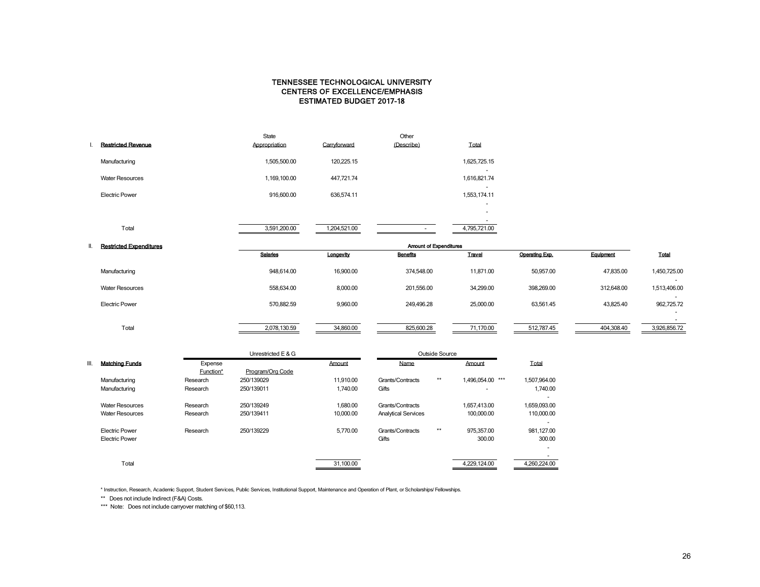# TENNESSEE TECHNOLOGICAL UNIVERSITY
## CENTERS OF EXCELLENCE/EMPHASIS
## ESTIMATED BUDGET 2017-18

| I. Restricted Revenue | State Appropriation | Carryforward | Other (Describe) | Total |
|---|---|---|---|---|
| Manufacturing | 1,505,500.00 | 120,225.15 | | 1,625,725.15 |
| Water Resources | 1,169,100.00 | 447,721.74 | | 1,616,821.74 |
| Electric Power | 916,600.00 | 636,574.11 | | 1,553,174.11 |
| Total | 3,591,200.00 | 1,204,521.00 | - | 4,795,721.00 |

| II. Restricted Expenditures | Amount of Expenditures | | | | | | |
|---|---|---|---|---|---|---|---|
| | Salaries | Longevity | Benefits | Travel | Operating Exp. | Equipment | Total |
| Manufacturing | 948,614.00 | 16,900.00 | 374,548.00 | 11,871.00 | 50,957.00 | 47,835.00 | 1,450,725.00 |
| Water Resources | 558,634.00 | 8,000.00 | 201,556.00 | 34,299.00 | 398,269.00 | 312,648.00 | 1,513,406.00 |
| Electric Power | 570,882.59 | 9,960.00 | 249,496.28 | 25,000.00 | 63,561.45 | 43,825.40 | 962,725.72 |
| Total | 2,078,130.59 | 34,860.00 | 825,600.28 | 71,170.00 | 512,787.45 | 404,308.40 | 3,926,856.72 |

| III. Matching Funds | Unrestricted E & G | | | Outside Source | | Total |
|---|---|---|---|---|---|---|
| | Expense Function* | Program/Org Code | Amount | Name | Amount | |
| Manufacturing | Research | 250/139029 | 11,910.00 | Grants/Contracts ** | 1,496,054.00 *** | 1,507,964.00 |
| Manufacturing | Research | 250/139011 | 1,740.00 | Gifts | - | 1,740.00 |
| Water Resources | Research | 250/139249 | 1,680.00 | Grants/Contracts | 1,657,413.00 | 1,659,093.00 |
| Water Resources | Research | 250/139411 | 10,000.00 | Analytical Services | 100,000.00 | 110,000.00 |
| Electric Power | Research | 250/139229 | 5,770.00 | Grants/Contracts ** | 975,357.00 | 981,127.00 |
| Electric Power | | | | Gifts | 300.00 | 300.00 |
| Total | | | 31,100.00 | | 4,229,124.00 | 4,260,224.00 |

* Instruction, Research, Academic Support, Student Services, Public Services, Institutional Support, Maintenance and Operation of Plant, or Scholarships/ Fellowships.

** Does not include Indirect (F&A) Costs.

*** Note: Does not include carryover matching of $60,113.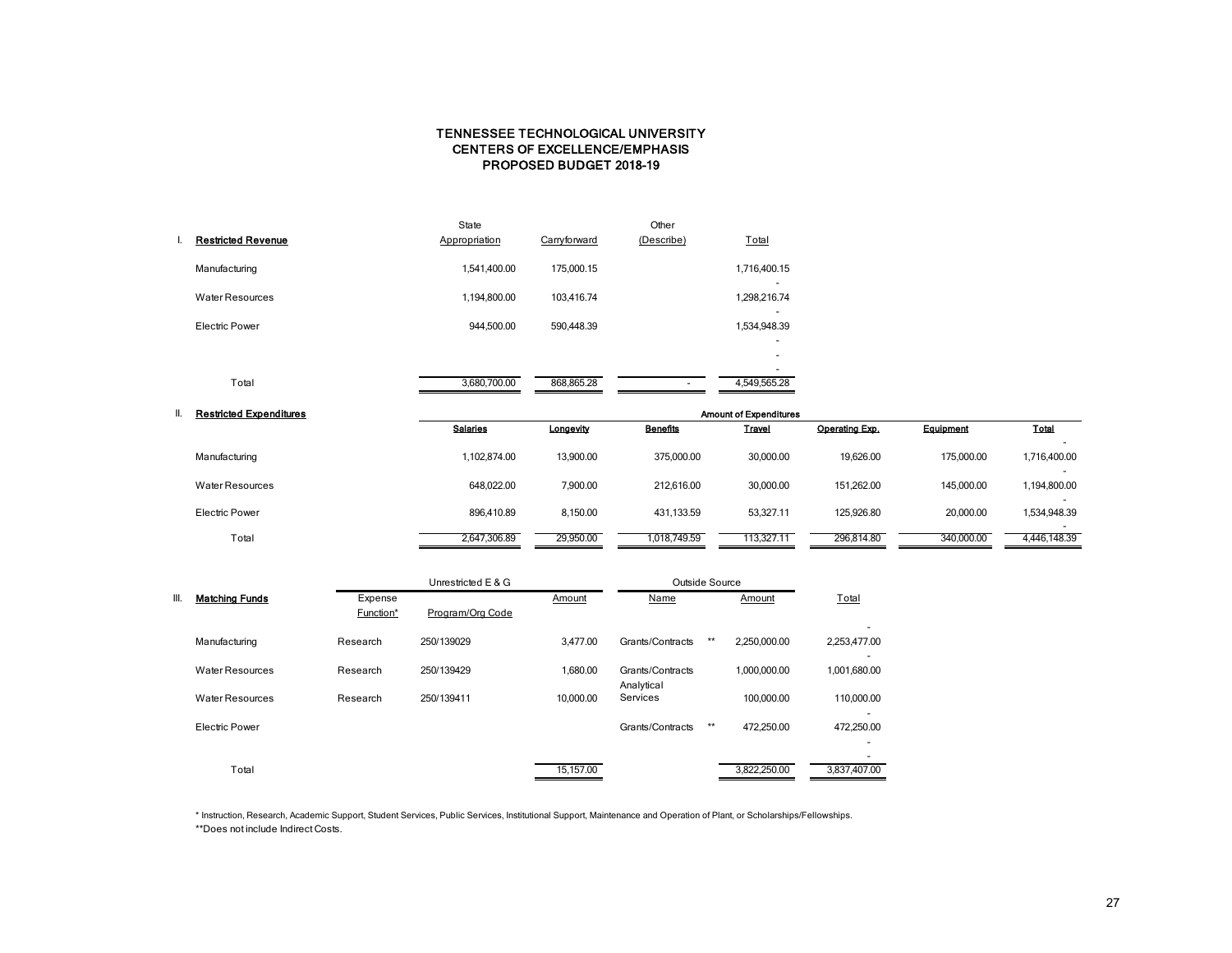# TENNESSEE TECHNOLOGICAL UNIVERSITY
## CENTERS OF EXCELLENCE/EMPHASIS
## PROPOSED BUDGET 2018-19

**I. Restricted Revenue**

| | State Appropriation | Carryforward | Other (Describe) | Total |
|---|---|---|---|---|
| Manufacturing | 1,541,400.00 | 175,000.15 | | 1,716,400.15 |
| | | | | - |
| Water Resources | 1,194,800.00 | 103,416.74 | | 1,298,216.74 |
| | | | | - |
| Electric Power | 944,500.00 | 590,448.39 | | 1,534,948.39 |
| | | | | - |
| | | | | - |
| | | | | - |
| Total | 3,680,700.00 | 868,865.28 | - | 4,549,565.28 |

**II. Restricted Expenditures**

| | Amount of Expenditures | | | | | | |
|---|---|---|---|---|---|---|---|
| | Salaries | Longevity | Benefits | Travel | Operating Exp. | Equipment | Total |
| | | | | | | | - |
| Manufacturing | 1,102,874.00 | 13,900.00 | 375,000.00 | 30,000.00 | 19,626.00 | 175,000.00 | 1,716,400.00 |
| | | | | | | | - |
| Water Resources | 648,022.00 | 7,900.00 | 212,616.00 | 30,000.00 | 151,262.00 | 145,000.00 | 1,194,800.00 |
| | | | | | | | - |
| Electric Power | 896,410.89 | 8,150.00 | 431,133.59 | 53,327.11 | 125,926.80 | 20,000.00 | 1,534,948.39 |
| | | | | | | | - |
| Total | 2,647,306.89 | 29,950.00 | 1,018,749.59 | 113,327.11 | 296,814.80 | 340,000.00 | 4,446,148.39 |

**III. Matching Funds**

| | Unrestricted E & G | | | Outside Source | | |
|---|---|---|---|---|---|---|
| | Expense Function* | Program/Org Code | Amount | Name | Amount | Total |
| | | | | | | - |
| Manufacturing | Research | 250/139029 | 3,477.00 | Grants/Contracts ** | 2,250,000.00 | 2,253,477.00 |
| | | | | | | - |
| Water Resources | Research | 250/139429 | 1,680.00 | Grants/Contracts | 1,000,000.00 | 1,001,680.00 |
| Water Resources | Research | 250/139411 | 10,000.00 | Analytical Services | 100,000.00 | 110,000.00 |
| | | | | | | - |
| Electric Power | | | | Grants/Contracts ** | 472,250.00 | 472,250.00 |
| | | | | | | - |
| | | | | | | - |
| Total | | | 15,157.00 | | 3,822,250.00 | 3,837,407.00 |

\* Instruction, Research, Academic Support, Student Services, Public Services, Institutional Support, Maintenance and Operation of Plant, or Scholarships/Fellowships.

**Does not include Indirect Costs.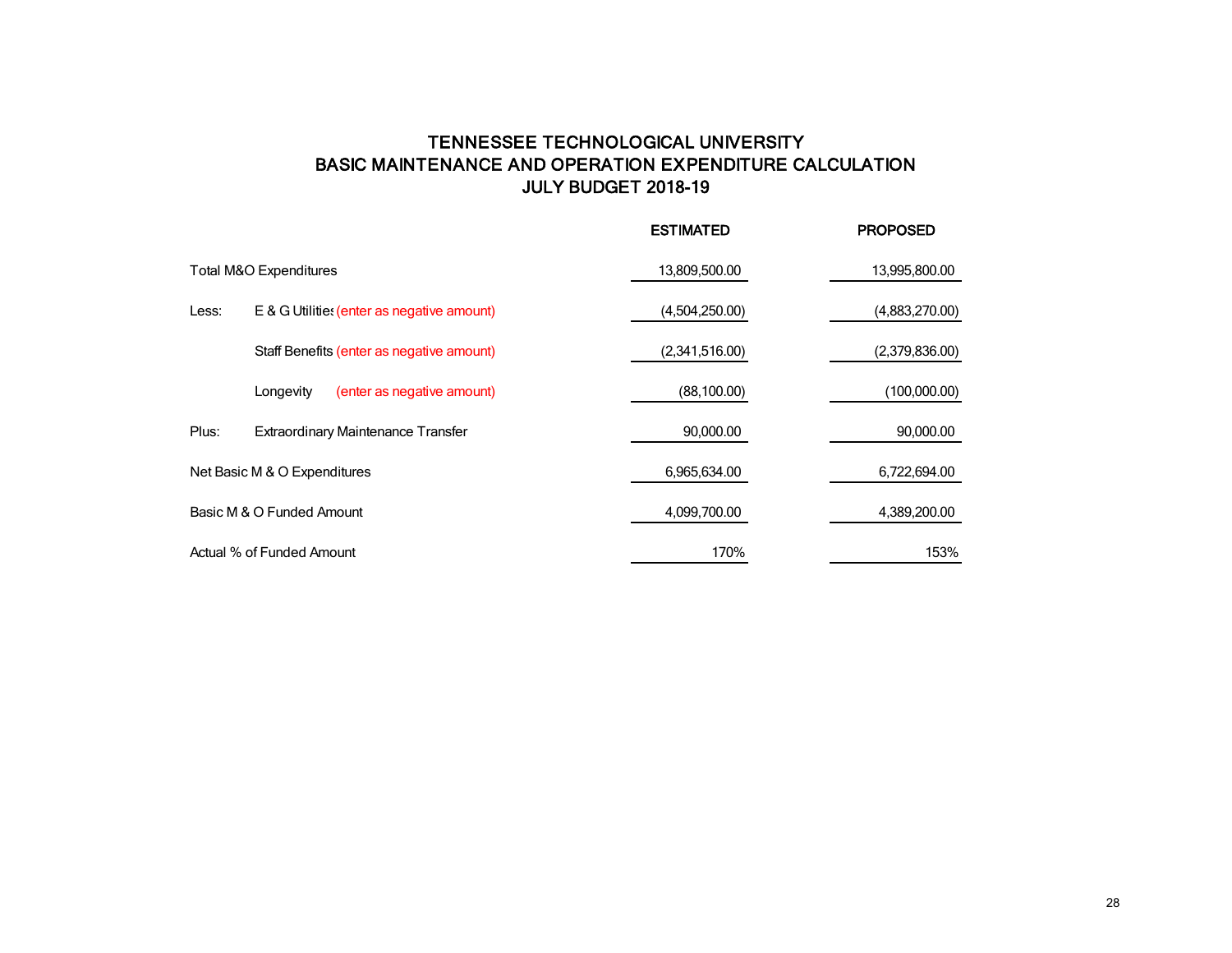# TENNESSEE TECHNOLOGICAL UNIVERSITY
## BASIC MAINTENANCE AND OPERATION EXPENDITURE CALCULATION
## JULY BUDGET 2018-19

| | | ESTIMATED | PROPOSED |
|---|---|---|---|
| Total M&O Expenditures | | 13,809,500.00 | 13,995,800.00 |
| Less: | E & G Utilities (enter as negative amount) | (4,504,250.00) | (4,883,270.00) |
| | Staff Benefits (enter as negative amount) | (2,341,516.00) | (2,379,836.00) |
| | Longevity (enter as negative amount) | (88,100.00) | (100,000.00) |
| Plus: | Extraordinary Maintenance Transfer | 90,000.00 | 90,000.00 |
| Net Basic M & O Expenditures | | 6,965,634.00 | 6,722,694.00 |
| Basic M & O Funded Amount | | 4,099,700.00 | 4,389,200.00 |
| Actual % of Funded Amount | | 170% | 153% |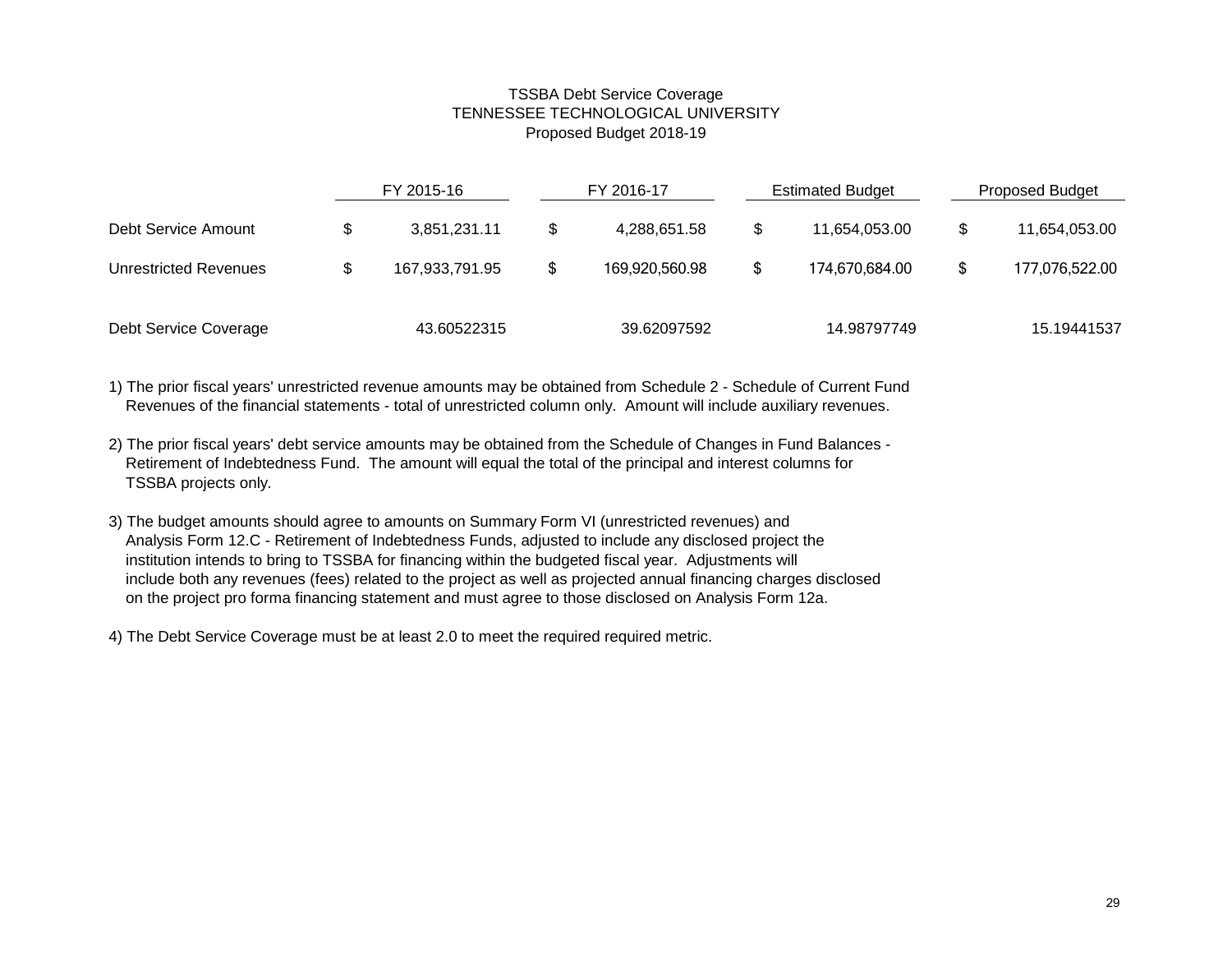# TSSBA Debt Service Coverage
## TENNESSEE TECHNOLOGICAL UNIVERSITY
### Proposed Budget 2018-19

| | FY 2015-16 | FY 2016-17 | Estimated Budget | Proposed Budget |
|---|---|---|---|---|
| Debt Service Amount | $ 3,851,231.11 | $ 4,288,651.58 | $ 11,654,053.00 | $ 11,654,053.00 |
| Unrestricted Revenues | $ 167,933,791.95 | $ 169,920,560.98 | $ 174,670,684.00 | $ 177,076,522.00 |
| Debt Service Coverage | 43.60522315 | 39.62097592 | 14.98797749 | 15.19441537 |

1) The prior fiscal years' unrestricted revenue amounts may be obtained from Schedule 2 - Schedule of Current Fund Revenues of the financial statements - total of unrestricted column only. Amount will include auxiliary revenues.

2) The prior fiscal years' debt service amounts may be obtained from the Schedule of Changes in Fund Balances - Retirement of Indebtedness Fund. The amount will equal the total of the principal and interest columns for TSSBA projects only.

3) The budget amounts should agree to amounts on Summary Form VI (unrestricted revenues) and Analysis Form 12.C - Retirement of Indebtedness Funds, adjusted to include any disclosed project the institution intends to bring to TSSBA for financing within the budgeted fiscal year. Adjustments will include both any revenues (fees) related to the project as well as projected annual financing charges disclosed on the project pro forma financing statement and must agree to those disclosed on Analysis Form 12a.

4) The Debt Service Coverage must be at least 2.0 to meet the required required metric.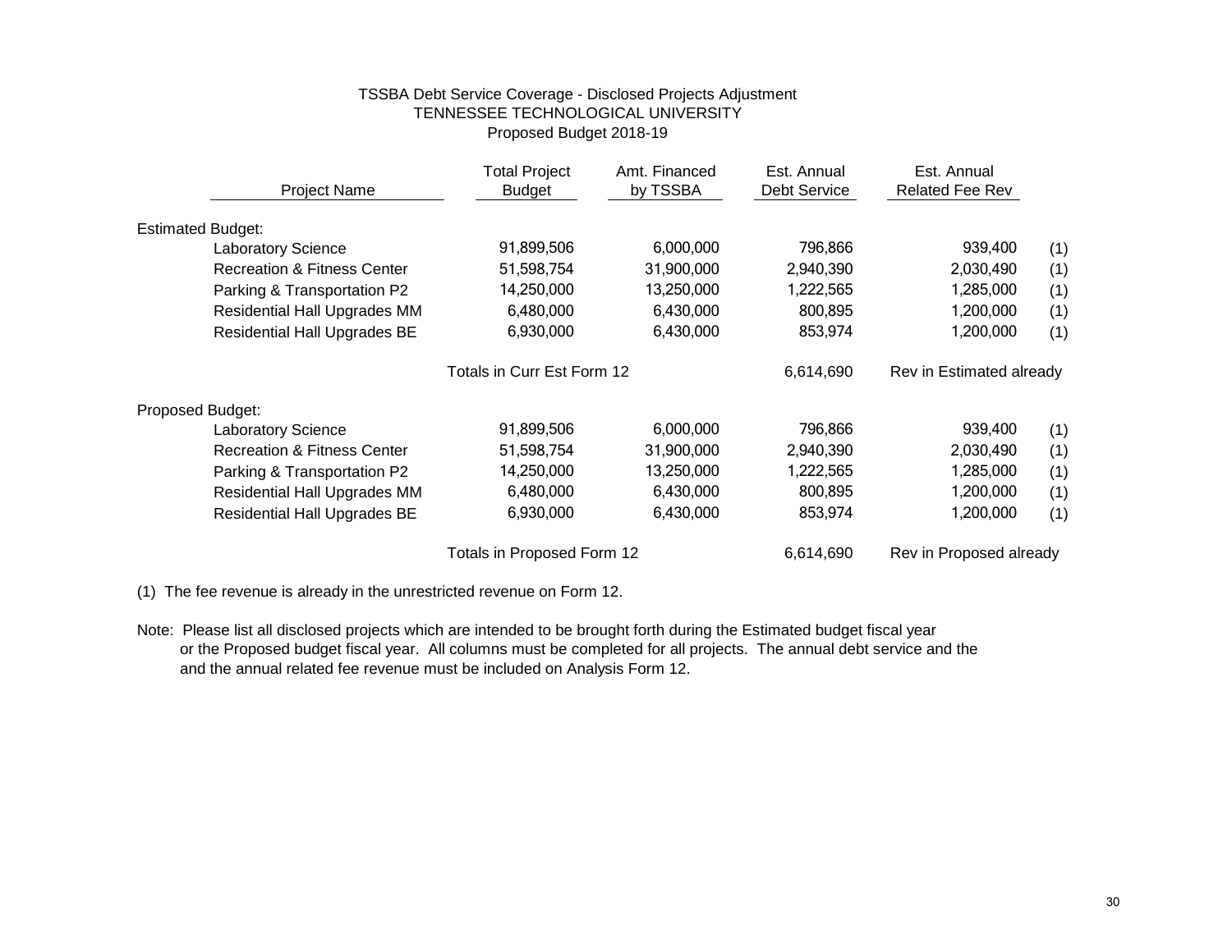TSSBA Debt Service Coverage - Disclosed Projects Adjustment
TENNESSEE TECHNOLOGICAL UNIVERSITY
Proposed Budget 2018-19

| Project Name | Total Project Budget | Amt. Financed by TSSBA | Est. Annual Debt Service | Est. Annual Related Fee Rev | |
|---|---|---|---|---|---|
| **Estimated Budget:** | | | | | |
| Laboratory Science | 91,899,506 | 6,000,000 | 796,866 | 939,400 | (1) |
| Recreation & Fitness Center | 51,598,754 | 31,900,000 | 2,940,390 | 2,030,490 | (1) |
| Parking & Transportation P2 | 14,250,000 | 13,250,000 | 1,222,565 | 1,285,000 | (1) |
| Residential Hall Upgrades MM | 6,480,000 | 6,430,000 | 800,895 | 1,200,000 | (1) |
| Residential Hall Upgrades BE | 6,930,000 | 6,430,000 | 853,974 | 1,200,000 | (1) |
| | Totals in Curr Est Form 12 | | 6,614,690 | Rev in Estimated already | |
| **Proposed Budget:** | | | | | |
| Laboratory Science | 91,899,506 | 6,000,000 | 796,866 | 939,400 | (1) |
| Recreation & Fitness Center | 51,598,754 | 31,900,000 | 2,940,390 | 2,030,490 | (1) |
| Parking & Transportation P2 | 14,250,000 | 13,250,000 | 1,222,565 | 1,285,000 | (1) |
| Residential Hall Upgrades MM | 6,480,000 | 6,430,000 | 800,895 | 1,200,000 | (1) |
| Residential Hall Upgrades BE | 6,930,000 | 6,430,000 | 853,974 | 1,200,000 | (1) |
| | Totals in Proposed Form 12 | | 6,614,690 | Rev in Proposed already | |

(1) The fee revenue is already in the unrestricted revenue on Form 12.

Note: Please list all disclosed projects which are intended to be brought forth during the Estimated budget fiscal year or the Proposed budget fiscal year. All columns must be completed for all projects. The annual debt service and the and the annual related fee revenue must be included on Analysis Form 12.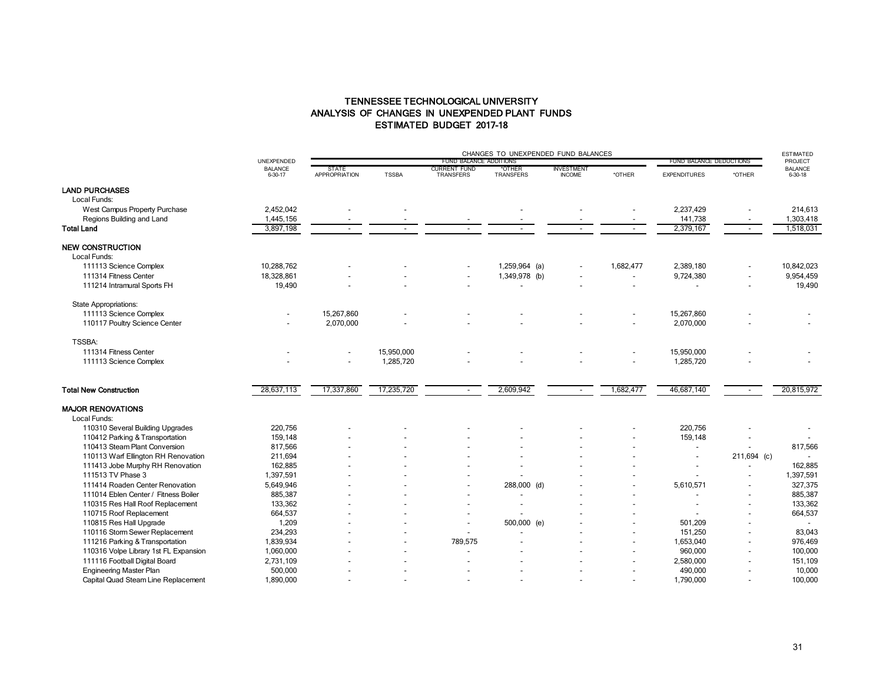# TENNESSEE TECHNOLOGICAL UNIVERSITY
## ANALYSIS OF CHANGES IN UNEXPENDED PLANT FUNDS
### ESTIMATED BUDGET 2017-18

| | UNEXPENDED BALANCE 6-30-17 | CHANGES TO UNEXPENDED FUND BALANCES | | | | | | | | ESTIMATED PROJECT BALANCE 6-30-18 |
|---|---|---|---|---|---|---|---|---|---|---|
| | | FUND BALANCE ADDITIONS | | | | | | FUND BALANCE DEDUCTIONS | | |
| | | STATE APPROPRIATION | TSSBA | CURRENT FUND TRANSFERS | *OTHER TRANSFERS | INVESTMENT INCOME | *OTHER | EXPENDITURES | *OTHER | |
| **LAND PURCHASES** | | | | | | | | | | |
| Local Funds: | | | | | | | | | | |
| West Campus Property Purchase | 2,452,042 | - | - | | - | - | - | 2,237,429 | - | 214,613 |
| Regions Building and Land | 1,445,156 | - | - | - | - | - | - | 141,738 | - | 1,303,418 |
| **Total Land** | 3,897,198 | - | - | - | - | - | - | 2,379,167 | - | 1,518,031 |
| **NEW CONSTRUCTION** | | | | | | | | | | |
| Local Funds: | | | | | | | | | | |
| 111113 Science Complex | 10,288,762 | - | - | - | 1,259,964 (a) | - | 1,682,477 | 2,389,180 | - | 10,842,023 |
| 111314 Fitness Center | 18,328,861 | - | - | - | 1,349,978 (b) | - | - | 9,724,380 | - | 9,954,459 |
| 111214 Intramural Sports FH | 19,490 | - | - | - | - | - | - | - | - | 19,490 |
| State Appropriations: | | | | | | | | | | |
| 111113 Science Complex | - | 15,267,860 | - | - | - | - | - | 15,267,860 | - | - |
| 110117 Poultry Science Center | - | 2,070,000 | - | - | - | - | - | 2,070,000 | - | - |
| TSSBA: | | | | | | | | | | |
| 111314 Fitness Center | - | - | 15,950,000 | - | - | - | - | 15,950,000 | - | - |
| 111113 Science Complex | - | - | 1,285,720 | - | - | - | - | 1,285,720 | - | - |
| **Total New Construction** | 28,637,113 | 17,337,860 | 17,235,720 | - | 2,609,942 | - | 1,682,477 | 46,687,140 | - | 20,815,972 |
| **MAJOR RENOVATIONS** | | | | | | | | | | |
| Local Funds: | | | | | | | | | | |
| 110310 Several Building Upgrades | 220,756 | - | - | - | - | - | - | 220,756 | - | - |
| 110412 Parking & Transportation | 159,148 | - | - | - | - | - | - | 159,148 | - | - |
| 110413 Steam Plant Conversion | 817,566 | - | - | - | - | - | - | - | - | 817,566 |
| 110113 Warf Ellington RH Renovation | 211,694 | - | - | - | - | - | - | - | 211,694 (c) | - |
| 111413 Jobe Murphy RH Renovation | 162,885 | - | - | - | - | - | - | - | - | 162,885 |
| 111513 TV Phase 3 | 1,397,591 | - | - | - | - | - | - | - | - | 1,397,591 |
| 111414 Roaden Center Renovation | 5,649,946 | - | - | - | 288,000 (d) | - | - | 5,610,571 | - | 327,375 |
| 111014 Eblen Center / Fitness Boiler | 885,387 | - | - | - | - | - | - | - | - | 885,387 |
| 110315 Res Hall Roof Replacement | 133,362 | - | - | - | - | - | - | - | - | 133,362 |
| 110715 Roof Replacement | 664,537 | - | - | - | - | - | - | - | - | 664,537 |
| 110815 Res Hall Upgrade | 1,209 | - | - | - | 500,000 (e) | - | - | 501,209 | - | - |
| 110116 Storm Sewer Replacement | 234,293 | - | - | - | - | - | - | 151,250 | - | 83,043 |
| 111216 Parking & Transportation | 1,839,934 | - | - | 789,575 | - | - | - | 1,653,040 | - | 976,469 |
| 110316 Volpe Library 1st FL Expansion | 1,060,000 | - | - | - | - | - | - | 960,000 | - | 100,000 |
| 111116 Football Digital Board | 2,731,109 | - | - | - | - | - | - | 2,580,000 | - | 151,109 |
| Engineering Master Plan | 500,000 | - | - | - | - | - | - | 490,000 | - | 10,000 |
| Capital Quad Steam Line Replacement | 1,890,000 | - | - | - | - | - | - | 1,790,000 | - | 100,000 |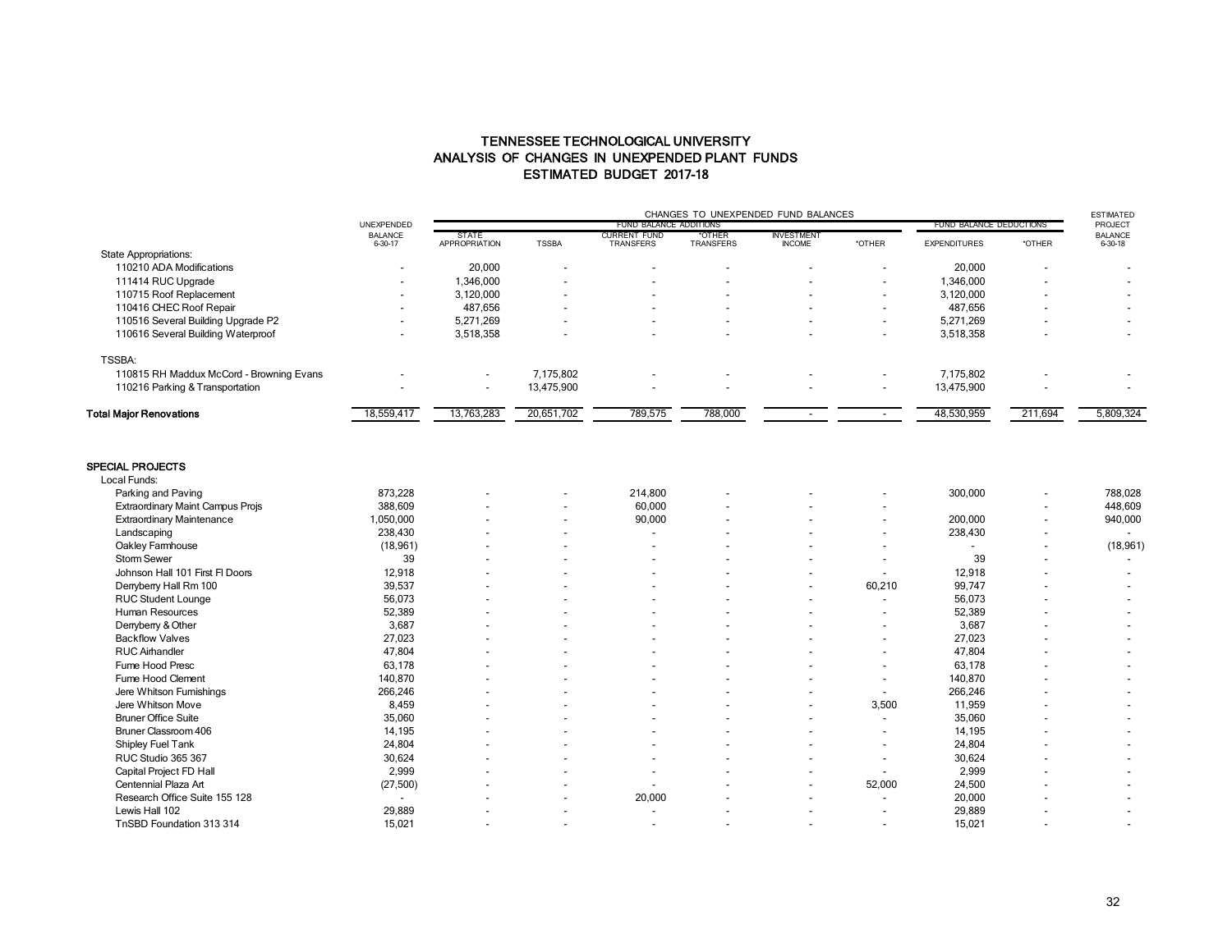# TENNESSEE TECHNOLOGICAL UNIVERSITY
## ANALYSIS OF CHANGES IN UNEXPENDED PLANT FUNDS
## ESTIMATED BUDGET 2017-18

| | UNEXPENDED BALANCE 6-30-17 | CHANGES TO UNEXPENDED FUND BALANCES | | | | | | | | | ESTIMATED PROJECT BALANCE 6-30-18 |
|---|---|---|---|---|---|---|---|---|---|---|---|
| | | FUND BALANCE ADDITIONS | | | | | | | FUND BALANCE DEDUCTIONS | | |
| | | STATE APPROPRIATION | TSSBA | CURRENT FUND TRANSFERS | *OTHER TRANSFERS | INVESTMENT INCOME | *OTHER | | EXPENDITURES | *OTHER | |
| State Appropriations: | | | | | | | | | | | |
| 110210 ADA Modifications | - | 20,000 | - | - | - | - | - | | 20,000 | - | - |
| 111414 RUC Upgrade | - | 1,346,000 | - | - | - | - | - | | 1,346,000 | - | - |
| 110715 Roof Replacement | - | 3,120,000 | - | - | - | - | - | | 3,120,000 | - | - |
| 110416 CHEC Roof Repair | - | 487,656 | - | - | - | - | - | | 487,656 | - | - |
| 110516 Several Building Upgrade P2 | - | 5,271,269 | - | - | - | - | - | | 5,271,269 | - | - |
| 110616 Several Building Waterproof | - | 3,518,358 | - | - | - | - | - | | 3,518,358 | - | - |
| TSSBA: | | | | | | | | | | | |
| 110815 RH Maddux McCord - Browning Evans | - | - | 7,175,802 | - | - | - | - | | 7,175,802 | - | - |
| 110216 Parking & Transportation | - | - | 13,475,900 | - | - | - | - | | 13,475,900 | - | - |
| **Total Major Renovations** | 18,559,417 | 13,763,283 | 20,651,702 | 789,575 | 788,000 | - | - | | 48,530,959 | 211,694 | 5,809,324 |
| **SPECIAL PROJECTS** | | | | | | | | | | | |
| Local Funds: | | | | | | | | | | | |
| Parking and Paving | 873,228 | - | - | 214,800 | - | - | - | | 300,000 | - | 788,028 |
| Extraordinary Maint Campus Projs | 388,609 | - | - | 60,000 | - | - | - | | | - | 448,609 |
| Extraordinary Maintenance | 1,050,000 | - | - | 90,000 | - | - | - | | 200,000 | - | 940,000 |
| Landscaping | 238,430 | - | - | - | - | - | - | | 238,430 | - | - |
| Oakley Farmhouse | (18,961) | - | - | - | - | - | - | | - | - | (18,961) |
| Storm Sewer | 39 | - | - | - | - | - | - | | 39 | - | - |
| Johnson Hall 101 First Fl Doors | 12,918 | - | - | - | - | - | - | | 12,918 | - | - |
| Derryberry Hall Rm 100 | 39,537 | - | - | - | - | - | 60,210 | | 99,747 | - | - |
| RUC Student Lounge | 56,073 | - | - | - | - | - | - | | 56,073 | - | - |
| Human Resources | 52,389 | - | - | - | - | - | - | | 52,389 | - | - |
| Derryberry & Other | 3,687 | - | - | - | - | - | - | | 3,687 | - | - |
| Backflow Valves | 27,023 | - | - | - | - | - | - | | 27,023 | - | - |
| RUC Airhandler | 47,804 | - | - | - | - | - | - | | 47,804 | - | - |
| Fume Hood Presc | 63,178 | - | - | - | - | - | - | | 63,178 | - | - |
| Fume Hood Clement | 140,870 | - | - | - | - | - | - | | 140,870 | - | - |
| Jere Whitson Furnishings | 266,246 | - | - | - | - | - | - | | 266,246 | - | - |
| Jere Whitson Move | 8,459 | - | - | - | - | - | 3,500 | | 11,959 | - | - |
| Bruner Office Suite | 35,060 | - | - | - | - | - | - | | 35,060 | - | - |
| Bruner Classroom 406 | 14,195 | - | - | - | - | - | - | | 14,195 | - | - |
| Shipley Fuel Tank | 24,804 | - | - | - | - | - | - | | 24,804 | - | - |
| RUC Studio 365 367 | 30,624 | - | - | - | - | - | - | | 30,624 | - | - |
| Capital Project FD Hall | 2,999 | - | - | - | - | - | - | | 2,999 | - | - |
| Centennial Plaza Art | (27,500) | - | - | - | - | - | 52,000 | | 24,500 | - | - |
| Research Office Suite 155 128 | - | - | - | 20,000 | - | - | - | | 20,000 | - | - |
| Lewis Hall 102 | 29,889 | - | - | - | - | - | - | | 29,889 | - | - |
| TnSBD Foundation 313 314 | 15,021 | - | - | - | - | - | - | | 15,021 | - | - |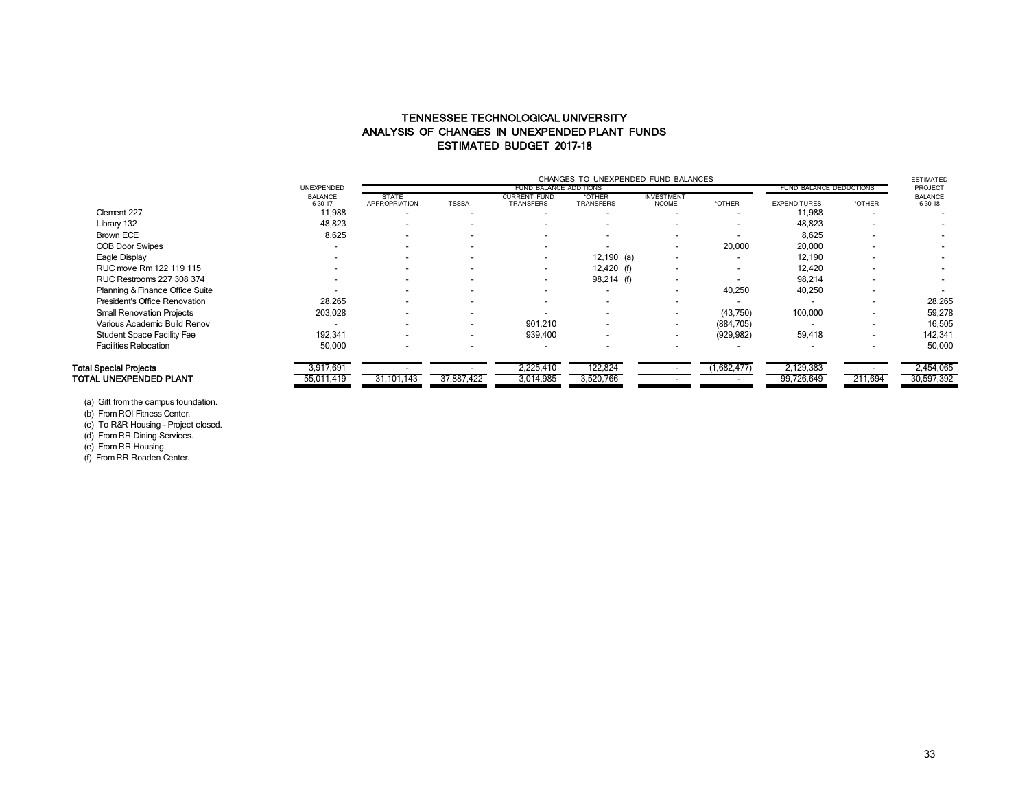# TENNESSEE TECHNOLOGICAL UNIVERSITY
## ANALYSIS OF CHANGES IN UNEXPENDED PLANT FUNDS
## ESTIMATED BUDGET 2017-18

| | UNEXPENDED BALANCE 6-30-17 | CHANGES TO UNEXPENDED FUND BALANCES | | | | | | | | ESTIMATED PROJECT BALANCE 6-30-18 |
|---|---|---|---|---|---|---|---|---|---|---|
| | | FUND BALANCE ADDITIONS | | | | | | FUND BALANCE DEDUCTIONS | | |
| | | STATE APPROPRIATION | TSSBA | CURRENT FUND TRANSFERS | *OTHER TRANSFERS | INVESTMENT INCOME | *OTHER | EXPENDITURES | *OTHER | |
| Clement 227 | 11,988 | - | - | - | - | - | - | 11,988 | - | - |
| Library 132 | 48,823 | - | - | - | - | - | - | 48,823 | - | - |
| Brown ECE | 8,625 | - | - | - | - | - | - | 8,625 | - | - |
| COB Door Swipes | - | - | - | - | - | - | 20,000 | 20,000 | - | - |
| Eagle Display | - | - | - | - | 12,190 (a) | - | - | 12,190 | - | - |
| RUC move Rm 122 119 115 | - | - | - | - | 12,420 (f) | - | - | 12,420 | - | - |
| RUC Restrooms 227 308 374 | - | - | - | - | 98,214 (f) | - | - | 98,214 | - | - |
| Planning & Finance Office Suite | - | - | - | - | - | - | 40,250 | 40,250 | - | - |
| President's Office Renovation | 28,265 | - | - | - | - | - | - | - | - | 28,265 |
| Small Renovation Projects | 203,028 | - | - | - | - | - | (43,750) | 100,000 | - | 59,278 |
| Various Academic Build Renov | - | - | - | 901,210 | - | - | (884,705) | - | - | 16,505 |
| Student Space Facility Fee | 192,341 | - | - | 939,400 | - | - | (929,982) | 59,418 | - | 142,341 |
| Facilities Relocation | 50,000 | - | - | - | - | - | - | - | - | 50,000 |
| **Total Special Projects** | 3,917,691 | - | - | 2,225,410 | 122,824 | - | (1,682,477) | 2,129,383 | - | 2,454,065 |
| **TOTAL UNEXPENDED PLANT** | 55,011,419 | 31,101,143 | 37,887,422 | 3,014,985 | 3,520,766 | - | - | 99,726,649 | 211,694 | 30,597,392 |

(a) Gift from the campus foundation.
(b) From ROI Fitness Center.
(c) To R&R Housing - Project closed.
(d) From RR Dining Services.
(e) From RR Housing.
(f) From RR Roaden Center.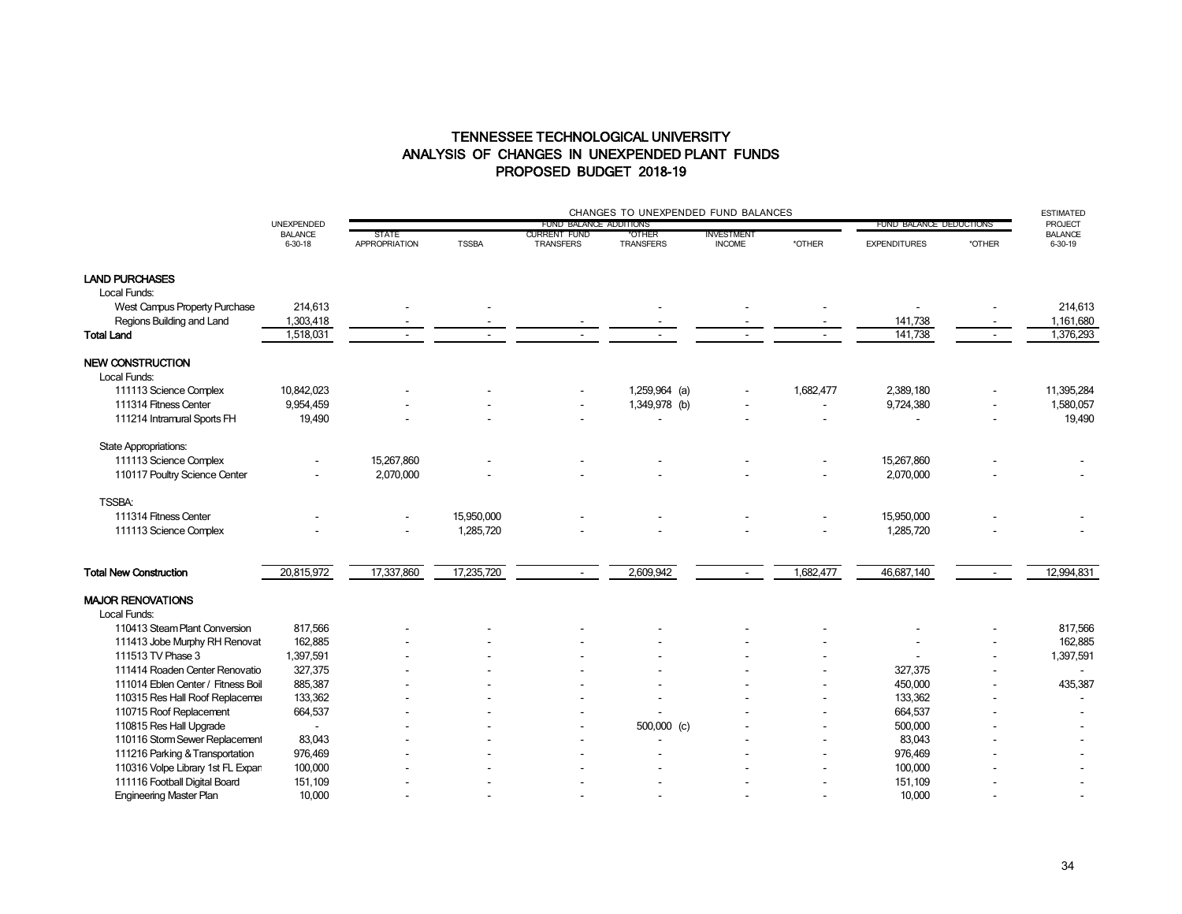# TENNESSEE TECHNOLOGICAL UNIVERSITY
## ANALYSIS OF CHANGES IN UNEXPENDED PLANT FUNDS
## PROPOSED BUDGET 2018-19

| | UNEXPENDED BALANCE 6-30-18 | CHANGES TO UNEXPENDED FUND BALANCES | | | | | | | | ESTIMATED PROJECT BALANCE 6-30-19 |
|---|---|---|---|---|---|---|---|---|---|---|
| | | FUND BALANCE ADDITIONS | | | | | | FUND BALANCE DEDUCTIONS | | |
| | | STATE APPROPRIATION | TSSBA | CURRENT FUND TRANSFERS | *OTHER TRANSFERS | INVESTMENT INCOME | *OTHER | EXPENDITURES | *OTHER | |
| **LAND PURCHASES** | | | | | | | | | | |
| Local Funds: | | | | | | | | | | |
| West Campus Property Purchase | 214,613 | - | - | | - | - | - | - | - | 214,613 |
| Regions Building and Land | 1,303,418 | - | - | - | - | - | - | 141,738 | - | 1,161,680 |
| **Total Land** | 1,518,031 | - | - | - | - | - | - | 141,738 | - | 1,376,293 |
| **NEW CONSTRUCTION** | | | | | | | | | | |
| Local Funds: | | | | | | | | | | |
| 111113 Science Complex | 10,842,023 | - | - | - | 1,259,964 (a) | - | 1,682,477 | 2,389,180 | - | 11,395,284 |
| 111314 Fitness Center | 9,954,459 | - | - | - | 1,349,978 (b) | - | - | 9,724,380 | - | 1,580,057 |
| 111214 Intramural Sports FH | 19,490 | - | - | - | - | - | - | - | - | 19,490 |
| State Appropriations: | | | | | | | | | | |
| 111113 Science Complex | - | 15,267,860 | - | - | - | - | - | 15,267,860 | - | - |
| 110117 Poultry Science Center | - | 2,070,000 | - | - | - | - | - | 2,070,000 | - | - |
| TSSBA: | | | | | | | | | | |
| 111314 Fitness Center | - | - | 15,950,000 | - | - | - | - | 15,950,000 | - | - |
| 111113 Science Complex | - | - | 1,285,720 | - | - | - | - | 1,285,720 | - | - |
| **Total New Construction** | 20,815,972 | 17,337,860 | 17,235,720 | - | 2,609,942 | - | 1,682,477 | 46,687,140 | - | 12,994,831 |
| **MAJOR RENOVATIONS** | | | | | | | | | | |
| Local Funds: | | | | | | | | | | |
| 110413 Steam Plant Conversion | 817,566 | - | - | - | - | - | - | - | - | 817,566 |
| 111413 Jobe Murphy RH Renovat | 162,885 | - | - | - | - | - | - | - | - | 162,885 |
| 111513 TV Phase 3 | 1,397,591 | - | - | - | - | - | - | - | - | 1,397,591 |
| 111414 Roaden Center Renovatio | 327,375 | - | - | - | - | - | - | 327,375 | - | - |
| 111014 Eblen Center / Fitness Boil | 885,387 | - | - | - | - | - | - | 450,000 | - | 435,387 |
| 110315 Res Hall Roof Replaceme | 133,362 | - | - | - | - | - | - | 133,362 | - | - |
| 110715 Roof Replacement | 664,537 | - | - | - | - | - | - | 664,537 | - | - |
| 110815 Res Hall Upgrade | - | - | - | - | 500,000 (c) | - | - | 500,000 | - | - |
| 110116 Storm Sewer Replacement | 83,043 | - | - | - | - | - | - | 83,043 | - | - |
| 111216 Parking & Transportation | 976,469 | - | - | - | - | - | - | 976,469 | - | - |
| 110316 Volpe Library 1st FL Expan | 100,000 | - | - | - | - | - | - | 100,000 | - | - |
| 111116 Football Digital Board | 151,109 | - | - | - | - | - | - | 151,109 | - | - |
| Engineering Master Plan | 10,000 | - | - | - | - | - | - | 10,000 | - | - |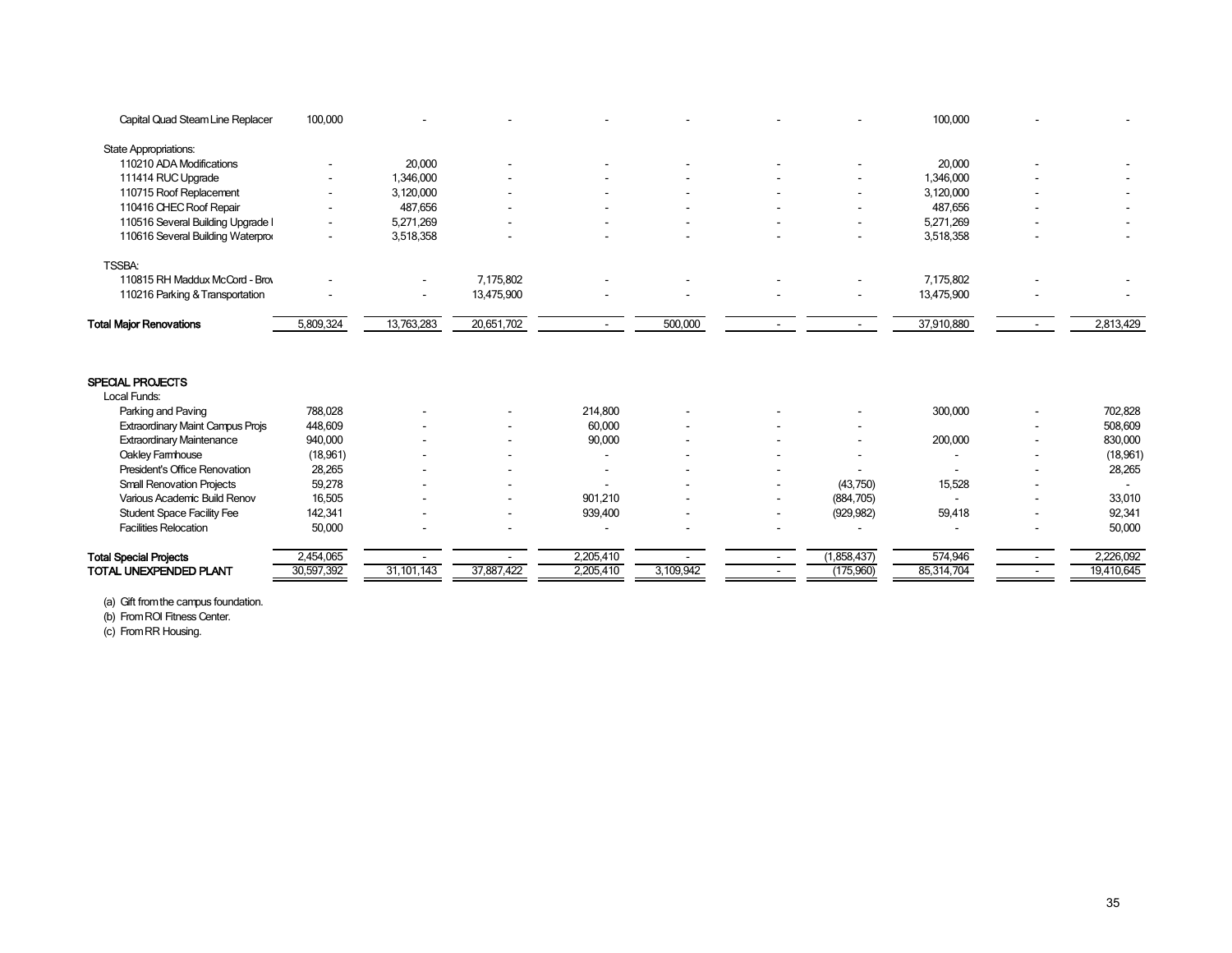| | | | | | | | | | | |
|---|---|---|---|---|---|---|---|---|---|---|
| Capital Quad Steam Line Replacer | 100,000 | - | - | - | - | - | - | 100,000 | - | - |
| State Appropriations: | | | | | | | | | | |
| 110210 ADA Modifications | - | 20,000 | - | - | - | - | - | 20,000 | - | - |
| 111414 RUC Upgrade | - | 1,346,000 | - | - | - | - | - | 1,346,000 | - | - |
| 110715 Roof Replacement | - | 3,120,000 | - | - | - | - | - | 3,120,000 | - | - |
| 110416 CHEC Roof Repair | - | 487,656 | - | - | - | - | - | 487,656 | - | - |
| 110516 Several Building Upgrade I | - | 5,271,269 | - | - | - | - | - | 5,271,269 | - | - |
| 110616 Several Building Waterpro | - | 3,518,358 | - | - | - | - | - | 3,518,358 | - | - |
| TSSBA: | | | | | | | | | | |
| 110815 RH Maddux McCord - Brov | - | - | 7,175,802 | - | - | - | - | 7,175,802 | - | - |
| 110216 Parking & Transportation | - | - | 13,475,900 | - | - | - | - | 13,475,900 | - | - |
| **Total Major Renovations** | 5,809,324 | 13,763,283 | 20,651,702 | - | 500,000 | - | - | 37,910,880 | - | 2,813,429 |
| **SPECIAL PROJECTS** | | | | | | | | | | |
| Local Funds: | | | | | | | | | | |
| Parking and Paving | 788,028 | - | - | 214,800 | - | - | - | 300,000 | - | 702,828 |
| Extraordinary Maint Campus Projs | 448,609 | - | - | 60,000 | - | - | - | | - | 508,609 |
| Extraordinary Maintenance | 940,000 | - | - | 90,000 | - | - | - | 200,000 | - | 830,000 |
| Oakley Farmhouse | (18,961) | - | - | - | - | - | - | - | - | (18,961) |
| President's Office Renovation | 28,265 | - | - | - | - | - | - | - | - | 28,265 |
| Small Renovation Projects | 59,278 | - | - | - | - | - | (43,750) | 15,528 | - | - |
| Various Academic Build Renov | 16,505 | - | - | 901,210 | - | - | (884,705) | - | - | 33,010 |
| Student Space Facility Fee | 142,341 | - | - | 939,400 | - | - | (929,982) | 59,418 | - | 92,341 |
| Facilities Relocation | 50,000 | - | - | - | - | - | - | - | - | 50,000 |
| **Total Special Projects** | 2,454,065 | - | - | 2,205,410 | - | - | (1,858,437) | 574,946 | - | 2,226,092 |
| **TOTAL UNEXPENDED PLANT** | 30,597,392 | 31,101,143 | 37,887,422 | 2,205,410 | 3,109,942 | - | (175,960) | 85,314,704 | - | 19,410,645 |

(a) Gift from the campus foundation.

(b) From ROI Fitness Center.

(c) From RR Housing.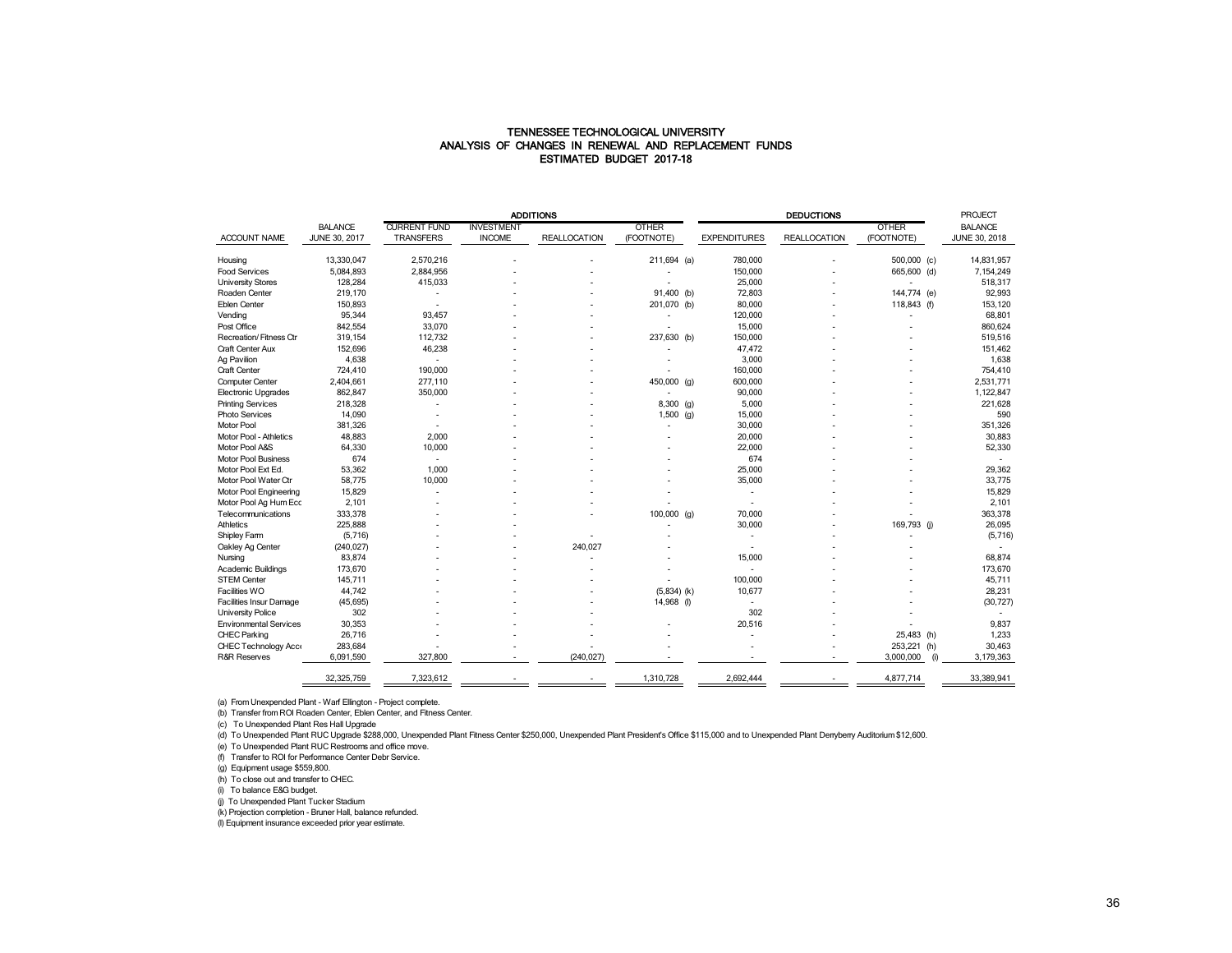# TENNESSEE TECHNOLOGICAL UNIVERSITY
## ANALYSIS OF CHANGES IN RENEWAL AND REPLACEMENT FUNDS
### ESTIMATED BUDGET 2017-18

| | | ADDITIONS | | | | DEDUCTIONS | | | PROJECT |
|---|---|---|---|---|---|---|---|---|---|
| ACCOUNT NAME | BALANCE JUNE 30, 2017 | CURRENT FUND TRANSFERS | INVESTMENT INCOME | REALLOCATION | OTHER (FOOTNOTE) | EXPENDITURES | REALLOCATION | OTHER (FOOTNOTE) | BALANCE JUNE 30, 2018 |
| Housing | 13,330,047 | 2,570,216 | - | - | 211,694 (a) | 780,000 | - | 500,000 (c) | 14,831,957 |
| Food Services | 5,084,893 | 2,884,956 | - | - | - | 150,000 | - | 665,600 (d) | 7,154,249 |
| University Stores | 128,284 | 415,033 | - | - | - | 25,000 | - | - | 518,317 |
| Roaden Center | 219,170 | - | - | - | 91,400 (b) | 72,803 | - | 144,774 (e) | 92,993 |
| Eblen Center | 150,893 | - | - | - | 201,070 (b) | 80,000 | - | 118,843 (f) | 153,120 |
| Vending | 95,344 | 93,457 | - | - | - | 120,000 | - | - | 68,801 |
| Post Office | 842,554 | 33,070 | - | - | - | 15,000 | - | - | 860,624 |
| Recreation/ Fitness Ctr | 319,154 | 112,732 | - | - | 237,630 (b) | 150,000 | - | - | 519,516 |
| Craft Center Aux | 152,696 | 46,238 | - | - | - | 47,472 | - | - | 151,462 |
| Ag Pavilion | 4,638 | - | - | - | - | 3,000 | - | - | 1,638 |
| Craft Center | 724,410 | 190,000 | - | - | - | 160,000 | - | - | 754,410 |
| Computer Center | 2,404,661 | 277,110 | - | - | 450,000 (g) | 600,000 | - | - | 2,531,771 |
| Electronic Upgrades | 862,847 | 350,000 | - | - | - | 90,000 | - | - | 1,122,847 |
| Printing Services | 218,328 | - | - | - | 8,300 (g) | 5,000 | - | - | 221,628 |
| Photo Services | 14,090 | - | - | - | 1,500 (g) | 15,000 | - | - | 590 |
| Motor Pool | 381,326 | - | - | - | - | 30,000 | - | - | 351,326 |
| Motor Pool - Athletics | 48,883 | 2,000 | - | - | - | 20,000 | - | - | 30,883 |
| Motor Pool A&S | 64,330 | 10,000 | - | - | - | 22,000 | - | - | 52,330 |
| Motor Pool Business | 674 | - | - | - | - | 674 | - | - | - |
| Motor Pool Ext Ed. | 53,362 | 1,000 | - | - | - | 25,000 | - | - | 29,362 |
| Motor Pool Water Ctr | 58,775 | 10,000 | - | - | - | 35,000 | - | - | 33,775 |
| Motor Pool Engineering | 15,829 | - | - | - | - | - | - | - | 15,829 |
| Motor Pool Ag Hum Ecc | 2,101 | - | - | - | - | - | - | - | 2,101 |
| Telecommunications | 333,378 | - | - | - | 100,000 (g) | 70,000 | - | - | 363,378 |
| Athletics | 225,888 | - | - | - | - | 30,000 | - | 169,793 (j) | 26,095 |
| Shipley Farm | (5,716) | - | - | - | - | - | - | - | (5,716) |
| Oakley Ag Center | (240,027) | - | - | 240,027 | - | - | - | - | - |
| Nursing | 83,874 | - | - | - | - | 15,000 | - | - | 68,874 |
| Academic Buildings | 173,670 | - | - | - | - | - | - | - | 173,670 |
| STEM Center | 145,711 | - | - | - | - | 100,000 | - | - | 45,711 |
| Facilities WO | 44,742 | - | - | - | (5,834) (k) | 10,677 | - | - | 28,231 |
| Facilities Insur Damage | (45,695) | - | - | - | 14,968 (l) | - | - | - | (30,727) |
| University Police | 302 | - | - | - | - | 302 | - | - | - |
| Environmental Services | 30,353 | - | - | - | - | 20,516 | - | - | 9,837 |
| CHEC Parking | 26,716 | - | - | - | - | - | - | 25,483 (h) | 1,233 |
| CHEC Technology Acc | 283,684 | - | - | - | - | - | - | 253,221 (h) | 30,463 |
| R&R Reserves | 6,091,590 | 327,800 | - | (240,027) | - | - | - | 3,000,000 (i) | 3,179,363 |
| | 32,325,759 | 7,323,612 | - | - | 1,310,728 | 2,692,444 | - | 4,877,714 | 33,389,941 |

(a) From Unexpended Plant - Warf Ellington - Project complete.
(b) Transfer from ROI Roaden Center, Eblen Center, and Fitness Center.
(c) To Unexpended Plant Res Hall Upgrade
(d) To Unexpended Plant RUC Upgrade $288,000, Unexpended Plant Fitness Center $250,000, Unexpended Plant President's Office $115,000 and to Unexpended Plant Derryberry Auditorium $12,600.
(e) To Unexpended Plant RUC Restrooms and office move.
(f) Transfer to ROI for Performance Center Debr Service.
(g) Equipment usage $559,800.
(h) To close out and transfer to CHEC.
(i) To balance E&G budget.
(j) To Unexpended Plant Tucker Stadium
(k) Projection completion - Bruner Hall, balance refunded.
(l) Equipment insurance exceeded prior year estimate.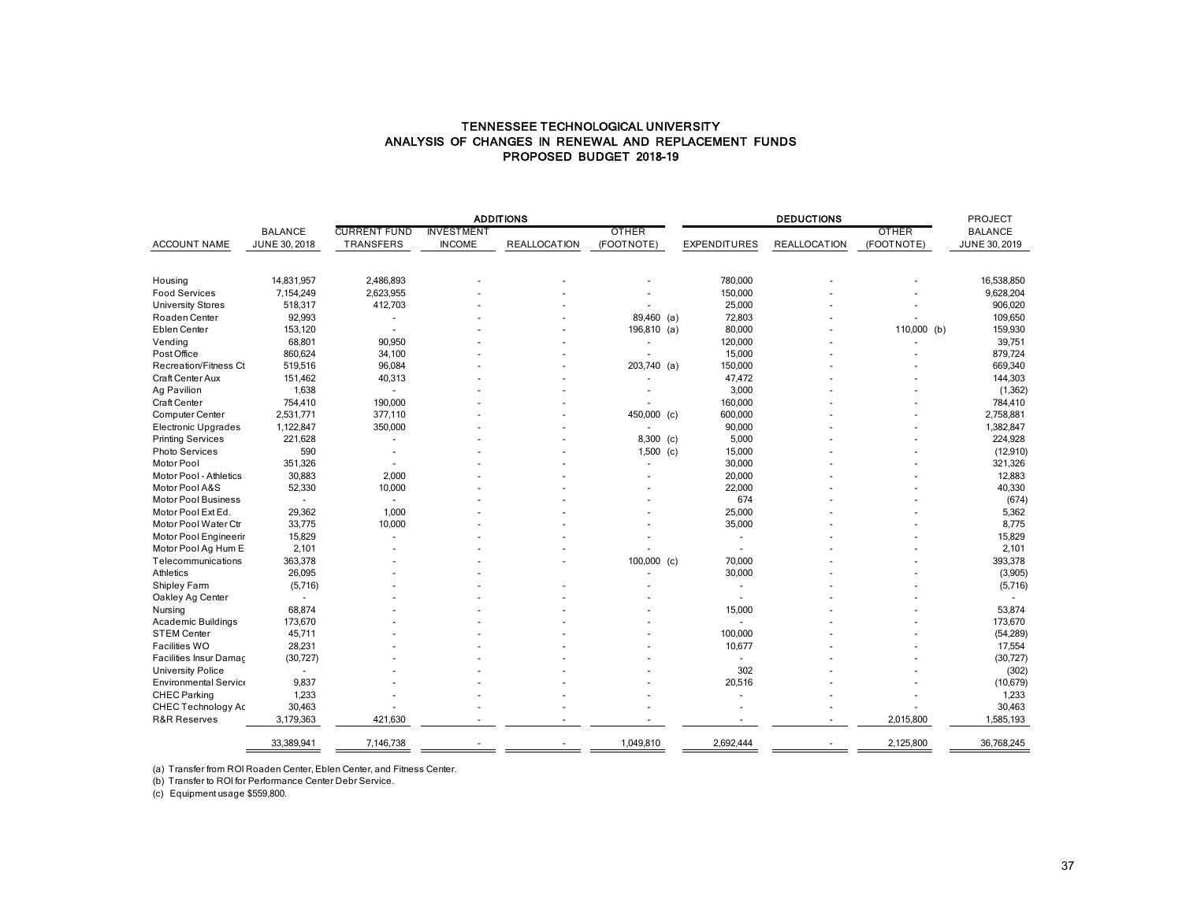# TENNESSEE TECHNOLOGICAL UNIVERSITY
## ANALYSIS OF CHANGES IN RENEWAL AND REPLACEMENT FUNDS
### PROPOSED BUDGET 2018-19

| | | ADDITIONS | | | | DEDUCTIONS | | | |
|---|---|---|---|---|---|---|---|---|---|
| ACCOUNT NAME | BALANCE JUNE 30, 2018 | CURRENT FUND TRANSFERS | INVESTMENT INCOME | REALLOCATION | OTHER (FOOTNOTE) | EXPENDITURES | REALLOCATION | OTHER (FOOTNOTE) | PROJECT BALANCE JUNE 30, 2019 |
| Housing | 14,831,957 | 2,486,893 | - | - | - | 780,000 | - | - | 16,538,850 |
| Food Services | 7,154,249 | 2,623,955 | - | - | - | 150,000 | - | - | 9,628,204 |
| University Stores | 518,317 | 412,703 | - | - | - | 25,000 | - | - | 906,020 |
| Roaden Center | 92,993 | - | - | - | 89,460 (a) | 72,803 | - | - | 109,650 |
| Eblen Center | 153,120 | - | - | - | 196,810 (a) | 80,000 | - | 110,000 (b) | 159,930 |
| Vending | 68,801 | 90,950 | - | - | - | 120,000 | - | - | 39,751 |
| Post Office | 860,624 | 34,100 | - | - | - | 15,000 | - | - | 879,724 |
| Recreation/Fitness Ct | 519,516 | 96,084 | - | - | 203,740 (a) | 150,000 | - | - | 669,340 |
| Craft Center Aux | 151,462 | 40,313 | - | - | - | 47,472 | - | - | 144,303 |
| Ag Pavilion | 1,638 | - | - | - | - | 3,000 | - | - | (1,362) |
| Craft Center | 754,410 | 190,000 | - | - | - | 160,000 | - | - | 784,410 |
| Computer Center | 2,531,771 | 377,110 | - | - | 450,000 (c) | 600,000 | - | - | 2,758,881 |
| Electronic Upgrades | 1,122,847 | 350,000 | - | - | - | 90,000 | - | - | 1,382,847 |
| Printing Services | 221,628 | - | - | - | 8,300 (c) | 5,000 | - | - | 224,928 |
| Photo Services | 590 | - | - | - | 1,500 (c) | 15,000 | - | - | (12,910) |
| Motor Pool | 351,326 | - | - | - | - | 30,000 | - | - | 321,326 |
| Motor Pool - Athletics | 30,883 | 2,000 | - | - | - | 20,000 | - | - | 12,883 |
| Motor Pool A&S | 52,330 | 10,000 | - | - | - | 22,000 | - | - | 40,330 |
| Motor Pool Business | - | - | - | - | - | 674 | - | - | (674) |
| Motor Pool Ext Ed. | 29,362 | 1,000 | - | - | - | 25,000 | - | - | 5,362 |
| Motor Pool Water Ctr | 33,775 | 10,000 | - | - | - | 35,000 | - | - | 8,775 |
| Motor Pool Engineerir | 15,829 | - | - | - | - | - | - | - | 15,829 |
| Motor Pool Ag Hum E | 2,101 | - | - | - | - | - | - | - | 2,101 |
| Telecommunications | 363,378 | - | - | - | 100,000 (c) | 70,000 | - | - | 393,378 |
| Athletics | 26,095 | - | - | - | - | 30,000 | - | - | (3,905) |
| Shipley Farm | (5,716) | - | - | - | - | - | - | - | (5,716) |
| Oakley Ag Center | - | - | - | - | - | - | - | - | - |
| Nursing | 68,874 | - | - | - | - | 15,000 | - | - | 53,874 |
| Academic Buildings | 173,670 | - | - | - | - | - | - | - | 173,670 |
| STEM Center | 45,711 | - | - | - | - | 100,000 | - | - | (54,289) |
| Facilities WO | 28,231 | - | - | - | - | 10,677 | - | - | 17,554 |
| Facilities Insur Damag | (30,727) | - | - | - | - | - | - | - | (30,727) |
| University Police | - | - | - | - | - | 302 | - | - | (302) |
| Environmental Service | 9,837 | - | - | - | - | 20,516 | - | - | (10,679) |
| CHEC Parking | 1,233 | - | - | - | - | - | - | - | 1,233 |
| CHEC Technology Ac | 30,463 | - | - | - | - | - | - | - | 30,463 |
| R&R Reserves | 3,179,363 | 421,630 | - | - | - | - | - | 2,015,800 | 1,585,193 |
| | 33,389,941 | 7,146,738 | - | - | 1,049,810 | 2,692,444 | - | 2,125,800 | 36,768,245 |

(a) Transfer from ROI Roaden Center, Eblen Center, and Fitness Center.
(b) Transfer to ROI for Performance Center Debr Service.
(c) Equipment usage $559,800.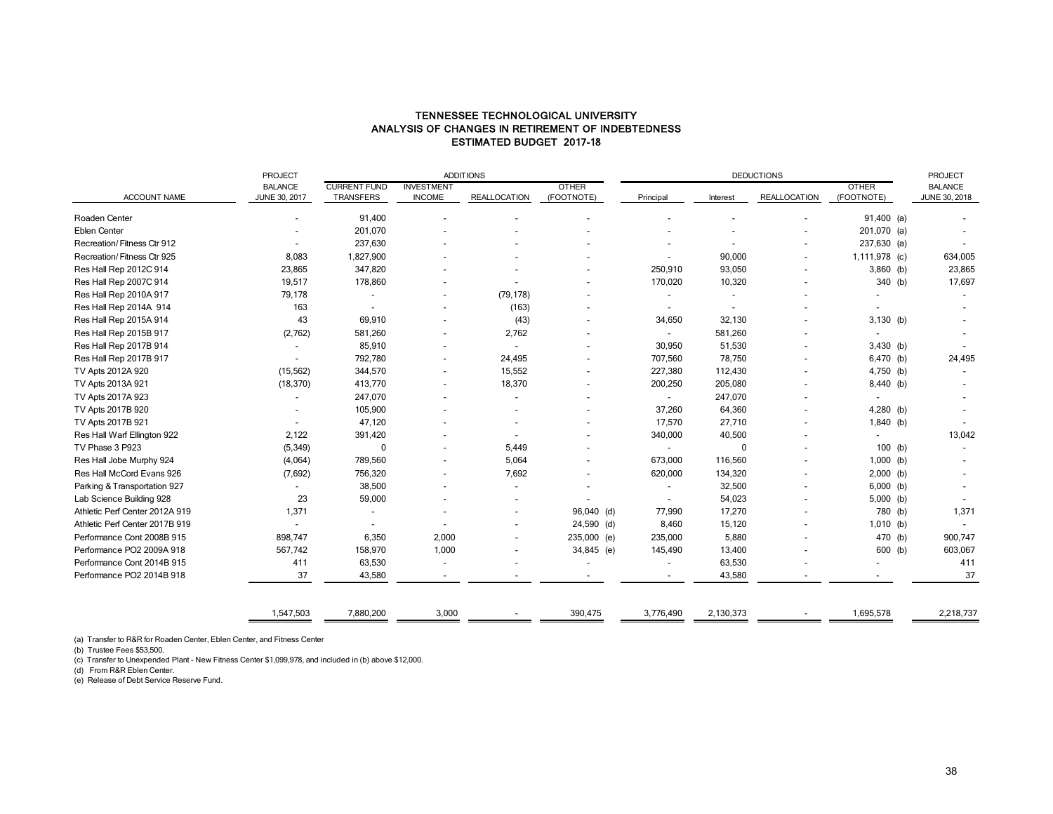# TENNESSEE TECHNOLOGICAL UNIVERSITY
## ANALYSIS OF CHANGES IN RETIREMENT OF INDEBTEDNESS
### ESTIMATED BUDGET 2017-18

| ACCOUNT NAME | PROJECT BALANCE JUNE 30, 2017 | ADDITIONS: CURRENT FUND TRANSFERS | ADDITIONS: INVESTMENT INCOME | ADDITIONS: REALLOCATION | ADDITIONS: OTHER (FOOTNOTE) | DEDUCTIONS: Principal | DEDUCTIONS: Interest | DEDUCTIONS: REALLOCATION | DEDUCTIONS: OTHER (FOOTNOTE) | PROJECT BALANCE JUNE 30, 2018 |
|---|---|---|---|---|---|---|---|---|---|---|
| Roaden Center | - | 91,400 | - | - | - | - | - | - | 91,400 (a) | - |
| Eblen Center | - | 201,070 | - | - | - | - | - | - | 201,070 (a) | - |
| Recreation/ Fitness Ctr 912 | - | 237,630 | - | - | - | - | - | - | 237,630 (a) | - |
| Recreation/ Fitness Ctr 925 | 8,083 | 1,827,900 | - | - | - | - | 90,000 | - | 1,111,978 (c) | 634,005 |
| Res Hall Rep 2012C 914 | 23,865 | 347,820 | - | - | - | 250,910 | 93,050 | - | 3,860 (b) | 23,865 |
| Res Hall Rep 2007C 914 | 19,517 | 178,860 | - | - | - | 170,020 | 10,320 | - | 340 (b) | 17,697 |
| Res Hall Rep 2010A 917 | 79,178 | - | - | (79,178) | - | - | - | - | - | - |
| Res Hall Rep 2014A 914 | 163 | - | - | (163) | - | - | - | - | - | - |
| Res Hall Rep 2015A 914 | 43 | 69,910 | - | (43) | - | 34,650 | 32,130 | - | 3,130 (b) | - |
| Res Hall Rep 2015B 917 | (2,762) | 581,260 | - | 2,762 | - | - | 581,260 | - | - | - |
| Res Hall Rep 2017B 914 | - | 85,910 | - | - | - | 30,950 | 51,530 | - | 3,430 (b) | - |
| Res Hall Rep 2017B 917 | - | 792,780 | - | 24,495 | - | 707,560 | 78,750 | - | 6,470 (b) | 24,495 |
| TV Apts 2012A 920 | (15,562) | 344,570 | - | 15,552 | - | 227,380 | 112,430 | - | 4,750 (b) | - |
| TV Apts 2013A 921 | (18,370) | 413,770 | - | 18,370 | - | 200,250 | 205,080 | - | 8,440 (b) | - |
| TV Apts 2017A 923 | - | 247,070 | - | - | - | - | 247,070 | - | - | - |
| TV Apts 2017B 920 | - | 105,900 | - | - | - | 37,260 | 64,360 | - | 4,280 (b) | - |
| TV Apts 2017B 921 | - | 47,120 | - | - | - | 17,570 | 27,710 | - | 1,840 (b) | - |
| Res Hall Warf Ellington 922 | 2,122 | 391,420 | - | - | - | 340,000 | 40,500 | - | - | 13,042 |
| TV Phase 3 P923 | (5,349) | 0 | - | 5,449 | - | - | 0 | - | 100 (b) | - |
| Res Hall Jobe Murphy 924 | (4,064) | 789,560 | - | 5,064 | - | 673,000 | 116,560 | - | 1,000 (b) | - |
| Res Hall McCord Evans 926 | (7,692) | 756,320 | - | 7,692 | - | 620,000 | 134,320 | - | 2,000 (b) | - |
| Parking & Transportation 927 | - | 38,500 | - | - | - | - | 32,500 | - | 6,000 (b) | - |
| Lab Science Building 928 | 23 | 59,000 | - | - | - | - | 54,023 | - | 5,000 (b) | - |
| Athletic Perf Center 2012A 919 | 1,371 | - | - | - | 96,040 (d) | 77,990 | 17,270 | - | 780 (b) | 1,371 |
| Athletic Perf Center 2017B 919 | - | - | - | - | 24,590 (d) | 8,460 | 15,120 | - | 1,010 (b) | - |
| Performance Cont 2008B 915 | 898,747 | 6,350 | 2,000 | - | 235,000 (e) | 235,000 | 5,880 | - | 470 (b) | 900,747 |
| Performance PO2 2009A 918 | 567,742 | 158,970 | 1,000 | - | 34,845 (e) | 145,490 | 13,400 | - | 600 (b) | 603,067 |
| Performance Cont 2014B 915 | 411 | 63,530 | - | - | - | - | 63,530 | - | - | 411 |
| Performance PO2 2014B 918 | 37 | 43,580 | - | - | - | - | 43,580 | - | - | 37 |
| | 1,547,503 | 7,880,200 | 3,000 | - | 390,475 | 3,776,490 | 2,130,373 | - | 1,695,578 | 2,218,737 |

(a) Transfer to R&R for Roaden Center, Eblen Center, and Fitness Center

(b) Trustee Fees $53,500.

(c) Transfer to Unexpended Plant - New Fitness Center $1,099,978, and included in (b) above $12,000.

(d) From R&R Eblen Center.

(e) Release of Debt Service Reserve Fund.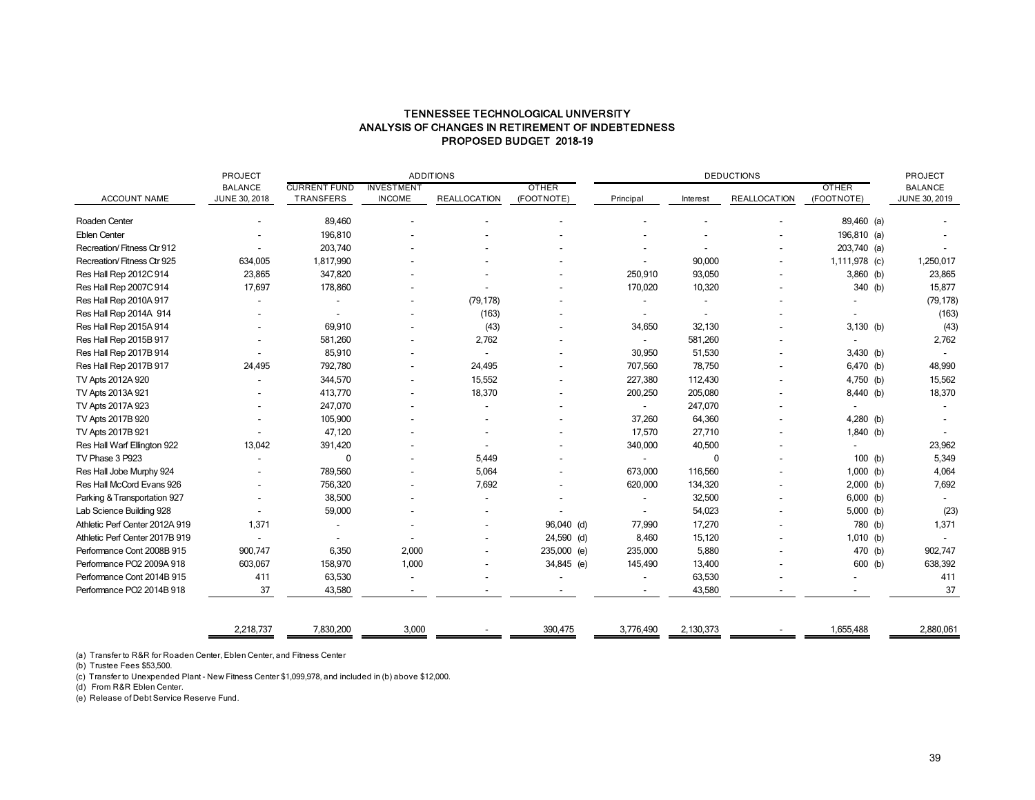# TENNESSEE TECHNOLOGICAL UNIVERSITY
## ANALYSIS OF CHANGES IN RETIREMENT OF INDEBTEDNESS
## PROPOSED BUDGET 2018-19

| ACCOUNT NAME | PROJECT BALANCE JUNE 30, 2018 | ADDITIONS CURRENT FUND TRANSFERS | INVESTMENT INCOME | REALLOCATION | OTHER (FOOTNOTE) | DEDUCTIONS Principal | Interest | REALLOCATION | OTHER (FOOTNOTE) | PROJECT BALANCE JUNE 30, 2019 |
|---|---|---|---|---|---|---|---|---|---|---|
| Roaden Center | - | 89,460 | - | - | - | - | - | - | 89,460 (a) | - |
| Eblen Center | - | 196,810 | - | - | - | - | - | - | 196,810 (a) | - |
| Recreation/ Fitness Ctr 912 | - | 203,740 | - | - | - | - | - | - | 203,740 (a) | - |
| Recreation/ Fitness Ctr 925 | 634,005 | 1,817,990 | - | - | - | - | 90,000 | - | 1,111,978 (c) | 1,250,017 |
| Res Hall Rep 2012C 914 | 23,865 | 347,820 | - | - | - | 250,910 | 93,050 | - | 3,860 (b) | 23,865 |
| Res Hall Rep 2007C 914 | 17,697 | 178,860 | - | - | - | 170,020 | 10,320 | - | 340 (b) | 15,877 |
| Res Hall Rep 2010A 917 | - | - | - | (79,178) | - | - | - | - | - | (79,178) |
| Res Hall Rep 2014A 914 | - | - | - | (163) | - | - | - | - | - | (163) |
| Res Hall Rep 2015A 914 | - | 69,910 | - | (43) | - | 34,650 | 32,130 | - | 3,130 (b) | (43) |
| Res Hall Rep 2015B 917 | - | 581,260 | - | 2,762 | - | - | 581,260 | - | - | 2,762 |
| Res Hall Rep 2017B 914 | - | 85,910 | - | - | - | 30,950 | 51,530 | - | 3,430 (b) | - |
| Res Hall Rep 2017B 917 | 24,495 | 792,780 | - | 24,495 | - | 707,560 | 78,750 | - | 6,470 (b) | 48,990 |
| TV Apts 2012A 920 | - | 344,570 | - | 15,552 | - | 227,380 | 112,430 | - | 4,750 (b) | 15,562 |
| TV Apts 2013A 921 | - | 413,770 | - | 18,370 | - | 200,250 | 205,080 | - | 8,440 (b) | 18,370 |
| TV Apts 2017A 923 | - | 247,070 | - | - | - | - | 247,070 | - | - | - |
| TV Apts 2017B 920 | - | 105,900 | - | - | - | 37,260 | 64,360 | - | 4,280 (b) | - |
| TV Apts 2017B 921 | - | 47,120 | - | - | - | 17,570 | 27,710 | - | 1,840 (b) | - |
| Res Hall Warf Ellington 922 | 13,042 | 391,420 | - | - | - | 340,000 | 40,500 | - | - | 23,962 |
| TV Phase 3 P923 | - | 0 | - | 5,449 | - | - | 0 | - | 100 (b) | 5,349 |
| Res Hall Jobe Murphy 924 | - | 789,560 | - | 5,064 | - | 673,000 | 116,560 | - | 1,000 (b) | 4,064 |
| Res Hall McCord Evans 926 | - | 756,320 | - | 7,692 | - | 620,000 | 134,320 | - | 2,000 (b) | 7,692 |
| Parking & Transportation 927 | - | 38,500 | - | - | - | - | 32,500 | - | 6,000 (b) | - |
| Lab Science Building 928 | - | 59,000 | - | - | - | - | 54,023 | - | 5,000 (b) | (23) |
| Athletic Perf Center 2012A 919 | 1,371 | - | - | - | 96,040 (d) | 77,990 | 17,270 | - | 780 (b) | 1,371 |
| Athletic Perf Center 2017B 919 | - | - | - | - | 24,590 (d) | 8,460 | 15,120 | - | 1,010 (b) | - |
| Performance Cont 2008B 915 | 900,747 | 6,350 | 2,000 | - | 235,000 (e) | 235,000 | 5,880 | - | 470 (b) | 902,747 |
| Performance PO2 2009A 918 | 603,067 | 158,970 | 1,000 | - | 34,845 (e) | 145,490 | 13,400 | - | 600 (b) | 638,392 |
| Performance Cont 2014B 915 | 411 | 63,530 | - | - | - | - | 63,530 | - | - | 411 |
| Performance PO2 2014B 918 | 37 | 43,580 | - | - | - | - | 43,580 | - | - | 37 |
| | 2,218,737 | 7,830,200 | 3,000 | - | 390,475 | 3,776,490 | 2,130,373 | - | 1,655,488 | 2,880,061 |

(a) Transfer to R&R for Roaden Center, Eblen Center, and Fitness Center

(b) Trustee Fees $53,500.

(c) Transfer to Unexpended Plant - New Fitness Center $1,099,978, and included in (b) above $12,000.

(d) From R&R Eblen Center.

(e) Release of Debt Service Reserve Fund.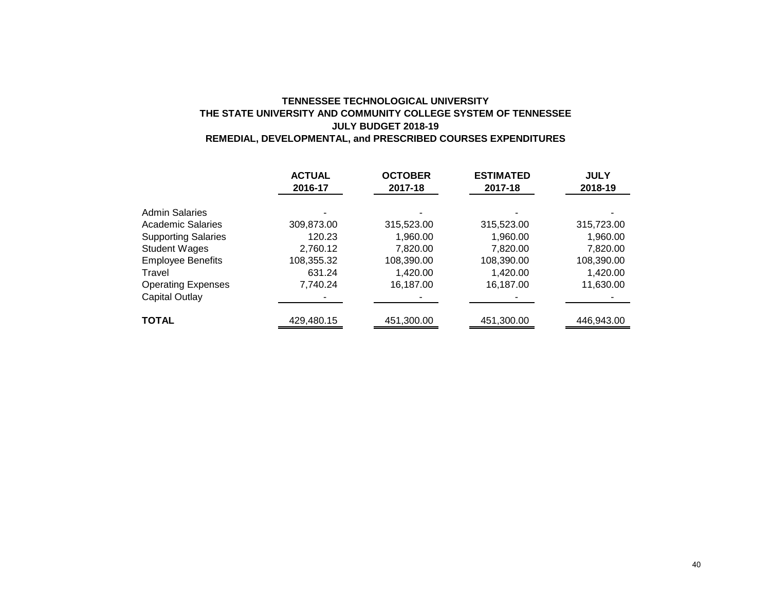# TENNESSEE TECHNOLOGICAL UNIVERSITY
## THE STATE UNIVERSITY AND COMMUNITY COLLEGE SYSTEM OF TENNESSEE
## JULY BUDGET 2018-19
## REMEDIAL, DEVELOPMENTAL, and PRESCRIBED COURSES EXPENDITURES

| | ACTUAL 2016-17 | OCTOBER 2017-18 | ESTIMATED 2017-18 | JULY 2018-19 |
|---|---|---|---|---|
| Admin Salaries | - | - | - | - |
| Academic Salaries | 309,873.00 | 315,523.00 | 315,523.00 | 315,723.00 |
| Supporting Salaries | 120.23 | 1,960.00 | 1,960.00 | 1,960.00 |
| Student Wages | 2,760.12 | 7,820.00 | 7,820.00 | 7,820.00 |
| Employee Benefits | 108,355.32 | 108,390.00 | 108,390.00 | 108,390.00 |
| Travel | 631.24 | 1,420.00 | 1,420.00 | 1,420.00 |
| Operating Expenses | 7,740.24 | 16,187.00 | 16,187.00 | 11,630.00 |
| Capital Outlay | - | - | - | - |
| **TOTAL** | 429,480.15 | 451,300.00 | 451,300.00 | 446,943.00 |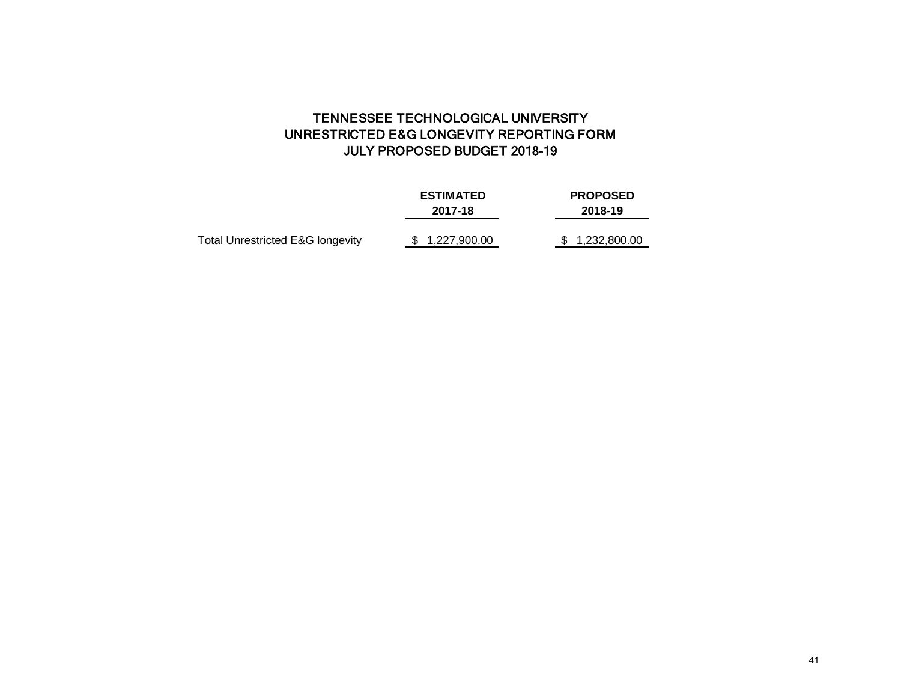# TENNESSEE TECHNOLOGICAL UNIVERSITY
## UNRESTRICTED E&G LONGEVITY REPORTING FORM
## JULY PROPOSED BUDGET 2018-19

| | ESTIMATED 2017-18 | PROPOSED 2018-19 |
|---|---|---|
| Total Unrestricted E&G longevity | $ 1,227,900.00 | $ 1,232,800.00 |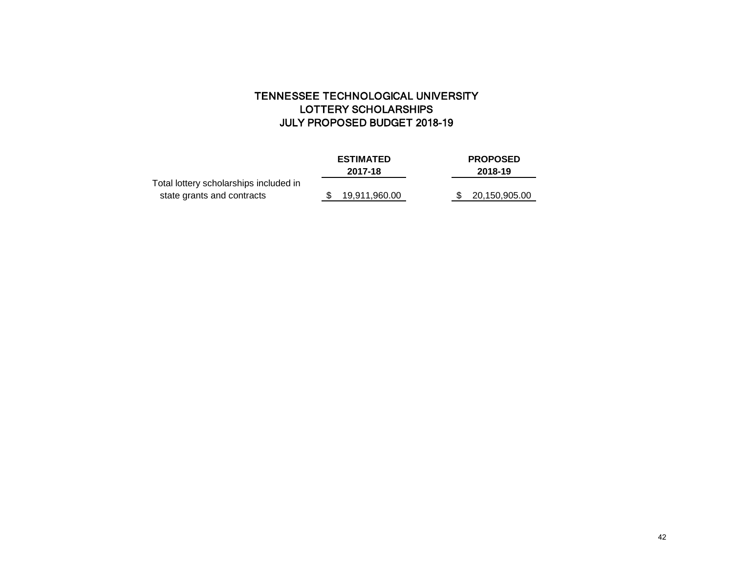# TENNESSEE TECHNOLOGICAL UNIVERSITY
## LOTTERY SCHOLARSHIPS
## JULY PROPOSED BUDGET 2018-19

| | ESTIMATED 2017-18 | PROPOSED 2018-19 |
|---|---|---|
| Total lottery scholarships included in state grants and contracts | $ 19,911,960.00 | $ 20,150,905.00 |